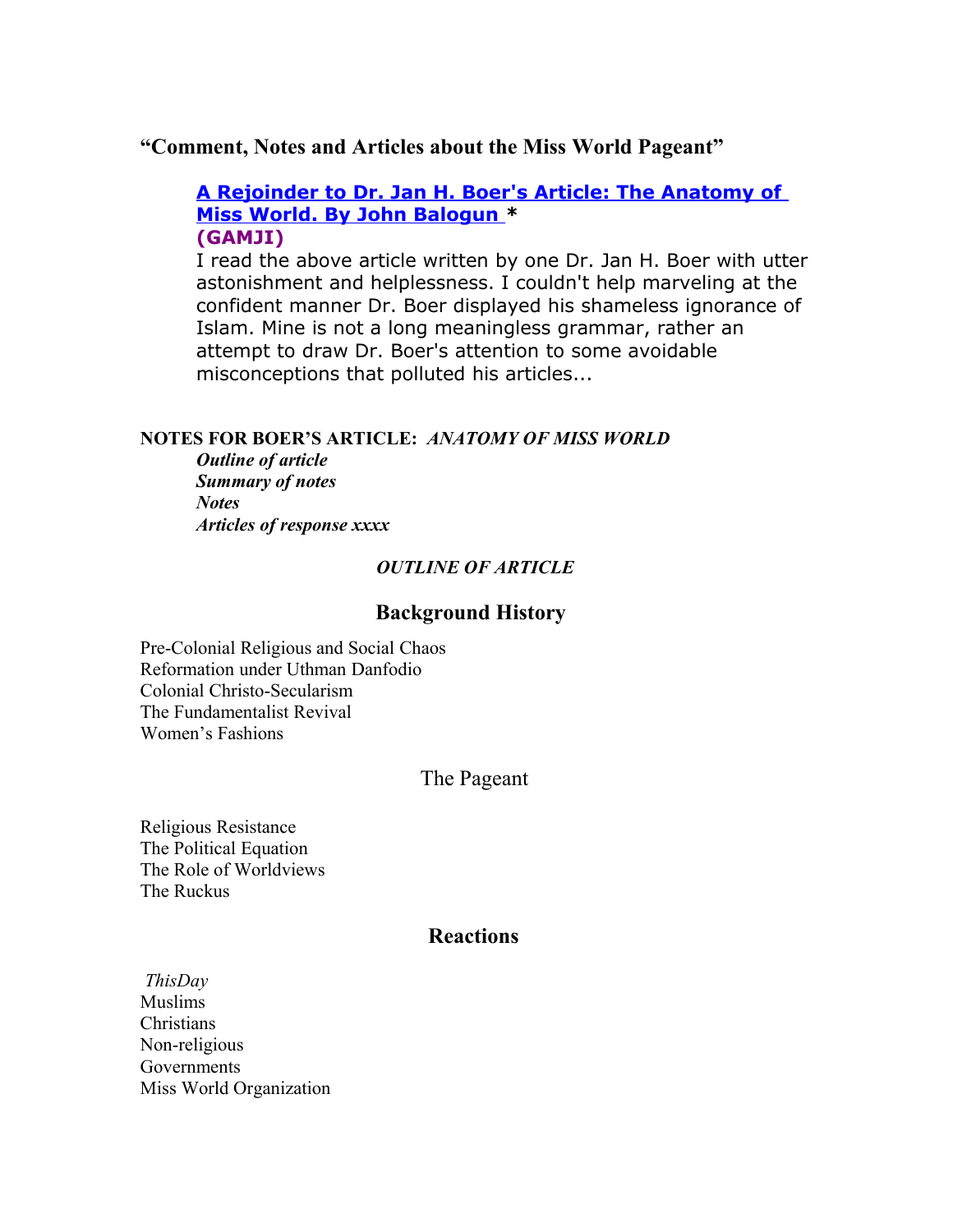## "Comment, Notes and Articles about the Miss World Pageant"

**A Rejoinder to Dr. Jan H. Boer's Article: The Anatomy of Miss World. By John Balogun** *
**(GAMJI)**
I read the above article written by one Dr. Jan H. Boer with utter astonishment and helplessness. I couldn't help marveling at the confident manner Dr. Boer displayed his shameless ignorance of Islam. Mine is not a long meaningless grammar, rather an attempt to draw Dr. Boer's attention to some avoidable misconceptions that polluted his articles...

**NOTES FOR BOER'S ARTICLE:** ***ANATOMY OF MISS WORLD***

***Outline of article***
***Summary of notes***
***Notes***
***Articles of response xxxx***

### *OUTLINE OF ARTICLE*

### Background History

Pre-Colonial Religious and Social Chaos
Reformation under Uthman Danfodio
Colonial Christo-Secularism
The Fundamentalist Revival
Women's Fashions

### The Pageant

Religious Resistance
The Political Equation
The Role of Worldviews
The Ruckus

### Reactions

*ThisDay*
Muslims
Christians
Non-religious
Governments
Miss World Organization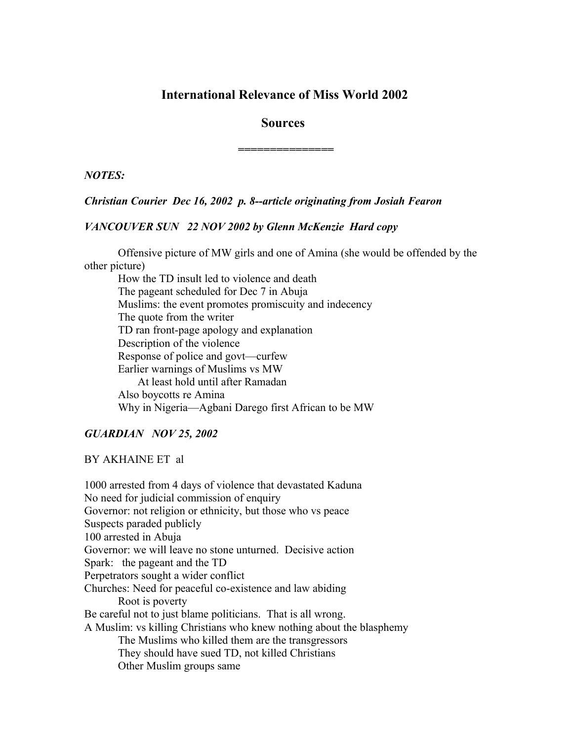# International Relevance of Miss World 2002

## Sources

===============

***NOTES:***

***Christian Courier Dec 16, 2002 p. 8--article originating from Josiah Fearon***

***VANCOUVER SUN 22 NOV 2002 by Glenn McKenzie Hard copy***

Offensive picture of MW girls and one of Amina (she would be offended by the other picture)

How the TD insult led to violence and death

The pageant scheduled for Dec 7 in Abuja

Muslims: the event promotes promiscuity and indecency

The quote from the writer

TD ran front-page apology and explanation

Description of the violence

Response of police and govt—curfew

Earlier warnings of Muslims vs MW

At least hold until after Ramadan

Also boycotts re Amina

Why in Nigeria—Agbani Darego first African to be MW

***GUARDIAN NOV 25, 2002***

BY AKHAINE ET al

1000 arrested from 4 days of violence that devastated Kaduna
No need for judicial commission of enquiry
Governor: not religion or ethnicity, but those who vs peace
Suspects paraded publicly
100 arrested in Abuja
Governor: we will leave no stone unturned. Decisive action
Spark: the pageant and the TD
Perpetrators sought a wider conflict
Churches: Need for peaceful co-existence and law abiding

Root is poverty

Be careful not to just blame politicians. That is all wrong.
A Muslim: vs killing Christians who knew nothing about the blasphemy

The Muslims who killed them are the transgressors

They should have sued TD, not killed Christians

Other Muslim groups same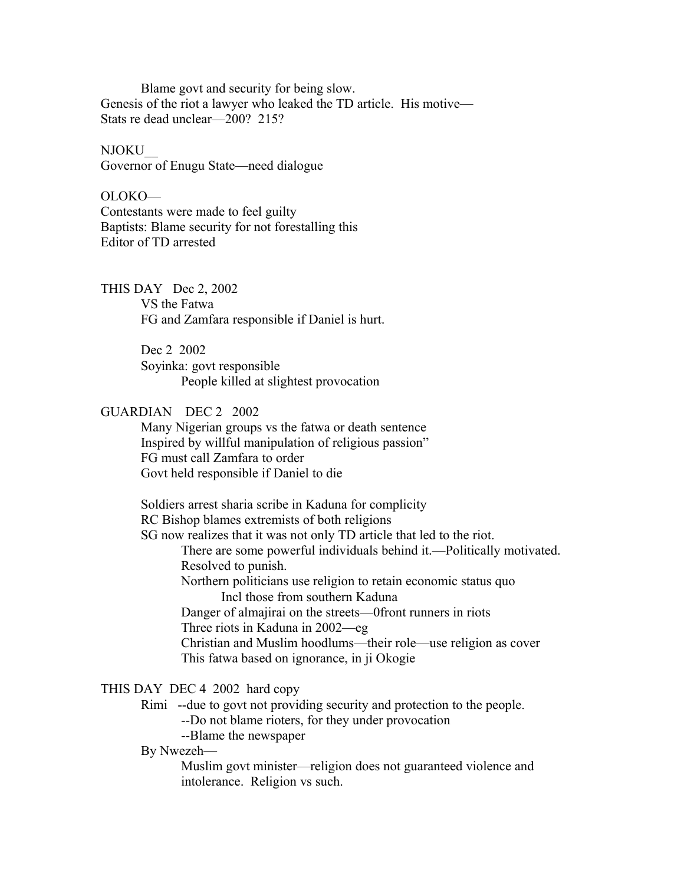Blame govt and security for being slow.

Genesis of the riot a lawyer who leaked the TD article. His motive—

Stats re dead unclear—200? 215?

NJOKU__

Governor of Enugu State—need dialogue

OLOKO—

Contestants were made to feel guilty

Baptists: Blame security for not forestalling this

Editor of TD arrested

THIS DAY Dec 2, 2002

- VS the Fatwa
- FG and Zamfara responsible if Daniel is hurt.

Dec 2 2002

- Soyinka: govt responsible
  - People killed at slightest provocation

GUARDIAN DEC 2 2002

- Many Nigerian groups vs the fatwa or death sentence
- Inspired by willful manipulation of religious passion"
- FG must call Zamfara to order
- Govt held responsible if Daniel to die

- Soldiers arrest sharia scribe in Kaduna for complicity
- RC Bishop blames extremists of both religions
- SG now realizes that it was not only TD article that led to the riot.
  - There are some powerful individuals behind it.—Politically motivated.
  - Resolved to punish.
  - Northern politicians use religion to retain economic status quo
    - Incl those from southern Kaduna
  - Danger of almajirai on the streets—0front runners in riots
  - Three riots in Kaduna in 2002—eg
  - Christian and Muslim hoodlums—their role—use religion as cover
  - This fatwa based on ignorance, in ji Okogie

THIS DAY DEC 4 2002 hard copy

- Rimi --due to govt not providing security and protection to the people.
  - --Do not blame rioters, for they under provocation
  - --Blame the newspaper
- By Nwezeh—
  - Muslim govt minister—religion does not guaranteed violence and intolerance. Religion vs such.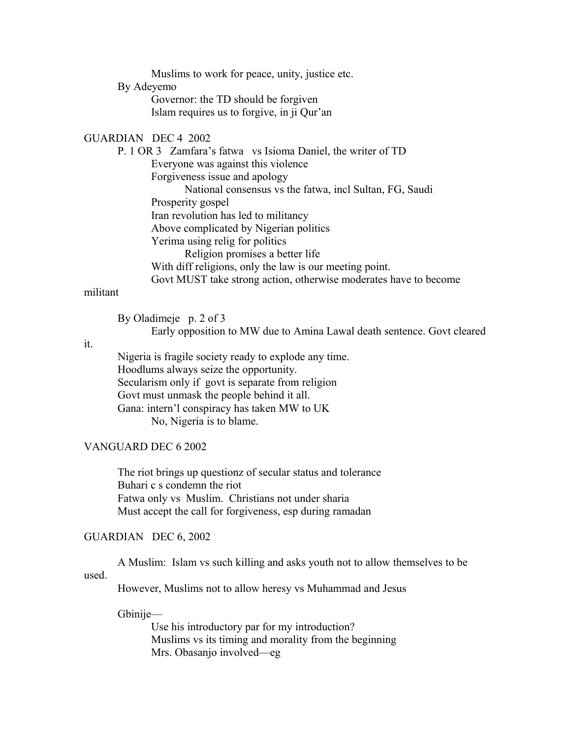Muslims to work for peace, unity, justice etc.

By Adeyemo

- Governor: the TD should be forgiven
- Islam requires us to forgive, in ji Qur'an

GUARDIAN DEC 4 2002

P. 1 OR 3 Zamfara's fatwa vs Isioma Daniel, the writer of TD

- Everyone was against this violence
- Forgiveness issue and apology
  - National consensus vs the fatwa, incl Sultan, FG, Saudi
- Prosperity gospel
- Iran revolution has led to militancy
- Above complicated by Nigerian politics
- Yerima using relig for politics
  - Religion promises a better life
- With diff religions, only the law is our meeting point.
- Govt MUST take strong action, otherwise moderates have to become militant

By Oladimeje p. 2 of 3

- Early opposition to MW due to Amina Lawal death sentence. Govt cleared it.

Nigeria is fragile society ready to explode any time.
Hoodlums always seize the opportunity.
Secularism only if govt is separate from religion
Govt must unmask the people behind it all.
Gana: intern'l conspiracy has taken MW to UK

- No, Nigeria is to blame.

VANGUARD DEC 6 2002

The riot brings up questionz of secular status and tolerance
Buhari c s condemn the riot
Fatwa only vs Muslim. Christians not under sharia
Must accept the call for forgiveness, esp during ramadan

GUARDIAN DEC 6, 2002

A Muslim: Islam vs such killing and asks youth not to allow themselves to be used.
However, Muslims not to allow heresy vs Muhammad and Jesus

Gbinije—

- Use his introductory par for my introduction?
- Muslims vs its timing and morality from the beginning
- Mrs. Obasanjo involved—eg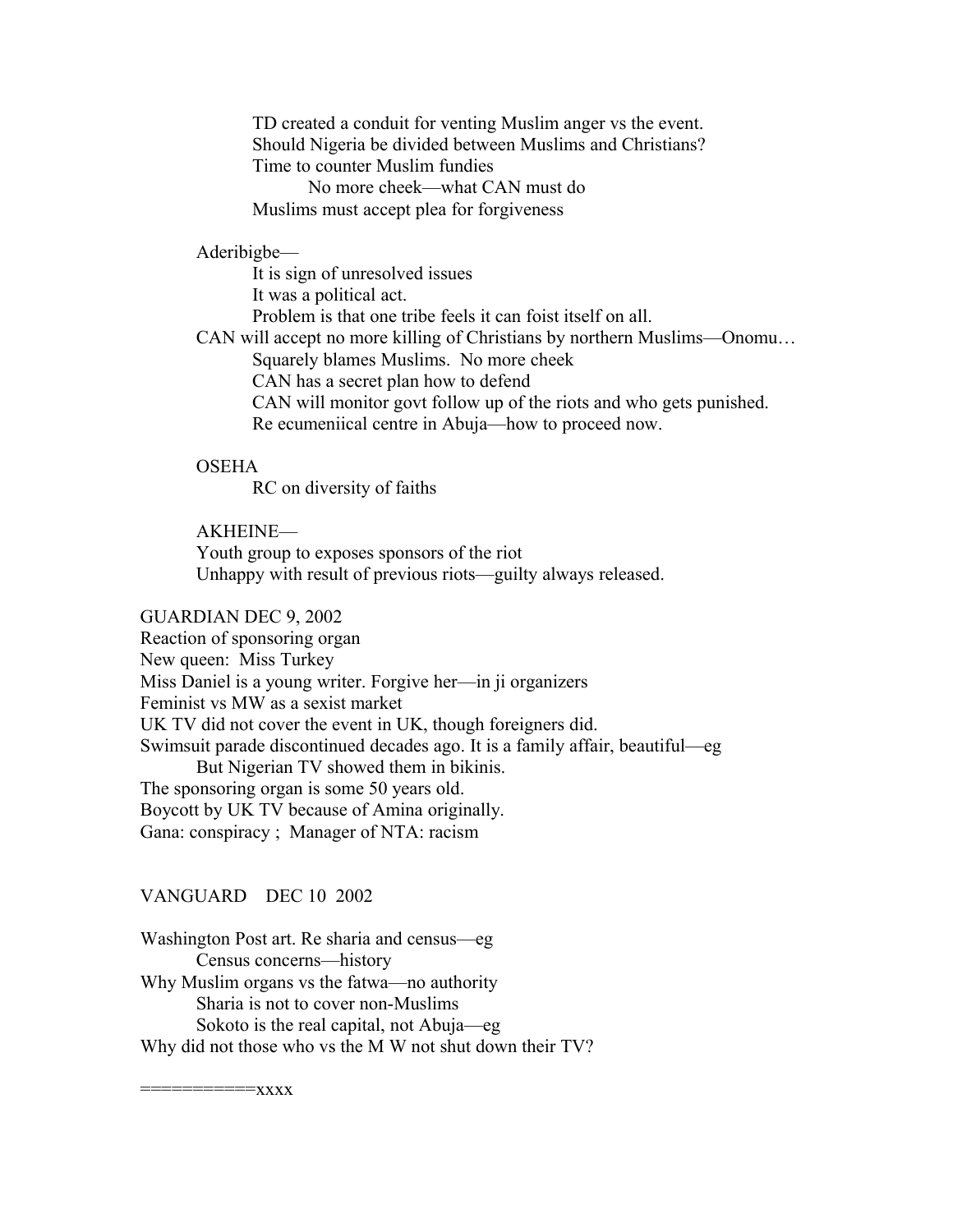TD created a conduit for venting Muslim anger vs the event.
Should Nigeria be divided between Muslims and Christians?
Time to counter Muslim fundies
No more cheek—what CAN must do
Muslims must accept plea for forgiveness

Aderibigbe—
It is sign of unresolved issues
It was a political act.
Problem is that one tribe feels it can foist itself on all.
CAN will accept no more killing of Christians by northern Muslims—Onomu…
Squarely blames Muslims. No more cheek
CAN has a secret plan how to defend
CAN will monitor govt follow up of the riots and who gets punished.
Re ecumeniical centre in Abuja—how to proceed now.

OSEHA
RC on diversity of faiths

AKHEINE—
Youth group to exposes sponsors of the riot
Unhappy with result of previous riots—guilty always released.

GUARDIAN DEC 9, 2002
Reaction of sponsoring organ
New queen: Miss Turkey
Miss Daniel is a young writer. Forgive her—in ji organizers
Feminist vs MW as a sexist market
UK TV did not cover the event in UK, though foreigners did.
Swimsuit parade discontinued decades ago. It is a family affair, beautiful—eg
But Nigerian TV showed them in bikinis.
The sponsoring organ is some 50 years old.
Boycott by UK TV because of Amina originally.
Gana: conspiracy ; Manager of NTA: racism

VANGUARD DEC 10 2002

Washington Post art. Re sharia and census—eg
Census concerns—history
Why Muslim organs vs the fatwa—no authority
Sharia is not to cover non-Muslims
Sokoto is the real capital, not Abuja—eg
Why did not those who vs the M W not shut down their TV?

===========xxxx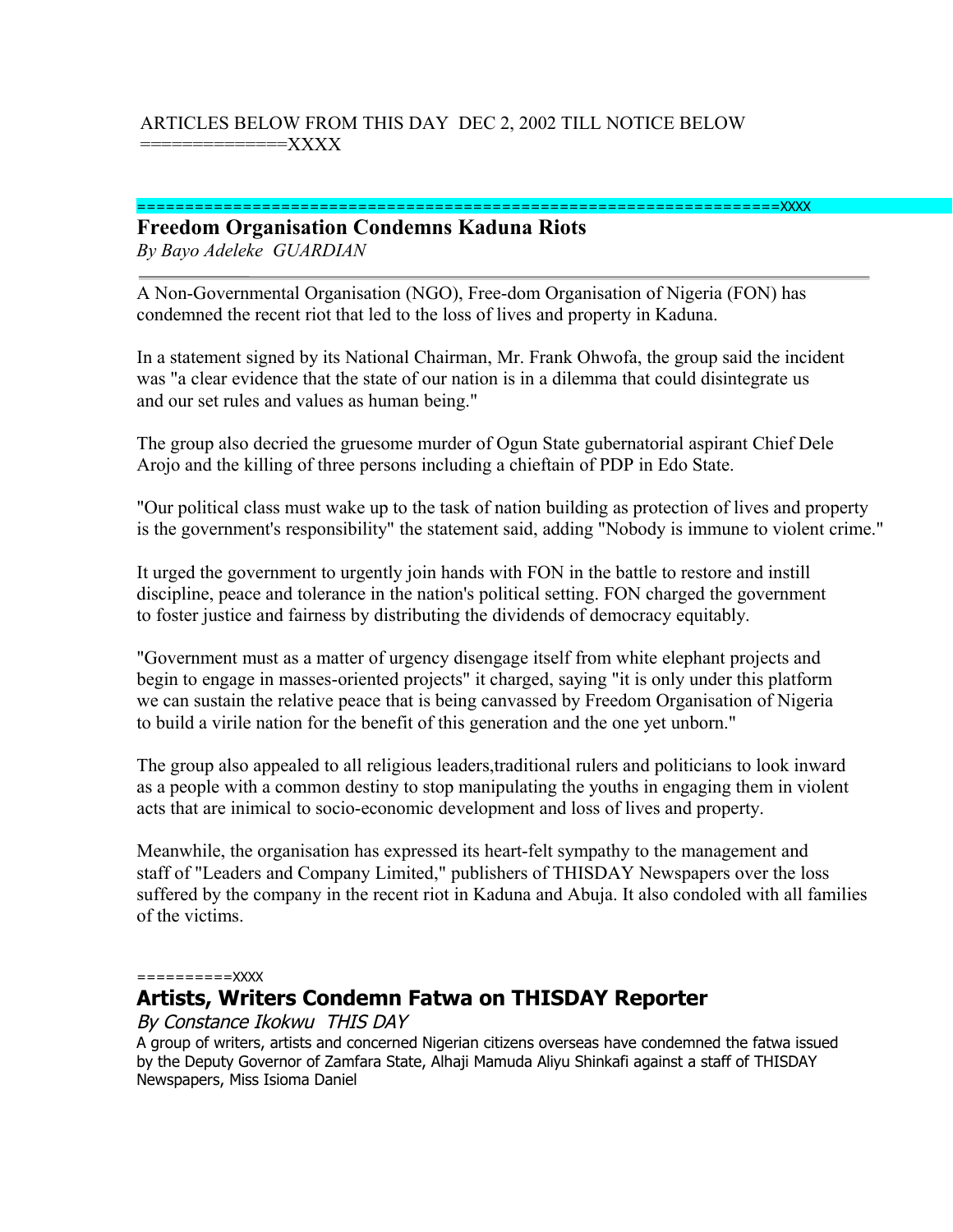ARTICLES BELOW FROM THIS DAY DEC 2, 2002 TILL NOTICE BELOW
==============XXXX

==================================================================XXXX

## Freedom Organisation Condemns Kaduna Riots

*By Bayo Adeleke GUARDIAN*

---

A Non-Governmental Organisation (NGO), Free-dom Organisation of Nigeria (FON) has condemned the recent riot that led to the loss of lives and property in Kaduna.

In a statement signed by its National Chairman, Mr. Frank Ohwofa, the group said the incident was "a clear evidence that the state of our nation is in a dilemma that could disintegrate us and our set rules and values as human being."

The group also decried the gruesome murder of Ogun State gubernatorial aspirant Chief Dele Arojo and the killing of three persons including a chieftain of PDP in Edo State.

"Our political class must wake up to the task of nation building as protection of lives and property is the government's responsibility" the statement said, adding "Nobody is immune to violent crime."

It urged the government to urgently join hands with FON in the battle to restore and instill discipline, peace and tolerance in the nation's political setting. FON charged the government to foster justice and fairness by distributing the dividends of democracy equitably.

"Government must as a matter of urgency disengage itself from white elephant projects and begin to engage in masses-oriented projects" it charged, saying "it is only under this platform we can sustain the relative peace that is being canvassed by Freedom Organisation of Nigeria to build a virile nation for the benefit of this generation and the one yet unborn."

The group also appealed to all religious leaders,traditional rulers and politicians to look inward as a people with a common destiny to stop manipulating the youths in engaging them in violent acts that are inimical to socio-economic development and loss of lives and property.

Meanwhile, the organisation has expressed its heart-felt sympathy to the management and staff of "Leaders and Company Limited," publishers of THISDAY Newspapers over the loss suffered by the company in the recent riot in Kaduna and Abuja. It also condoled with all families of the victims.

==========XXXX

## Artists, Writers Condemn Fatwa on THISDAY Reporter

*By Constance Ikokwu THIS DAY*

A group of writers, artists and concerned Nigerian citizens overseas have condemned the fatwa issued by the Deputy Governor of Zamfara State, Alhaji Mamuda Aliyu Shinkafi against a staff of THISDAY Newspapers, Miss Isioma Daniel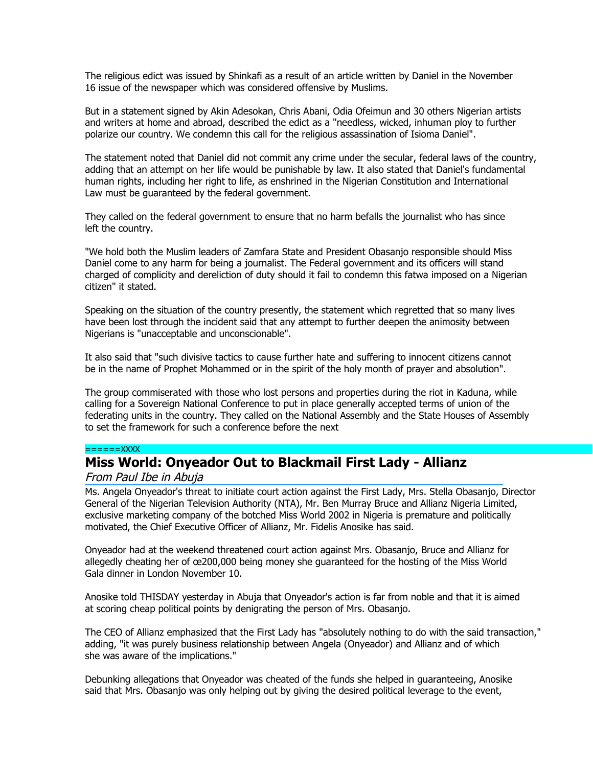The religious edict was issued by Shinkafi as a result of an article written by Daniel in the November 16 issue of the newspaper which was considered offensive by Muslims.

But in a statement signed by Akin Adesokan, Chris Abani, Odia Ofeimun and 30 others Nigerian artists and writers at home and abroad, described the edict as a "needless, wicked, inhuman ploy to further polarize our country. We condemn this call for the religious assassination of Isioma Daniel".

The statement noted that Daniel did not commit any crime under the secular, federal laws of the country, adding that an attempt on her life would be punishable by law. It also stated that Daniel's fundamental human rights, including her right to life, as enshrined in the Nigerian Constitution and International Law must be guaranteed by the federal government.

They called on the federal government to ensure that no harm befalls the journalist who has since left the country.

"We hold both the Muslim leaders of Zamfara State and President Obasanjo responsible should Miss Daniel come to any harm for being a journalist. The Federal government and its officers will stand charged of complicity and dereliction of duty should it fail to condemn this fatwa imposed on a Nigerian citizen" it stated.

Speaking on the situation of the country presently, the statement which regretted that so many lives have been lost through the incident said that any attempt to further deepen the animosity between Nigerians is "unacceptable and unconscionable".

It also said that "such divisive tactics to cause further hate and suffering to innocent citizens cannot be in the name of Prophet Mohammed or in the spirit of the holy month of prayer and absolution".

The group commiserated with those who lost persons and properties during the riot in Kaduna, while calling for a Sovereign National Conference to put in place generally accepted terms of union of the federating units in the country. They called on the National Assembly and the State Houses of Assembly to set the framework for such a conference before the next

======XXXX

## Miss World: Onyeador Out to Blackmail First Lady - Allianz

*From Paul Ibe in Abuja*

Ms. Angela Onyeador's threat to initiate court action against the First Lady, Mrs. Stella Obasanjo, Director General of the Nigerian Television Authority (NTA), Mr. Ben Murray Bruce and Allianz Nigeria Limited, exclusive marketing company of the botched Miss World 2002 in Nigeria is premature and politically motivated, the Chief Executive Officer of Allianz, Mr. Fidelis Anosike has said.

Onyeador had at the weekend threatened court action against Mrs. Obasanjo, Bruce and Allianz for allegedly cheating her of œ200,000 being money she guaranteed for the hosting of the Miss World Gala dinner in London November 10.

Anosike told THISDAY yesterday in Abuja that Onyeador's action is far from noble and that it is aimed at scoring cheap political points by denigrating the person of Mrs. Obasanjo.

The CEO of Allianz emphasized that the First Lady has "absolutely nothing to do with the said transaction," adding, "it was purely business relationship between Angela (Onyeador) and Allianz and of which she was aware of the implications."

Debunking allegations that Onyeador was cheated of the funds she helped in guaranteeing, Anosike said that Mrs. Obasanjo was only helping out by giving the desired political leverage to the event,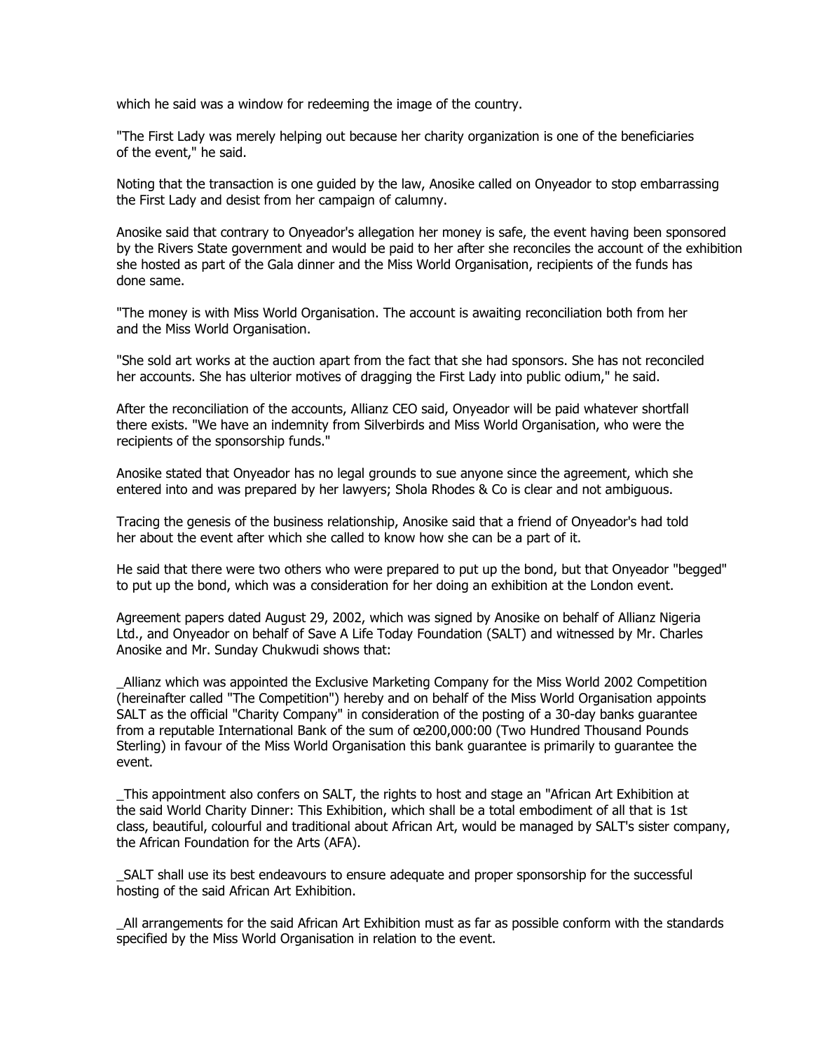which he said was a window for redeeming the image of the country.

"The First Lady was merely helping out because her charity organization is one of the beneficiaries of the event," he said.

Noting that the transaction is one guided by the law, Anosike called on Onyeador to stop embarrassing the First Lady and desist from her campaign of calumny.

Anosike said that contrary to Onyeador's allegation her money is safe, the event having been sponsored by the Rivers State government and would be paid to her after she reconciles the account of the exhibition she hosted as part of the Gala dinner and the Miss World Organisation, recipients of the funds has done same.

"The money is with Miss World Organisation. The account is awaiting reconciliation both from her and the Miss World Organisation.

"She sold art works at the auction apart from the fact that she had sponsors. She has not reconciled her accounts. She has ulterior motives of dragging the First Lady into public odium," he said.

After the reconciliation of the accounts, Allianz CEO said, Onyeador will be paid whatever shortfall there exists. "We have an indemnity from Silverbirds and Miss World Organisation, who were the recipients of the sponsorship funds."

Anosike stated that Onyeador has no legal grounds to sue anyone since the agreement, which she entered into and was prepared by her lawyers; Shola Rhodes & Co is clear and not ambiguous.

Tracing the genesis of the business relationship, Anosike said that a friend of Onyeador's had told her about the event after which she called to know how she can be a part of it.

He said that there were two others who were prepared to put up the bond, but that Onyeador "begged" to put up the bond, which was a consideration for her doing an exhibition at the London event.

Agreement papers dated August 29, 2002, which was signed by Anosike on behalf of Allianz Nigeria Ltd., and Onyeador on behalf of Save A Life Today Foundation (SALT) and witnessed by Mr. Charles Anosike and Mr. Sunday Chukwudi shows that:

_Allianz which was appointed the Exclusive Marketing Company for the Miss World 2002 Competition (hereinafter called "The Competition") hereby and on behalf of the Miss World Organisation appoints SALT as the official "Charity Company" in consideration of the posting of a 30-day banks guarantee from a reputable International Bank of the sum of œ200,000:00 (Two Hundred Thousand Pounds Sterling) in favour of the Miss World Organisation this bank guarantee is primarily to guarantee the event.

_This appointment also confers on SALT, the rights to host and stage an "African Art Exhibition at the said World Charity Dinner: This Exhibition, which shall be a total embodiment of all that is 1st class, beautiful, colourful and traditional about African Art, would be managed by SALT's sister company, the African Foundation for the Arts (AFA).

_SALT shall use its best endeavours to ensure adequate and proper sponsorship for the successful hosting of the said African Art Exhibition.

_All arrangements for the said African Art Exhibition must as far as possible conform with the standards specified by the Miss World Organisation in relation to the event.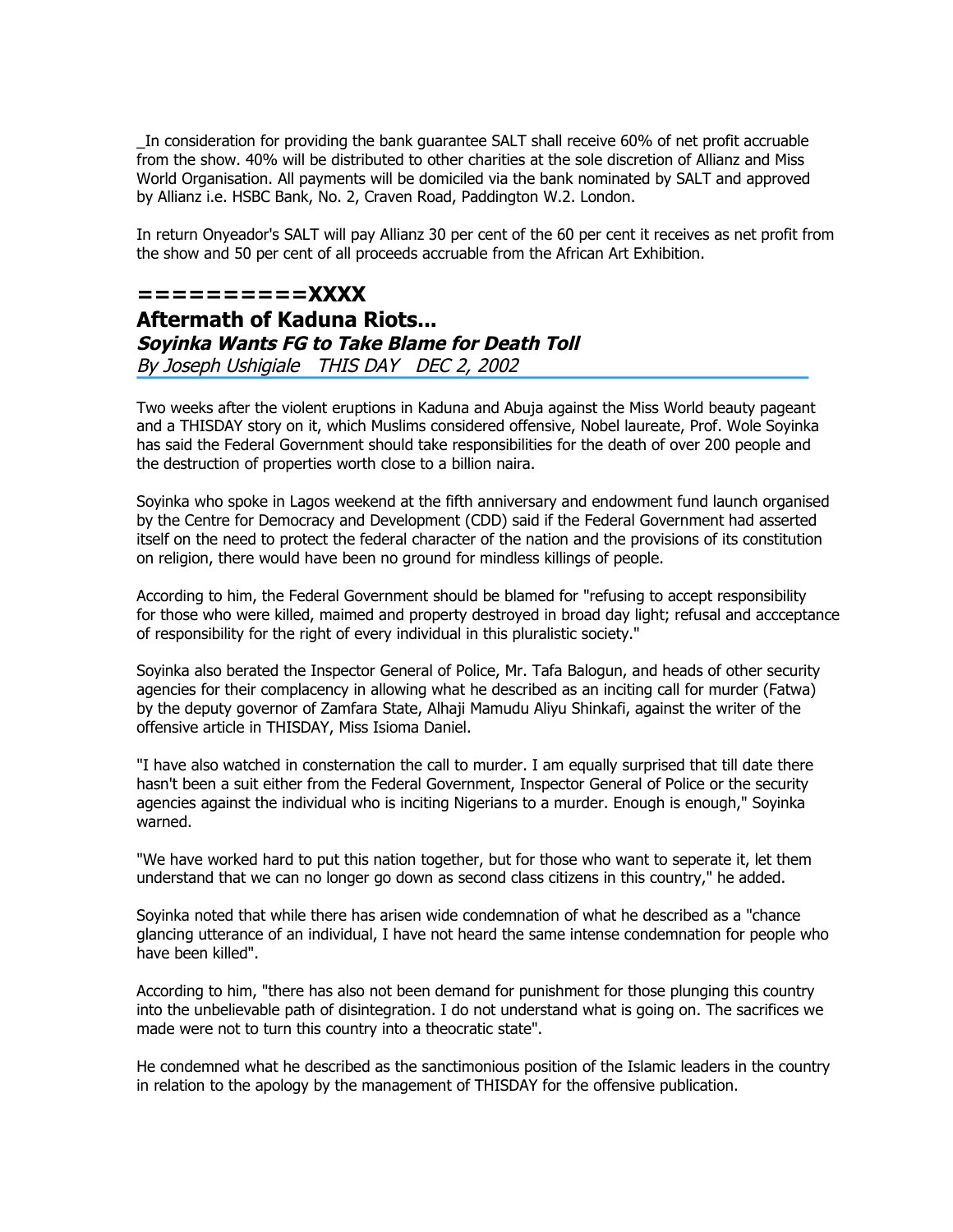_In consideration for providing the bank guarantee SALT shall receive 60% of net profit accruable from the show. 40% will be distributed to other charities at the sole discretion of Allianz and Miss World Organisation. All payments will be domiciled via the bank nominated by SALT and approved by Allianz i.e. HSBC Bank, No. 2, Craven Road, Paddington W.2. London.

In return Onyeador's SALT will pay Allianz 30 per cent of the 60 per cent it receives as net profit from the show and 50 per cent of all proceeds accruable from the African Art Exhibition.

## ==========XXXX

## Aftermath of Kaduna Riots...

### *Soyinka Wants FG to Take Blame for Death Toll*

*By Joseph Ushigiale   THIS DAY   DEC 2, 2002*

Two weeks after the violent eruptions in Kaduna and Abuja against the Miss World beauty pageant and a THISDAY story on it, which Muslims considered offensive, Nobel laureate, Prof. Wole Soyinka has said the Federal Government should take responsibilities for the death of over 200 people and the destruction of properties worth close to a billion naira.

Soyinka who spoke in Lagos weekend at the fifth anniversary and endowment fund launch organised by the Centre for Democracy and Development (CDD) said if the Federal Government had asserted itself on the need to protect the federal character of the nation and the provisions of its constitution on religion, there would have been no ground for mindless killings of people.

According to him, the Federal Government should be blamed for "refusing to accept responsibility for those who were killed, maimed and property destroyed in broad day light; refusal and accceptance of responsibility for the right of every individual in this pluralistic society."

Soyinka also berated the Inspector General of Police, Mr. Tafa Balogun, and heads of other security agencies for their complacency in allowing what he described as an inciting call for murder (Fatwa) by the deputy governor of Zamfara State, Alhaji Mamudu Aliyu Shinkafi, against the writer of the offensive article in THISDAY, Miss Isioma Daniel.

"I have also watched in consternation the call to murder. I am equally surprised that till date there hasn't been a suit either from the Federal Government, Inspector General of Police or the security agencies against the individual who is inciting Nigerians to a murder. Enough is enough," Soyinka warned.

"We have worked hard to put this nation together, but for those who want to seperate it, let them understand that we can no longer go down as second class citizens in this country," he added.

Soyinka noted that while there has arisen wide condemnation of what he described as a "chance glancing utterance of an individual, I have not heard the same intense condemnation for people who have been killed".

According to him, "there has also not been demand for punishment for those plunging this country into the unbelievable path of disintegration. I do not understand what is going on. The sacrifices we made were not to turn this country into a theocratic state".

He condemned what he described as the sanctimonious position of the Islamic leaders in the country in relation to the apology by the management of THISDAY for the offensive publication.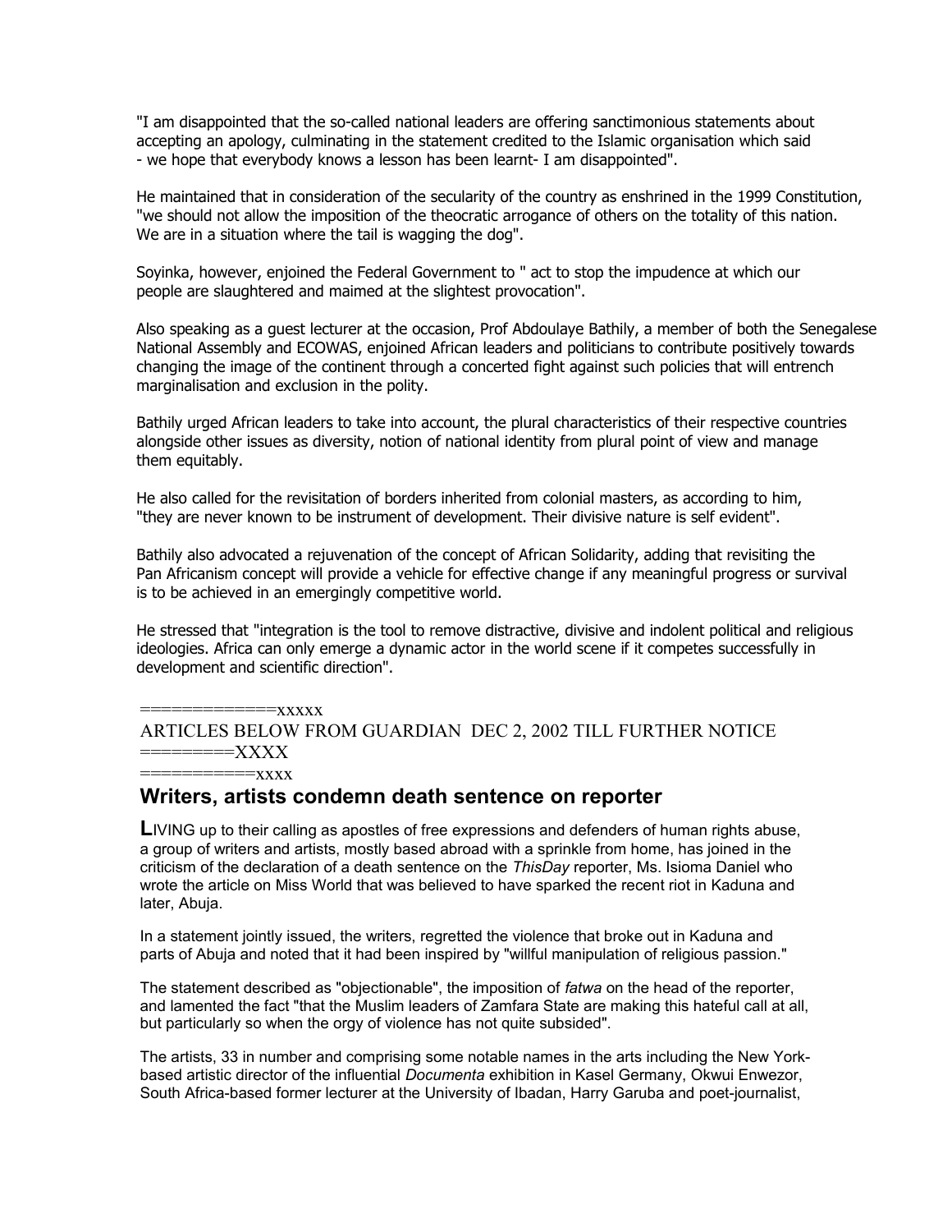"I am disappointed that the so-called national leaders are offering sanctimonious statements about accepting an apology, culminating in the statement credited to the Islamic organisation which said - we hope that everybody knows a lesson has been learnt- I am disappointed".

He maintained that in consideration of the secularity of the country as enshrined in the 1999 Constitution, "we should not allow the imposition of the theocratic arrogance of others on the totality of this nation. We are in a situation where the tail is wagging the dog".

Soyinka, however, enjoined the Federal Government to " act to stop the impudence at which our people are slaughtered and maimed at the slightest provocation".

Also speaking as a guest lecturer at the occasion, Prof Abdoulaye Bathily, a member of both the Senegalese National Assembly and ECOWAS, enjoined African leaders and politicians to contribute positively towards changing the image of the continent through a concerted fight against such policies that will entrench marginalisation and exclusion in the polity.

Bathily urged African leaders to take into account, the plural characteristics of their respective countries alongside other issues as diversity, notion of national identity from plural point of view and manage them equitably.

He also called for the revisitation of borders inherited from colonial masters, as according to him, "they are never known to be instrument of development. Their divisive nature is self evident".

Bathily also advocated a rejuvenation of the concept of African Solidarity, adding that revisiting the Pan Africanism concept will provide a vehicle for effective change if any meaningful progress or survival is to be achieved in an emergingly competitive world.

He stressed that "integration is the tool to remove distractive, divisive and indolent political and religious ideologies. Africa can only emerge a dynamic actor in the world scene if it competes successfully in development and scientific direction".

=============xxxxx
ARTICLES BELOW FROM GUARDIAN DEC 2, 2002 TILL FURTHER NOTICE
=========XXXX
===========xxxx

## Writers, artists condemn death sentence on reporter

**L**IVING up to their calling as apostles of free expressions and defenders of human rights abuse, a group of writers and artists, mostly based abroad with a sprinkle from home, has joined in the criticism of the declaration of a death sentence on the *ThisDay* reporter, Ms. Isioma Daniel who wrote the article on Miss World that was believed to have sparked the recent riot in Kaduna and later, Abuja.

In a statement jointly issued, the writers, regretted the violence that broke out in Kaduna and parts of Abuja and noted that it had been inspired by "willful manipulation of religious passion."

The statement described as "objectionable", the imposition of *fatwa* on the head of the reporter, and lamented the fact "that the Muslim leaders of Zamfara State are making this hateful call at all, but particularly so when the orgy of violence has not quite subsided".

The artists, 33 in number and comprising some notable names in the arts including the New York-based artistic director of the influential *Documenta* exhibition in Kasel Germany, Okwui Enwezor, South Africa-based former lecturer at the University of Ibadan, Harry Garuba and poet-journalist,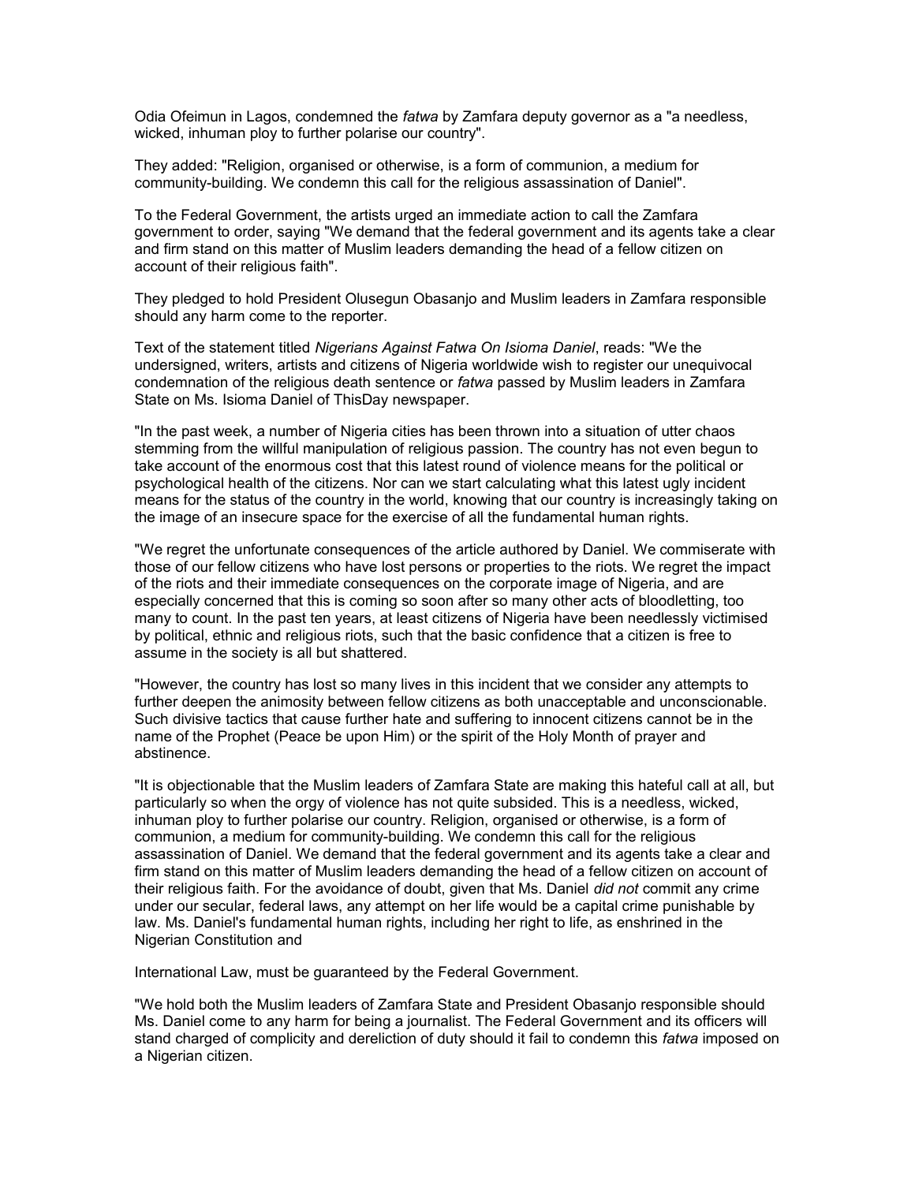Odia Ofeimun in Lagos, condemned the *fatwa* by Zamfara deputy governor as a "a needless, wicked, inhuman ploy to further polarise our country".

They added: "Religion, organised or otherwise, is a form of communion, a medium for community-building. We condemn this call for the religious assassination of Daniel".

To the Federal Government, the artists urged an immediate action to call the Zamfara government to order, saying "We demand that the federal government and its agents take a clear and firm stand on this matter of Muslim leaders demanding the head of a fellow citizen on account of their religious faith".

They pledged to hold President Olusegun Obasanjo and Muslim leaders in Zamfara responsible should any harm come to the reporter.

Text of the statement titled *Nigerians Against Fatwa On Isioma Daniel*, reads: "We the undersigned, writers, artists and citizens of Nigeria worldwide wish to register our unequivocal condemnation of the religious death sentence or *fatwa* passed by Muslim leaders in Zamfara State on Ms. Isioma Daniel of ThisDay newspaper.

"In the past week, a number of Nigeria cities has been thrown into a situation of utter chaos stemming from the willful manipulation of religious passion. The country has not even begun to take account of the enormous cost that this latest round of violence means for the political or psychological health of the citizens. Nor can we start calculating what this latest ugly incident means for the status of the country in the world, knowing that our country is increasingly taking on the image of an insecure space for the exercise of all the fundamental human rights.

"We regret the unfortunate consequences of the article authored by Daniel. We commiserate with those of our fellow citizens who have lost persons or properties to the riots. We regret the impact of the riots and their immediate consequences on the corporate image of Nigeria, and are especially concerned that this is coming so soon after so many other acts of bloodletting, too many to count. In the past ten years, at least citizens of Nigeria have been needlessly victimised by political, ethnic and religious riots, such that the basic confidence that a citizen is free to assume in the society is all but shattered.

"However, the country has lost so many lives in this incident that we consider any attempts to further deepen the animosity between fellow citizens as both unacceptable and unconscionable. Such divisive tactics that cause further hate and suffering to innocent citizens cannot be in the name of the Prophet (Peace be upon Him) or the spirit of the Holy Month of prayer and abstinence.

"It is objectionable that the Muslim leaders of Zamfara State are making this hateful call at all, but particularly so when the orgy of violence has not quite subsided. This is a needless, wicked, inhuman ploy to further polarise our country. Religion, organised or otherwise, is a form of communion, a medium for community-building. We condemn this call for the religious assassination of Daniel. We demand that the federal government and its agents take a clear and firm stand on this matter of Muslim leaders demanding the head of a fellow citizen on account of their religious faith. For the avoidance of doubt, given that Ms. Daniel *did not* commit any crime under our secular, federal laws, any attempt on her life would be a capital crime punishable by law. Ms. Daniel's fundamental human rights, including her right to life, as enshrined in the Nigerian Constitution and

International Law, must be guaranteed by the Federal Government.

"We hold both the Muslim leaders of Zamfara State and President Obasanjo responsible should Ms. Daniel come to any harm for being a journalist. The Federal Government and its officers will stand charged of complicity and dereliction of duty should it fail to condemn this *fatwa* imposed on a Nigerian citizen.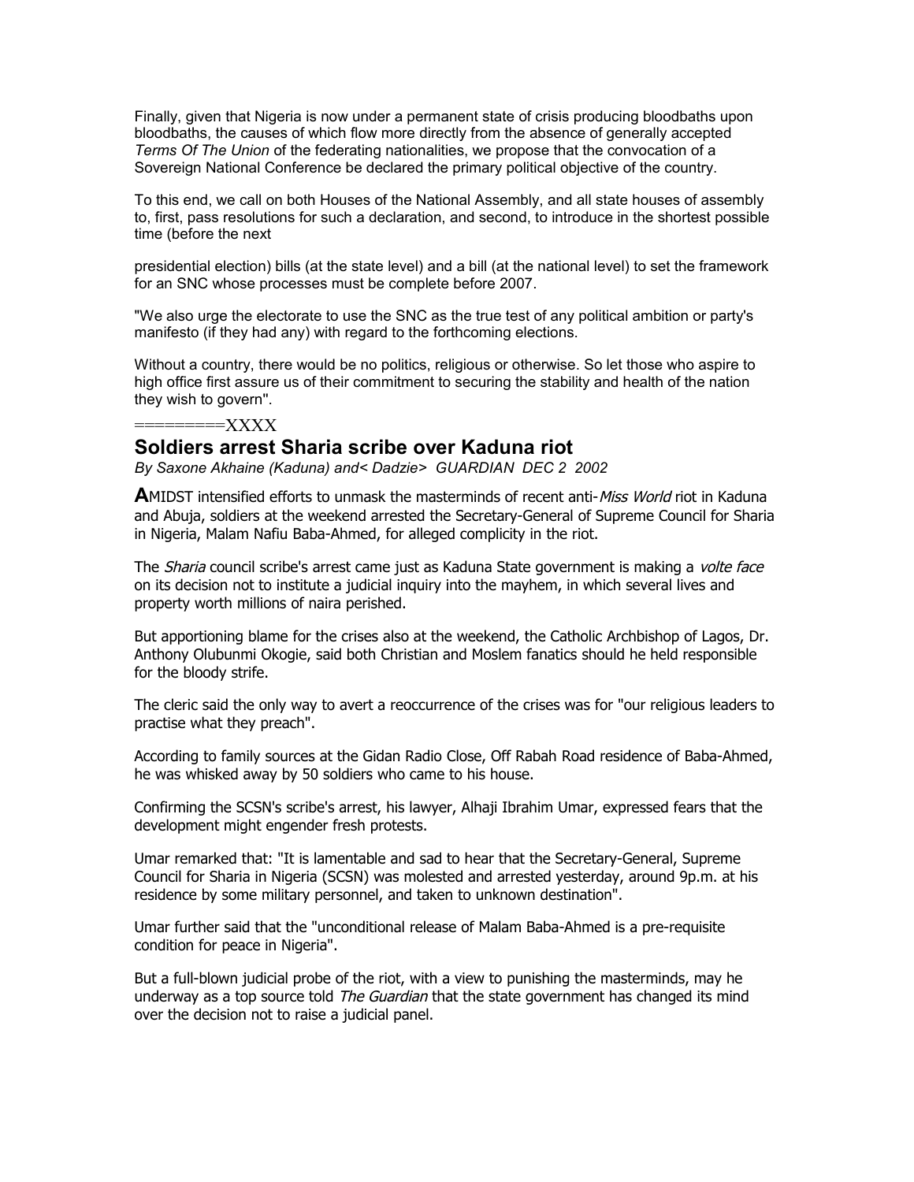Finally, given that Nigeria is now under a permanent state of crisis producing bloodbaths upon bloodbaths, the causes of which flow more directly from the absence of generally accepted *Terms Of The Union* of the federating nationalities, we propose that the convocation of a Sovereign National Conference be declared the primary political objective of the country.

To this end, we call on both Houses of the National Assembly, and all state houses of assembly to, first, pass resolutions for such a declaration, and second, to introduce in the shortest possible time (before the next

presidential election) bills (at the state level) and a bill (at the national level) to set the framework for an SNC whose processes must be complete before 2007.

"We also urge the electorate to use the SNC as the true test of any political ambition or party's manifesto (if they had any) with regard to the forthcoming elections.

Without a country, there would be no politics, religious or otherwise. So let those who aspire to high office first assure us of their commitment to securing the stability and health of the nation they wish to govern".

=========XXXX

## Soldiers arrest Sharia scribe over Kaduna riot

*By Saxone Akhaine (Kaduna) and< Dadzie> GUARDIAN DEC 2 2002*

**A**MIDST intensified efforts to unmask the masterminds of recent anti-*Miss World* riot in Kaduna and Abuja, soldiers at the weekend arrested the Secretary-General of Supreme Council for Sharia in Nigeria, Malam Nafiu Baba-Ahmed, for alleged complicity in the riot.

The *Sharia* council scribe's arrest came just as Kaduna State government is making a *volte face* on its decision not to institute a judicial inquiry into the mayhem, in which several lives and property worth millions of naira perished.

But apportioning blame for the crises also at the weekend, the Catholic Archbishop of Lagos, Dr. Anthony Olubunmi Okogie, said both Christian and Moslem fanatics should he held responsible for the bloody strife.

The cleric said the only way to avert a reoccurrence of the crises was for "our religious leaders to practise what they preach".

According to family sources at the Gidan Radio Close, Off Rabah Road residence of Baba-Ahmed, he was whisked away by 50 soldiers who came to his house.

Confirming the SCSN's scribe's arrest, his lawyer, Alhaji Ibrahim Umar, expressed fears that the development might engender fresh protests.

Umar remarked that: "It is lamentable and sad to hear that the Secretary-General, Supreme Council for Sharia in Nigeria (SCSN) was molested and arrested yesterday, around 9p.m. at his residence by some military personnel, and taken to unknown destination".

Umar further said that the "unconditional release of Malam Baba-Ahmed is a pre-requisite condition for peace in Nigeria".

But a full-blown judicial probe of the riot, with a view to punishing the masterminds, may he underway as a top source told *The Guardian* that the state government has changed its mind over the decision not to raise a judicial panel.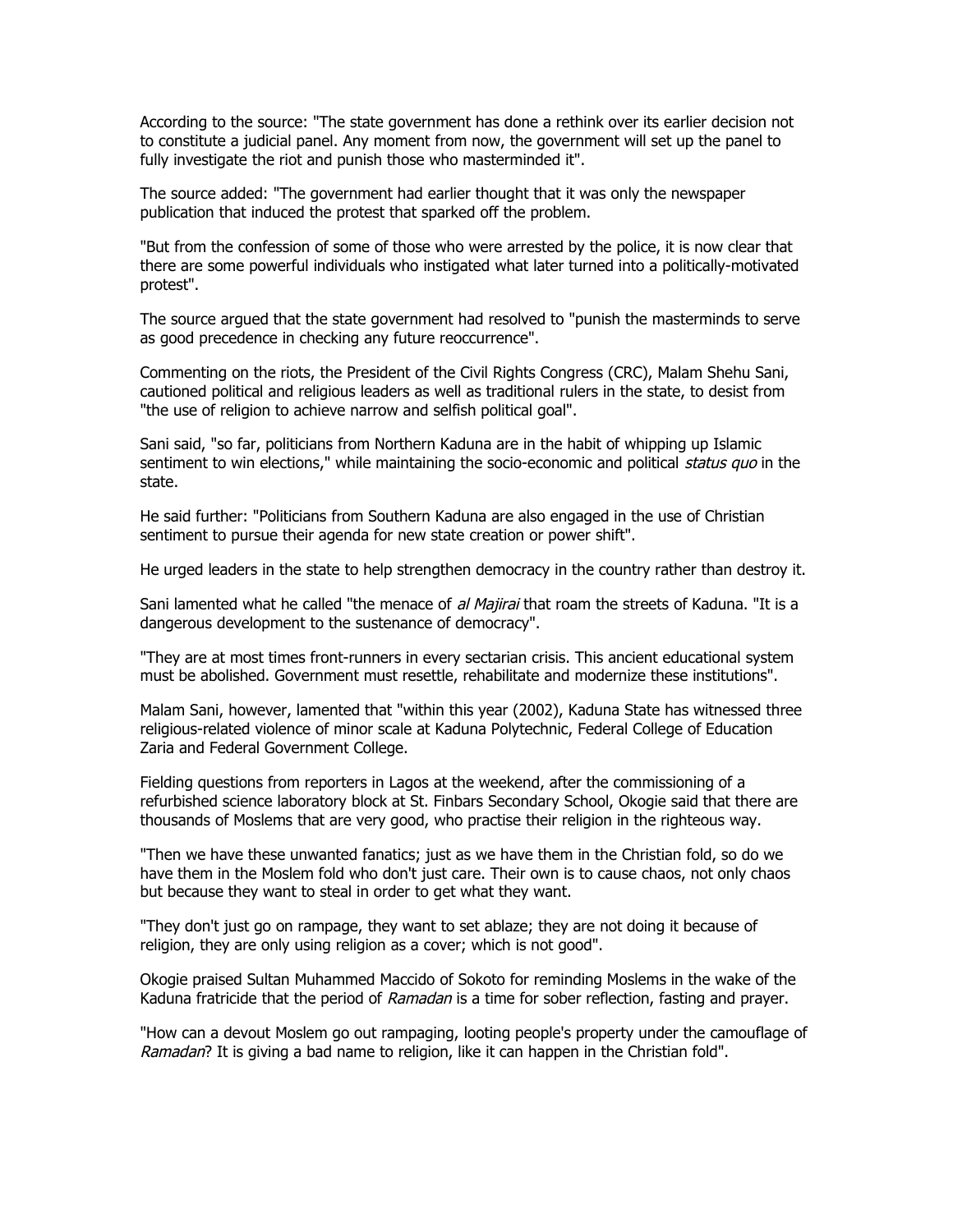According to the source: "The state government has done a rethink over its earlier decision not to constitute a judicial panel. Any moment from now, the government will set up the panel to fully investigate the riot and punish those who masterminded it".

The source added: "The government had earlier thought that it was only the newspaper publication that induced the protest that sparked off the problem.

"But from the confession of some of those who were arrested by the police, it is now clear that there are some powerful individuals who instigated what later turned into a politically-motivated protest".

The source argued that the state government had resolved to "punish the masterminds to serve as good precedence in checking any future reoccurrence".

Commenting on the riots, the President of the Civil Rights Congress (CRC), Malam Shehu Sani, cautioned political and religious leaders as well as traditional rulers in the state, to desist from "the use of religion to achieve narrow and selfish political goal".

Sani said, "so far, politicians from Northern Kaduna are in the habit of whipping up Islamic sentiment to win elections," while maintaining the socio-economic and political *status quo* in the state.

He said further: "Politicians from Southern Kaduna are also engaged in the use of Christian sentiment to pursue their agenda for new state creation or power shift".

He urged leaders in the state to help strengthen democracy in the country rather than destroy it.

Sani lamented what he called "the menace of *al Majirai* that roam the streets of Kaduna. "It is a dangerous development to the sustenance of democracy".

"They are at most times front-runners in every sectarian crisis. This ancient educational system must be abolished. Government must resettle, rehabilitate and modernize these institutions".

Malam Sani, however, lamented that "within this year (2002), Kaduna State has witnessed three religious-related violence of minor scale at Kaduna Polytechnic, Federal College of Education Zaria and Federal Government College.

Fielding questions from reporters in Lagos at the weekend, after the commissioning of a refurbished science laboratory block at St. Finbars Secondary School, Okogie said that there are thousands of Moslems that are very good, who practise their religion in the righteous way.

"Then we have these unwanted fanatics; just as we have them in the Christian fold, so do we have them in the Moslem fold who don't just care. Their own is to cause chaos, not only chaos but because they want to steal in order to get what they want.

"They don't just go on rampage, they want to set ablaze; they are not doing it because of religion, they are only using religion as a cover; which is not good".

Okogie praised Sultan Muhammed Maccido of Sokoto for reminding Moslems in the wake of the Kaduna fratricide that the period of *Ramadan* is a time for sober reflection, fasting and prayer.

"How can a devout Moslem go out rampaging, looting people's property under the camouflage of *Ramadan*? It is giving a bad name to religion, like it can happen in the Christian fold".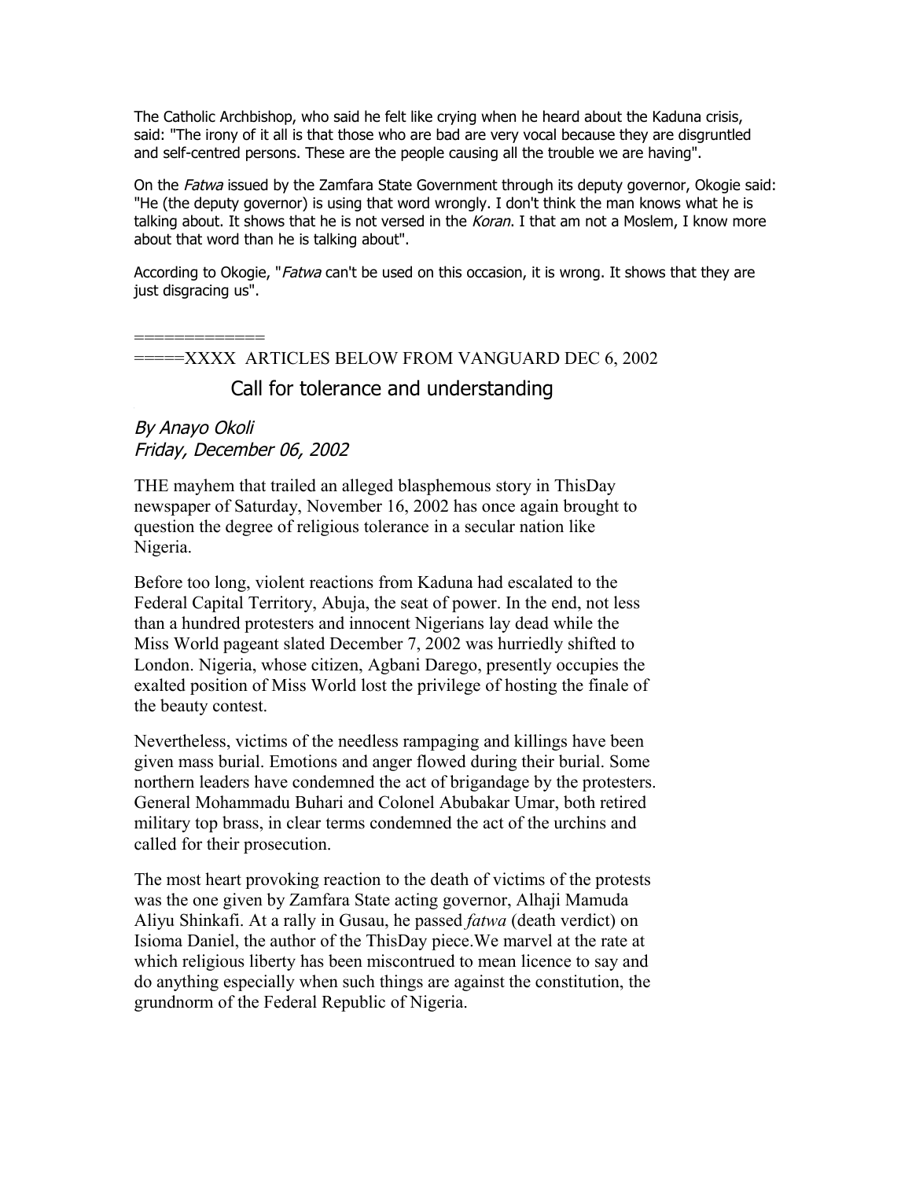The Catholic Archbishop, who said he felt like crying when he heard about the Kaduna crisis, said: "The irony of it all is that those who are bad are very vocal because they are disgruntled and self-centred persons. These are the people causing all the trouble we are having".

On the *Fatwa* issued by the Zamfara State Government through its deputy governor, Okogie said: "He (the deputy governor) is using that word wrongly. I don't think the man knows what he is talking about. It shows that he is not versed in the *Koran*. I that am not a Moslem, I know more about that word than he is talking about".

According to Okogie, "*Fatwa* can't be used on this occasion, it is wrong. It shows that they are just disgracing us".

=============
=====XXXX ARTICLES BELOW FROM VANGUARD DEC 6, 2002

## Call for tolerance and understanding

*By Anayo Okoli*
*Friday, December 06, 2002*

THE mayhem that trailed an alleged blasphemous story in ThisDay newspaper of Saturday, November 16, 2002 has once again brought to question the degree of religious tolerance in a secular nation like Nigeria.

Before too long, violent reactions from Kaduna had escalated to the Federal Capital Territory, Abuja, the seat of power. In the end, not less than a hundred protesters and innocent Nigerians lay dead while the Miss World pageant slated December 7, 2002 was hurriedly shifted to London. Nigeria, whose citizen, Agbani Darego, presently occupies the exalted position of Miss World lost the privilege of hosting the finale of the beauty contest.

Nevertheless, victims of the needless rampaging and killings have been given mass burial. Emotions and anger flowed during their burial. Some northern leaders have condemned the act of brigandage by the protesters. General Mohammadu Buhari and Colonel Abubakar Umar, both retired military top brass, in clear terms condemned the act of the urchins and called for their prosecution.

The most heart provoking reaction to the death of victims of the protests was the one given by Zamfara State acting governor, Alhaji Mamuda Aliyu Shinkafi. At a rally in Gusau, he passed *fatwa* (death verdict) on Isioma Daniel, the author of the ThisDay piece.We marvel at the rate at which religious liberty has been miscontrued to mean licence to say and do anything especially when such things are against the constitution, the grundnorm of the Federal Republic of Nigeria.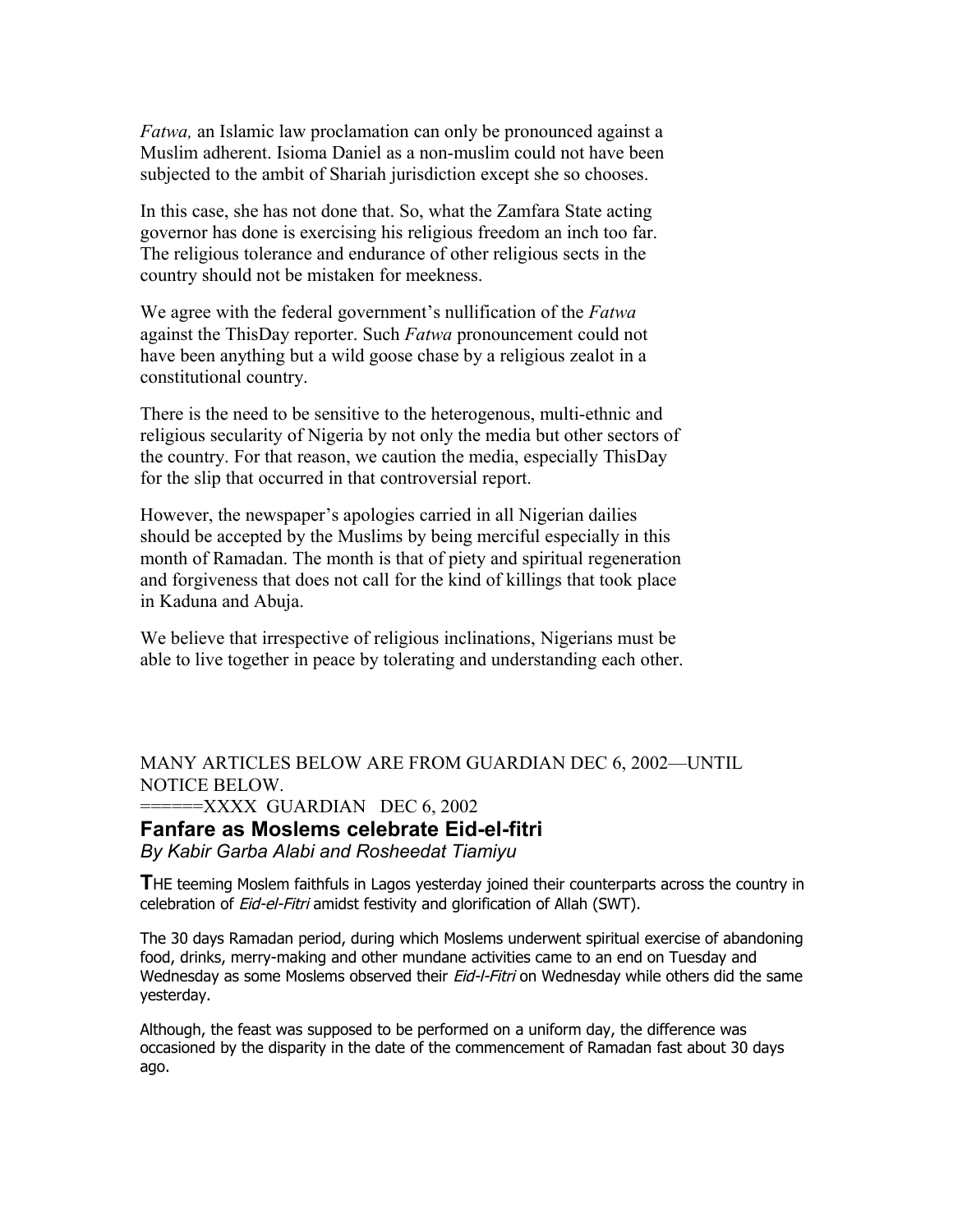*Fatwa,* an Islamic law proclamation can only be pronounced against a Muslim adherent. Isioma Daniel as a non-muslim could not have been subjected to the ambit of Shariah jurisdiction except she so chooses.

In this case, she has not done that. So, what the Zamfara State acting governor has done is exercising his religious freedom an inch too far. The religious tolerance and endurance of other religious sects in the country should not be mistaken for meekness.

We agree with the federal government's nullification of the *Fatwa* against the ThisDay reporter. Such *Fatwa* pronouncement could not have been anything but a wild goose chase by a religious zealot in a constitutional country.

There is the need to be sensitive to the heterogenous, multi-ethnic and religious secularity of Nigeria by not only the media but other sectors of the country. For that reason, we caution the media, especially ThisDay for the slip that occurred in that controversial report.

However, the newspaper's apologies carried in all Nigerian dailies should be accepted by the Muslims by being merciful especially in this month of Ramadan. The month is that of piety and spiritual regeneration and forgiveness that does not call for the kind of killings that took place in Kaduna and Abuja.

We believe that irrespective of religious inclinations, Nigerians must be able to live together in peace by tolerating and understanding each other.

MANY ARTICLES BELOW ARE FROM GUARDIAN DEC 6, 2002—UNTIL NOTICE BELOW.

======XXXX GUARDIAN DEC 6, 2002

## Fanfare as Moslems celebrate Eid-el-fitri

*By Kabir Garba Alabi and Rosheedat Tiamiyu*

**T**HE teeming Moslem faithfuls in Lagos yesterday joined their counterparts across the country in celebration of *Eid-el-Fitri* amidst festivity and glorification of Allah (SWT).

The 30 days Ramadan period, during which Moslems underwent spiritual exercise of abandoning food, drinks, merry-making and other mundane activities came to an end on Tuesday and Wednesday as some Moslems observed their *Eid-l-Fitri* on Wednesday while others did the same yesterday.

Although, the feast was supposed to be performed on a uniform day, the difference was occasioned by the disparity in the date of the commencement of Ramadan fast about 30 days ago.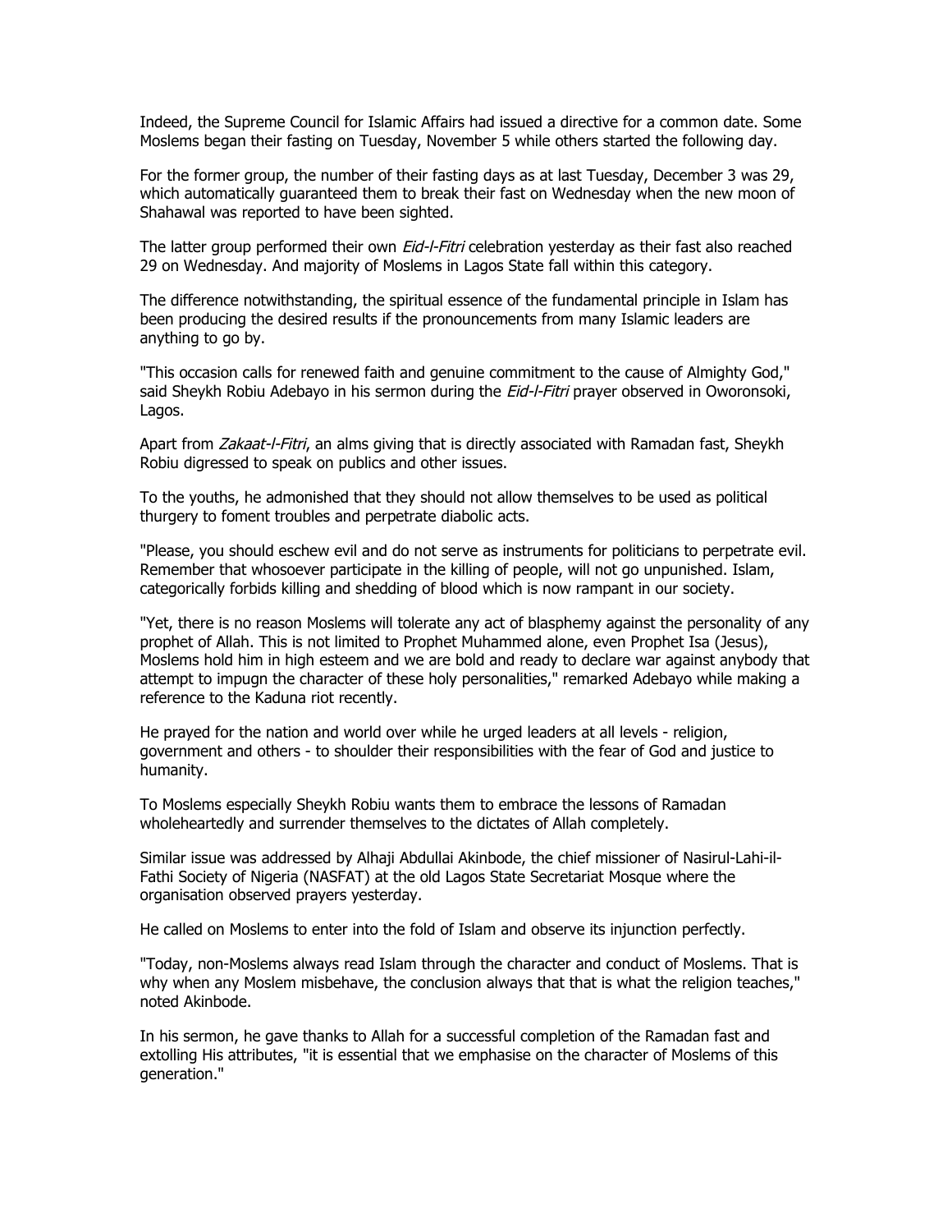Indeed, the Supreme Council for Islamic Affairs had issued a directive for a common date. Some Moslems began their fasting on Tuesday, November 5 while others started the following day.

For the former group, the number of their fasting days as at last Tuesday, December 3 was 29, which automatically guaranteed them to break their fast on Wednesday when the new moon of Shahawal was reported to have been sighted.

The latter group performed their own *Eid-l-Fitri* celebration yesterday as their fast also reached 29 on Wednesday. And majority of Moslems in Lagos State fall within this category.

The difference notwithstanding, the spiritual essence of the fundamental principle in Islam has been producing the desired results if the pronouncements from many Islamic leaders are anything to go by.

"This occasion calls for renewed faith and genuine commitment to the cause of Almighty God," said Sheykh Robiu Adebayo in his sermon during the *Eid-l-Fitri* prayer observed in Oworonsoki, Lagos.

Apart from *Zakaat-l-Fitri*, an alms giving that is directly associated with Ramadan fast, Sheykh Robiu digressed to speak on publics and other issues.

To the youths, he admonished that they should not allow themselves to be used as political thurgery to foment troubles and perpetrate diabolic acts.

"Please, you should eschew evil and do not serve as instruments for politicians to perpetrate evil. Remember that whosoever participate in the killing of people, will not go unpunished. Islam, categorically forbids killing and shedding of blood which is now rampant in our society.

"Yet, there is no reason Moslems will tolerate any act of blasphemy against the personality of any prophet of Allah. This is not limited to Prophet Muhammed alone, even Prophet Isa (Jesus), Moslems hold him in high esteem and we are bold and ready to declare war against anybody that attempt to impugn the character of these holy personalities," remarked Adebayo while making a reference to the Kaduna riot recently.

He prayed for the nation and world over while he urged leaders at all levels - religion, government and others - to shoulder their responsibilities with the fear of God and justice to humanity.

To Moslems especially Sheykh Robiu wants them to embrace the lessons of Ramadan wholeheartedly and surrender themselves to the dictates of Allah completely.

Similar issue was addressed by Alhaji Abdullai Akinbode, the chief missioner of Nasirul-Lahi-il-Fathi Society of Nigeria (NASFAT) at the old Lagos State Secretariat Mosque where the organisation observed prayers yesterday.

He called on Moslems to enter into the fold of Islam and observe its injunction perfectly.

"Today, non-Moslems always read Islam through the character and conduct of Moslems. That is why when any Moslem misbehave, the conclusion always that that is what the religion teaches," noted Akinbode.

In his sermon, he gave thanks to Allah for a successful completion of the Ramadan fast and extolling His attributes, "it is essential that we emphasise on the character of Moslems of this generation."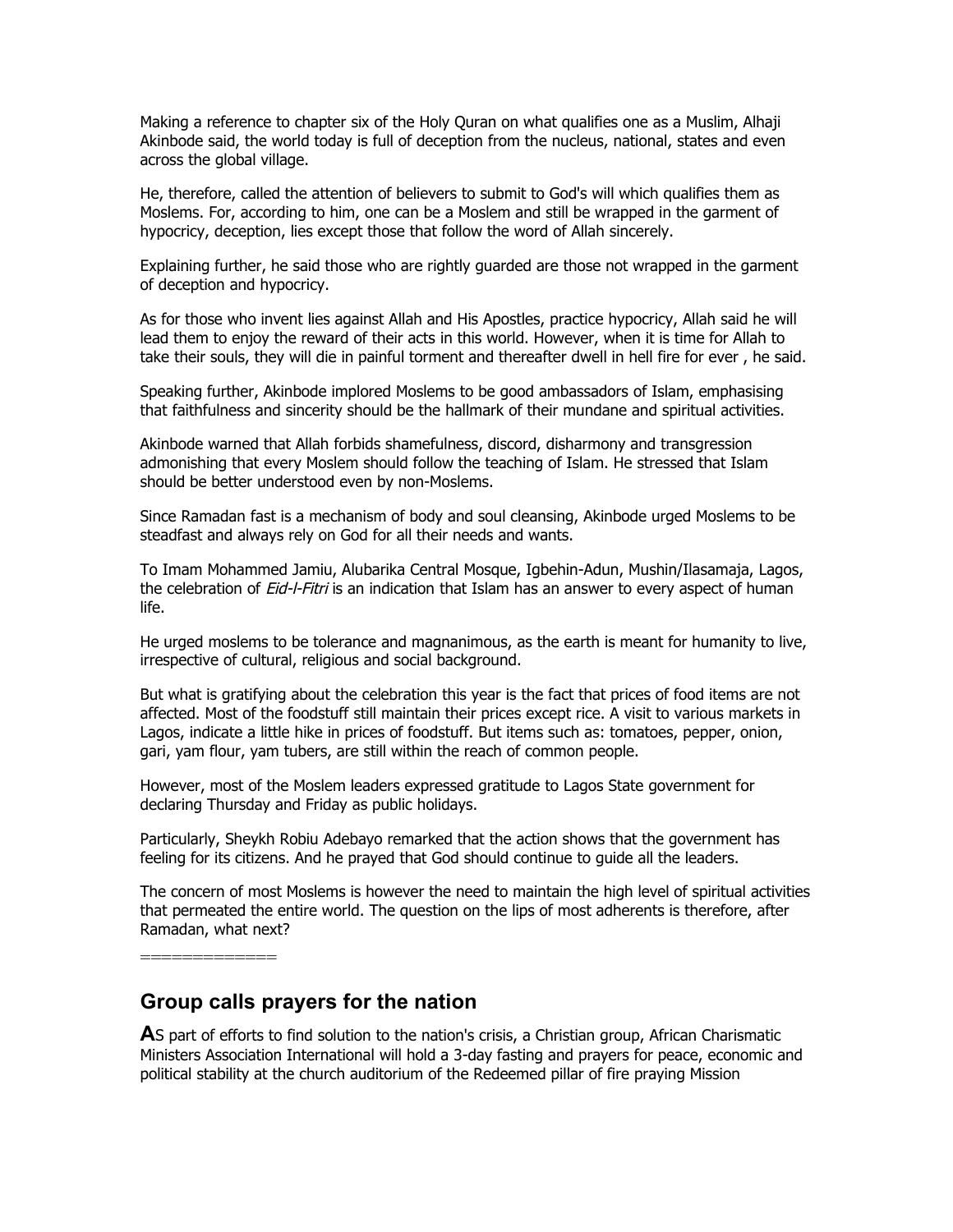Making a reference to chapter six of the Holy Quran on what qualifies one as a Muslim, Alhaji Akinbode said, the world today is full of deception from the nucleus, national, states and even across the global village.

He, therefore, called the attention of believers to submit to God's will which qualifies them as Moslems. For, according to him, one can be a Moslem and still be wrapped in the garment of hypocricy, deception, lies except those that follow the word of Allah sincerely.

Explaining further, he said those who are rightly guarded are those not wrapped in the garment of deception and hypocricy.

As for those who invent lies against Allah and His Apostles, practice hypocricy, Allah said he will lead them to enjoy the reward of their acts in this world. However, when it is time for Allah to take their souls, they will die in painful torment and thereafter dwell in hell fire for ever , he said.

Speaking further, Akinbode implored Moslems to be good ambassadors of Islam, emphasising that faithfulness and sincerity should be the hallmark of their mundane and spiritual activities.

Akinbode warned that Allah forbids shamefulness, discord, disharmony and transgression admonishing that every Moslem should follow the teaching of Islam. He stressed that Islam should be better understood even by non-Moslems.

Since Ramadan fast is a mechanism of body and soul cleansing, Akinbode urged Moslems to be steadfast and always rely on God for all their needs and wants.

To Imam Mohammed Jamiu, Alubarika Central Mosque, Igbehin-Adun, Mushin/Ilasamaja, Lagos, the celebration of *Eid-l-Fitri* is an indication that Islam has an answer to every aspect of human life.

He urged moslems to be tolerance and magnanimous, as the earth is meant for humanity to live, irrespective of cultural, religious and social background.

But what is gratifying about the celebration this year is the fact that prices of food items are not affected. Most of the foodstuff still maintain their prices except rice. A visit to various markets in Lagos, indicate a little hike in prices of foodstuff. But items such as: tomatoes, pepper, onion, gari, yam flour, yam tubers, are still within the reach of common people.

However, most of the Moslem leaders expressed gratitude to Lagos State government for declaring Thursday and Friday as public holidays.

Particularly, Sheykh Robiu Adebayo remarked that the action shows that the government has feeling for its citizens. And he prayed that God should continue to guide all the leaders.

The concern of most Moslems is however the need to maintain the high level of spiritual activities that permeated the entire world. The question on the lips of most adherents is therefore, after Ramadan, what next?

=============

## Group calls prayers for the nation

**A**S part of efforts to find solution to the nation's crisis, a Christian group, African Charismatic Ministers Association International will hold a 3-day fasting and prayers for peace, economic and political stability at the church auditorium of the Redeemed pillar of fire praying Mission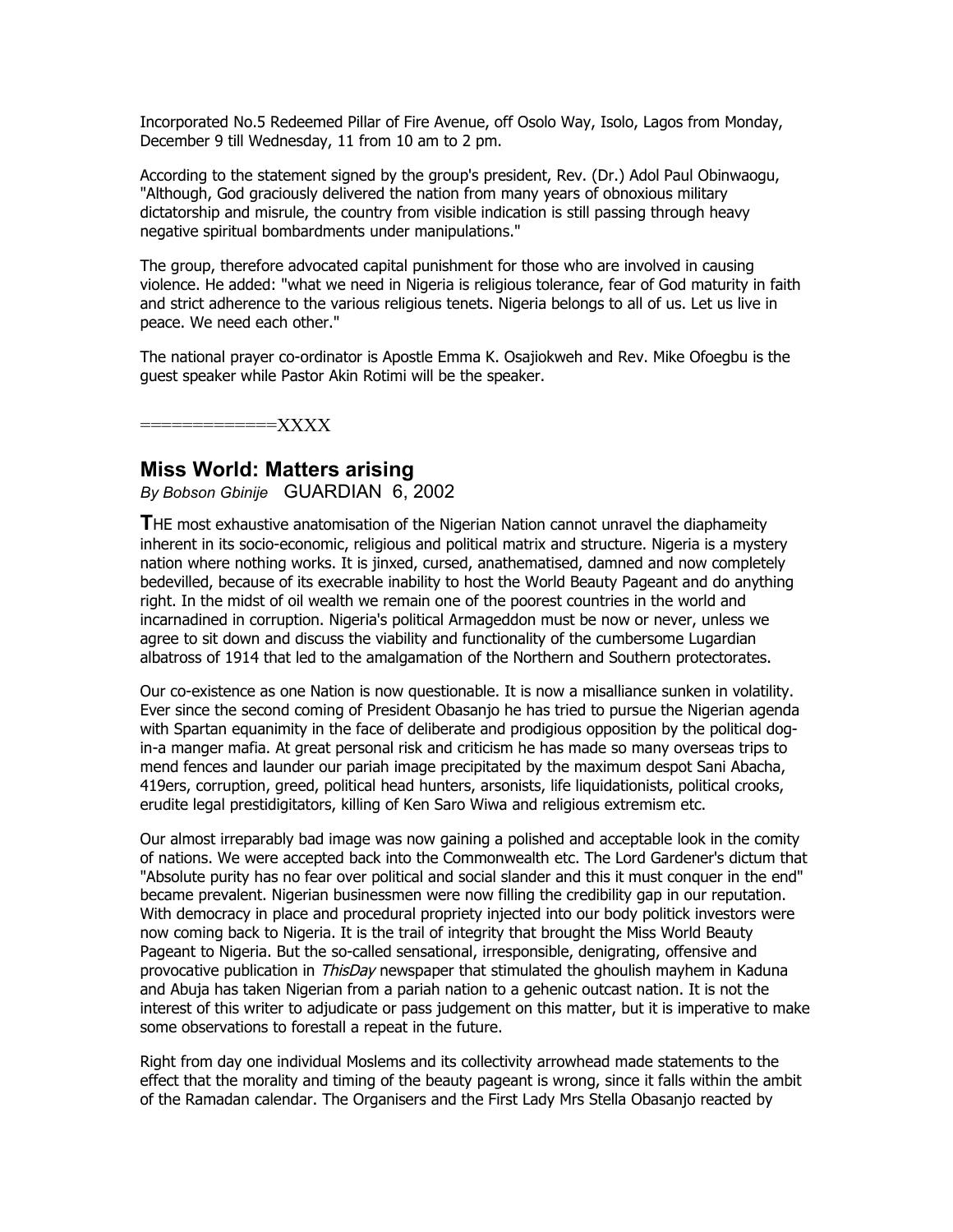Incorporated No.5 Redeemed Pillar of Fire Avenue, off Osolo Way, Isolo, Lagos from Monday, December 9 till Wednesday, 11 from 10 am to 2 pm.

According to the statement signed by the group's president, Rev. (Dr.) Adol Paul Obinwaogu, "Although, God graciously delivered the nation from many years of obnoxious military dictatorship and misrule, the country from visible indication is still passing through heavy negative spiritual bombardments under manipulations."

The group, therefore advocated capital punishment for those who are involved in causing violence. He added: "what we need in Nigeria is religious tolerance, fear of God maturity in faith and strict adherence to the various religious tenets. Nigeria belongs to all of us. Let us live in peace. We need each other."

The national prayer co-ordinator is Apostle Emma K. Osajiokweh and Rev. Mike Ofoegbu is the guest speaker while Pastor Akin Rotimi will be the speaker.

=============XXXX

## Miss World: Matters arising

*By Bobson Gbinije* GUARDIAN 6, 2002

**T**HE most exhaustive anatomisation of the Nigerian Nation cannot unravel the diaphameity inherent in its socio-economic, religious and political matrix and structure. Nigeria is a mystery nation where nothing works. It is jinxed, cursed, anathematised, damned and now completely bedevilled, because of its execrable inability to host the World Beauty Pageant and do anything right. In the midst of oil wealth we remain one of the poorest countries in the world and incarnadined in corruption. Nigeria's political Armageddon must be now or never, unless we agree to sit down and discuss the viability and functionality of the cumbersome Lugardian albatross of 1914 that led to the amalgamation of the Northern and Southern protectorates.

Our co-existence as one Nation is now questionable. It is now a misalliance sunken in volatility. Ever since the second coming of President Obasanjo he has tried to pursue the Nigerian agenda with Spartan equanimity in the face of deliberate and prodigious opposition by the political dog-in-a manger mafia. At great personal risk and criticism he has made so many overseas trips to mend fences and launder our pariah image precipitated by the maximum despot Sani Abacha, 419ers, corruption, greed, political head hunters, arsonists, life liquidationists, political crooks, erudite legal prestidigitators, killing of Ken Saro Wiwa and religious extremism etc.

Our almost irreparably bad image was now gaining a polished and acceptable look in the comity of nations. We were accepted back into the Commonwealth etc. The Lord Gardener's dictum that "Absolute purity has no fear over political and social slander and this it must conquer in the end" became prevalent. Nigerian businessmen were now filling the credibility gap in our reputation. With democracy in place and procedural propriety injected into our body politick investors were now coming back to Nigeria. It is the trail of integrity that brought the Miss World Beauty Pageant to Nigeria. But the so-called sensational, irresponsible, denigrating, offensive and provocative publication in *ThisDay* newspaper that stimulated the ghoulish mayhem in Kaduna and Abuja has taken Nigerian from a pariah nation to a gehenic outcast nation. It is not the interest of this writer to adjudicate or pass judgement on this matter, but it is imperative to make some observations to forestall a repeat in the future.

Right from day one individual Moslems and its collectivity arrowhead made statements to the effect that the morality and timing of the beauty pageant is wrong, since it falls within the ambit of the Ramadan calendar. The Organisers and the First Lady Mrs Stella Obasanjo reacted by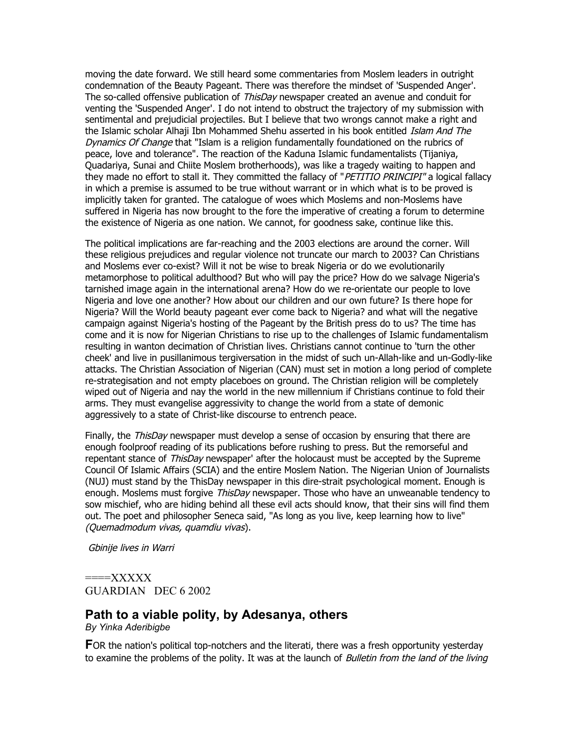moving the date forward. We still heard some commentaries from Moslem leaders in outright condemnation of the Beauty Pageant. There was therefore the mindset of 'Suspended Anger'. The so-called offensive publication of *ThisDay* newspaper created an avenue and conduit for venting the 'Suspended Anger'. I do not intend to obstruct the trajectory of my submission with sentimental and prejudicial projectiles. But I believe that two wrongs cannot make a right and the Islamic scholar Alhaji Ibn Mohammed Shehu asserted in his book entitled *Islam And The Dynamics Of Change* that "Islam is a religion fundamentally foundationed on the rubrics of peace, love and tolerance". The reaction of the Kaduna Islamic fundamentalists (Tijaniya, Quadariya, Sunai and Chiite Moslem brotherhoods), was like a tragedy waiting to happen and they made no effort to stall it. They committed the fallacy of "*PETITIO PRINCIPI*" a logical fallacy in which a premise is assumed to be true without warrant or in which what is to be proved is implicitly taken for granted. The catalogue of woes which Moslems and non-Moslems have suffered in Nigeria has now brought to the fore the imperative of creating a forum to determine the existence of Nigeria as one nation. We cannot, for goodness sake, continue like this.

The political implications are far-reaching and the 2003 elections are around the corner. Will these religious prejudices and regular violence not truncate our march to 2003? Can Christians and Moslems ever co-exist? Will it not be wise to break Nigeria or do we evolutionarily metamorphose to political adulthood? But who will pay the price? How do we salvage Nigeria's tarnished image again in the international arena? How do we re-orientate our people to love Nigeria and love one another? How about our children and our own future? Is there hope for Nigeria? Will the World beauty pageant ever come back to Nigeria? and what will the negative campaign against Nigeria's hosting of the Pageant by the British press do to us? The time has come and it is now for Nigerian Christians to rise up to the challenges of Islamic fundamentalism resulting in wanton decimation of Christian lives. Christians cannot continue to 'turn the other cheek' and live in pusillanimous tergiversation in the midst of such un-Allah-like and un-Godly-like attacks. The Christian Association of Nigerian (CAN) must set in motion a long period of complete re-strategisation and not empty placeboes on ground. The Christian religion will be completely wiped out of Nigeria and nay the world in the new millennium if Christians continue to fold their arms. They must evangelise aggressivity to change the world from a state of demonic aggressively to a state of Christ-like discourse to entrench peace.

Finally, the *ThisDay* newspaper must develop a sense of occasion by ensuring that there are enough foolproof reading of its publications before rushing to press. But the remorseful and repentant stance of *ThisDay* newspaper' after the holocaust must be accepted by the Supreme Council Of Islamic Affairs (SCIA) and the entire Moslem Nation. The Nigerian Union of Journalists (NUJ) must stand by the ThisDay newspaper in this dire-strait psychological moment. Enough is enough. Moslems must forgive *ThisDay* newspaper. Those who have an unweanable tendency to sow mischief, who are hiding behind all these evil acts should know, that their sins will find them out. The poet and philosopher Seneca said, "As long as you live, keep learning how to live" *(Quemadmodum vivas, quamdiu vivas*).

*Gbinije lives in Warri*

====XXXXX
GUARDIAN DEC 6 2002

## Path to a viable polity, by Adesanya, others

*By Yinka Aderibigbe*

**F**OR the nation's political top-notchers and the literati, there was a fresh opportunity yesterday to examine the problems of the polity. It was at the launch of *Bulletin from the land of the living*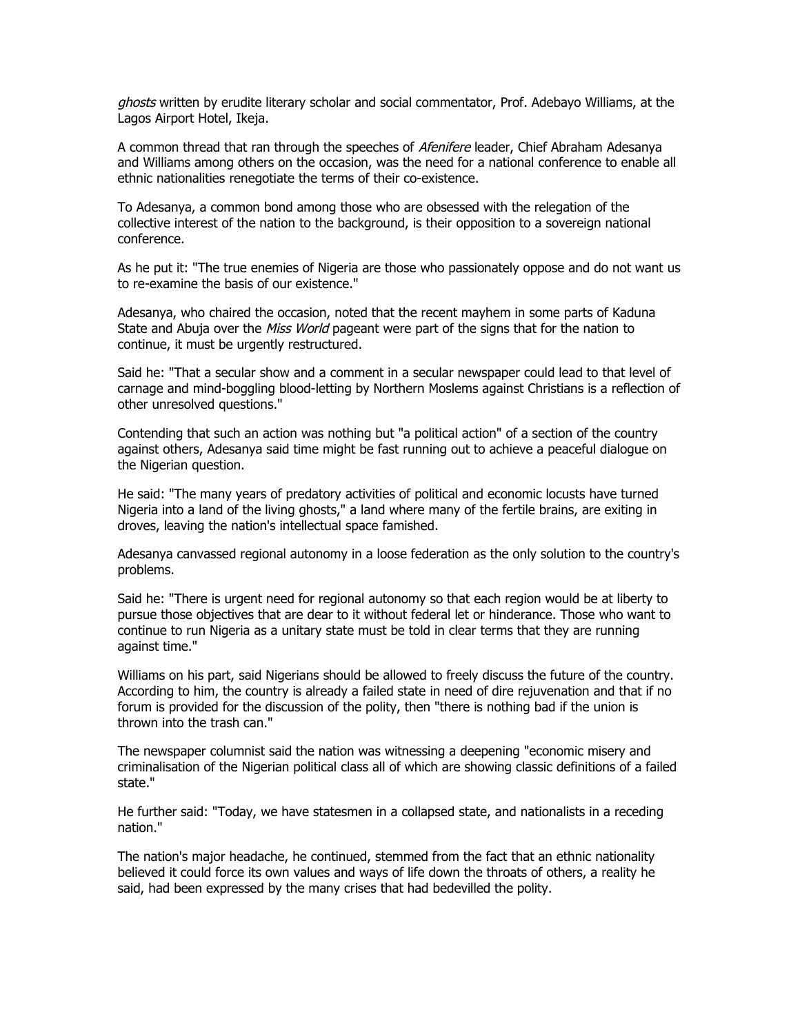*ghosts* written by erudite literary scholar and social commentator, Prof. Adebayo Williams, at the Lagos Airport Hotel, Ikeja.

A common thread that ran through the speeches of *Afenifere* leader, Chief Abraham Adesanya and Williams among others on the occasion, was the need for a national conference to enable all ethnic nationalities renegotiate the terms of their co-existence.

To Adesanya, a common bond among those who are obsessed with the relegation of the collective interest of the nation to the background, is their opposition to a sovereign national conference.

As he put it: "The true enemies of Nigeria are those who passionately oppose and do not want us to re-examine the basis of our existence."

Adesanya, who chaired the occasion, noted that the recent mayhem in some parts of Kaduna State and Abuja over the *Miss World* pageant were part of the signs that for the nation to continue, it must be urgently restructured.

Said he: "That a secular show and a comment in a secular newspaper could lead to that level of carnage and mind-boggling blood-letting by Northern Moslems against Christians is a reflection of other unresolved questions."

Contending that such an action was nothing but "a political action" of a section of the country against others, Adesanya said time might be fast running out to achieve a peaceful dialogue on the Nigerian question.

He said: "The many years of predatory activities of political and economic locusts have turned Nigeria into a land of the living ghosts," a land where many of the fertile brains, are exiting in droves, leaving the nation's intellectual space famished.

Adesanya canvassed regional autonomy in a loose federation as the only solution to the country's problems.

Said he: "There is urgent need for regional autonomy so that each region would be at liberty to pursue those objectives that are dear to it without federal let or hinderance. Those who want to continue to run Nigeria as a unitary state must be told in clear terms that they are running against time."

Williams on his part, said Nigerians should be allowed to freely discuss the future of the country. According to him, the country is already a failed state in need of dire rejuvenation and that if no forum is provided for the discussion of the polity, then "there is nothing bad if the union is thrown into the trash can."

The newspaper columnist said the nation was witnessing a deepening "economic misery and criminalisation of the Nigerian political class all of which are showing classic definitions of a failed state."

He further said: "Today, we have statesmen in a collapsed state, and nationalists in a receding nation."

The nation's major headache, he continued, stemmed from the fact that an ethnic nationality believed it could force its own values and ways of life down the throats of others, a reality he said, had been expressed by the many crises that had bedevilled the polity.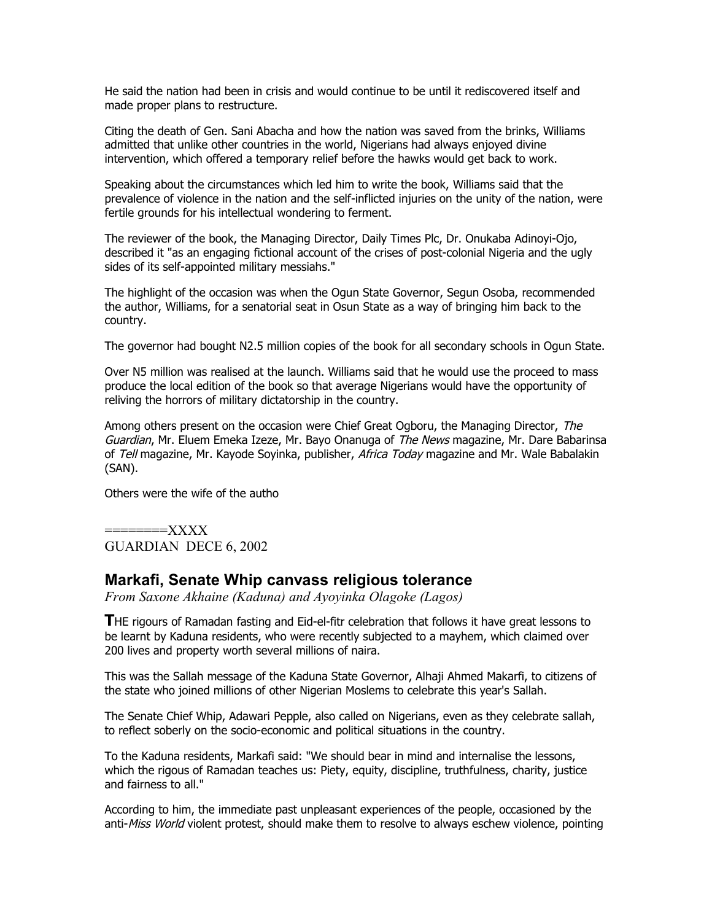He said the nation had been in crisis and would continue to be until it rediscovered itself and made proper plans to restructure.

Citing the death of Gen. Sani Abacha and how the nation was saved from the brinks, Williams admitted that unlike other countries in the world, Nigerians had always enjoyed divine intervention, which offered a temporary relief before the hawks would get back to work.

Speaking about the circumstances which led him to write the book, Williams said that the prevalence of violence in the nation and the self-inflicted injuries on the unity of the nation, were fertile grounds for his intellectual wondering to ferment.

The reviewer of the book, the Managing Director, Daily Times Plc, Dr. Onukaba Adinoyi-Ojo, described it "as an engaging fictional account of the crises of post-colonial Nigeria and the ugly sides of its self-appointed military messiahs."

The highlight of the occasion was when the Ogun State Governor, Segun Osoba, recommended the author, Williams, for a senatorial seat in Osun State as a way of bringing him back to the country.

The governor had bought N2.5 million copies of the book for all secondary schools in Ogun State.

Over N5 million was realised at the launch. Williams said that he would use the proceed to mass produce the local edition of the book so that average Nigerians would have the opportunity of reliving the horrors of military dictatorship in the country.

Among others present on the occasion were Chief Great Ogboru, the Managing Director, *The Guardian*, Mr. Eluem Emeka Izeze, Mr. Bayo Onanuga of *The News* magazine, Mr. Dare Babarinsa of *Tell* magazine, Mr. Kayode Soyinka, publisher, *Africa Today* magazine and Mr. Wale Babalakin (SAN).

Others were the wife of the autho

========XXXX
GUARDIAN DECE 6, 2002

## Markafi, Senate Whip canvass religious tolerance

*From Saxone Akhaine (Kaduna) and Ayoyinka Olagoke (Lagos)*

**T**HE rigours of Ramadan fasting and Eid-el-fitr celebration that follows it have great lessons to be learnt by Kaduna residents, who were recently subjected to a mayhem, which claimed over 200 lives and property worth several millions of naira.

This was the Sallah message of the Kaduna State Governor, Alhaji Ahmed Makarfi, to citizens of the state who joined millions of other Nigerian Moslems to celebrate this year's Sallah.

The Senate Chief Whip, Adawari Pepple, also called on Nigerians, even as they celebrate sallah, to reflect soberly on the socio-economic and political situations in the country.

To the Kaduna residents, Markafi said: "We should bear in mind and internalise the lessons, which the rigous of Ramadan teaches us: Piety, equity, discipline, truthfulness, charity, justice and fairness to all."

According to him, the immediate past unpleasant experiences of the people, occasioned by the anti-*Miss World* violent protest, should make them to resolve to always eschew violence, pointing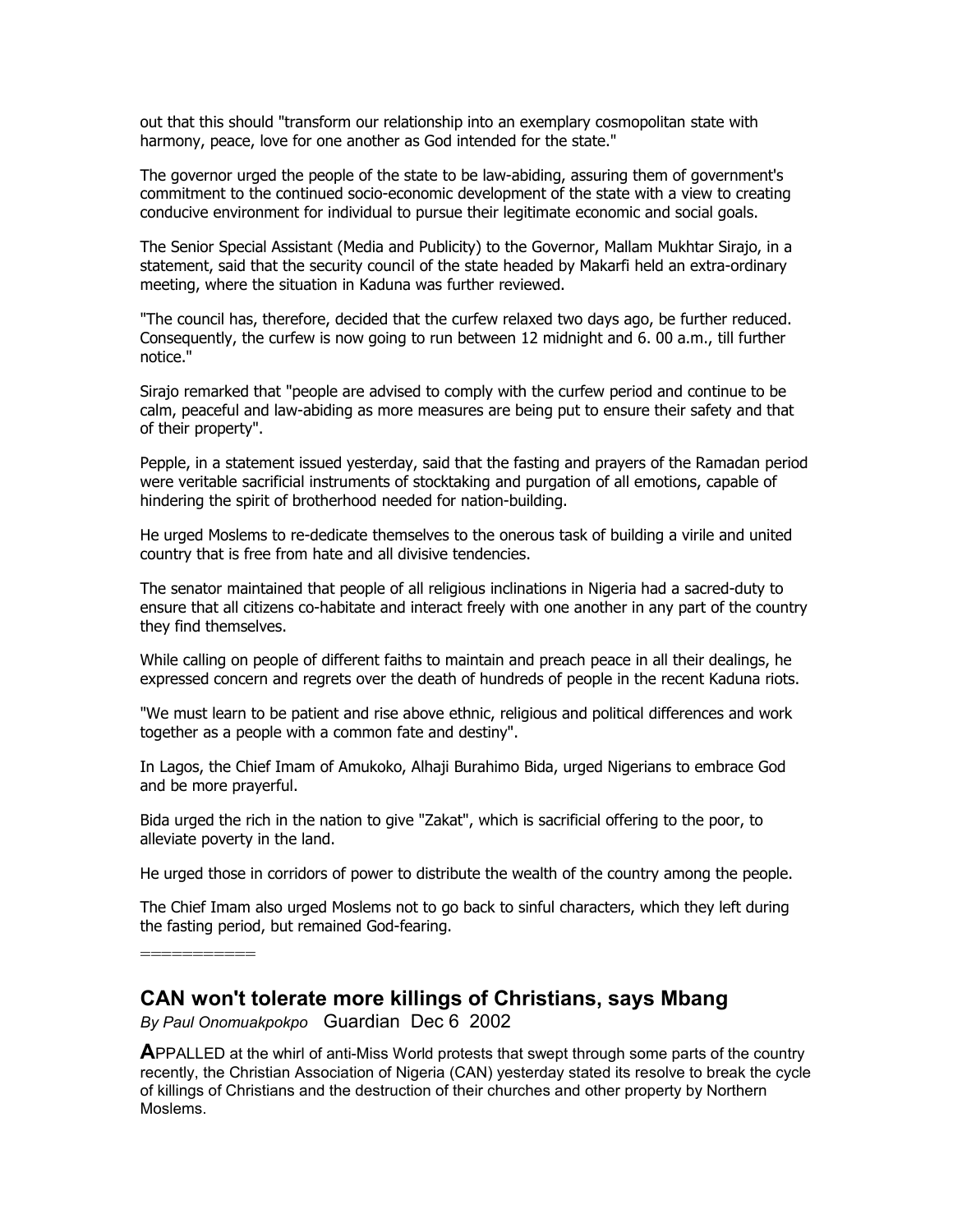out that this should "transform our relationship into an exemplary cosmopolitan state with harmony, peace, love for one another as God intended for the state."

The governor urged the people of the state to be law-abiding, assuring them of government's commitment to the continued socio-economic development of the state with a view to creating conducive environment for individual to pursue their legitimate economic and social goals.

The Senior Special Assistant (Media and Publicity) to the Governor, Mallam Mukhtar Sirajo, in a statement, said that the security council of the state headed by Makarfi held an extra-ordinary meeting, where the situation in Kaduna was further reviewed.

"The council has, therefore, decided that the curfew relaxed two days ago, be further reduced. Consequently, the curfew is now going to run between 12 midnight and 6. 00 a.m., till further notice."

Sirajo remarked that "people are advised to comply with the curfew period and continue to be calm, peaceful and law-abiding as more measures are being put to ensure their safety and that of their property".

Pepple, in a statement issued yesterday, said that the fasting and prayers of the Ramadan period were veritable sacrificial instruments of stocktaking and purgation of all emotions, capable of hindering the spirit of brotherhood needed for nation-building.

He urged Moslems to re-dedicate themselves to the onerous task of building a virile and united country that is free from hate and all divisive tendencies.

The senator maintained that people of all religious inclinations in Nigeria had a sacred-duty to ensure that all citizens co-habitate and interact freely with one another in any part of the country they find themselves.

While calling on people of different faiths to maintain and preach peace in all their dealings, he expressed concern and regrets over the death of hundreds of people in the recent Kaduna riots.

"We must learn to be patient and rise above ethnic, religious and political differences and work together as a people with a common fate and destiny".

In Lagos, the Chief Imam of Amukoko, Alhaji Burahimo Bida, urged Nigerians to embrace God and be more prayerful.

Bida urged the rich in the nation to give "Zakat", which is sacrificial offering to the poor, to alleviate poverty in the land.

He urged those in corridors of power to distribute the wealth of the country among the people.

The Chief Imam also urged Moslems not to go back to sinful characters, which they left during the fasting period, but remained God-fearing.

===========

## CAN won't tolerate more killings of Christians, says Mbang

*By Paul Onomuakpokpo* Guardian Dec 6 2002

**A**PPALLED at the whirl of anti-Miss World protests that swept through some parts of the country recently, the Christian Association of Nigeria (CAN) yesterday stated its resolve to break the cycle of killings of Christians and the destruction of their churches and other property by Northern Moslems.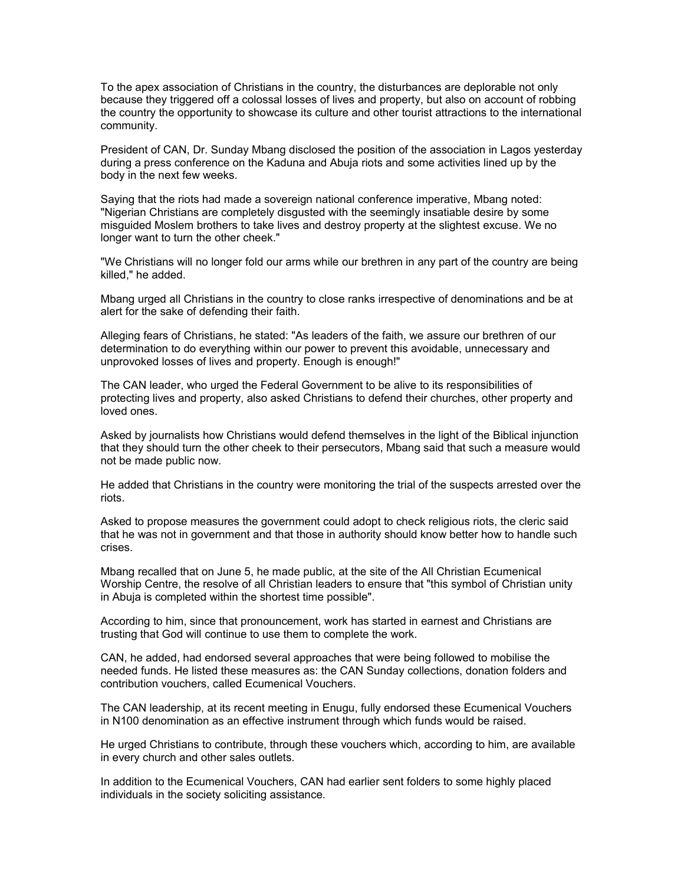To the apex association of Christians in the country, the disturbances are deplorable not only because they triggered off a colossal losses of lives and property, but also on account of robbing the country the opportunity to showcase its culture and other tourist attractions to the international community.

President of CAN, Dr. Sunday Mbang disclosed the position of the association in Lagos yesterday during a press conference on the Kaduna and Abuja riots and some activities lined up by the body in the next few weeks.

Saying that the riots had made a sovereign national conference imperative, Mbang noted: "Nigerian Christians are completely disgusted with the seemingly insatiable desire by some misguided Moslem brothers to take lives and destroy property at the slightest excuse. We no longer want to turn the other cheek."

"We Christians will no longer fold our arms while our brethren in any part of the country are being killed," he added.

Mbang urged all Christians in the country to close ranks irrespective of denominations and be at alert for the sake of defending their faith.

Alleging fears of Christians, he stated: "As leaders of the faith, we assure our brethren of our determination to do everything within our power to prevent this avoidable, unnecessary and unprovoked losses of lives and property. Enough is enough!"

The CAN leader, who urged the Federal Government to be alive to its responsibilities of protecting lives and property, also asked Christians to defend their churches, other property and loved ones.

Asked by journalists how Christians would defend themselves in the light of the Biblical injunction that they should turn the other cheek to their persecutors, Mbang said that such a measure would not be made public now.

He added that Christians in the country were monitoring the trial of the suspects arrested over the riots.

Asked to propose measures the government could adopt to check religious riots, the cleric said that he was not in government and that those in authority should know better how to handle such crises.

Mbang recalled that on June 5, he made public, at the site of the All Christian Ecumenical Worship Centre, the resolve of all Christian leaders to ensure that "this symbol of Christian unity in Abuja is completed within the shortest time possible".

According to him, since that pronouncement, work has started in earnest and Christians are trusting that God will continue to use them to complete the work.

CAN, he added, had endorsed several approaches that were being followed to mobilise the needed funds. He listed these measures as: the CAN Sunday collections, donation folders and contribution vouchers, called Ecumenical Vouchers.

The CAN leadership, at its recent meeting in Enugu, fully endorsed these Ecumenical Vouchers in N100 denomination as an effective instrument through which funds would be raised.

He urged Christians to contribute, through these vouchers which, according to him, are available in every church and other sales outlets.

In addition to the Ecumenical Vouchers, CAN had earlier sent folders to some highly placed individuals in the society soliciting assistance.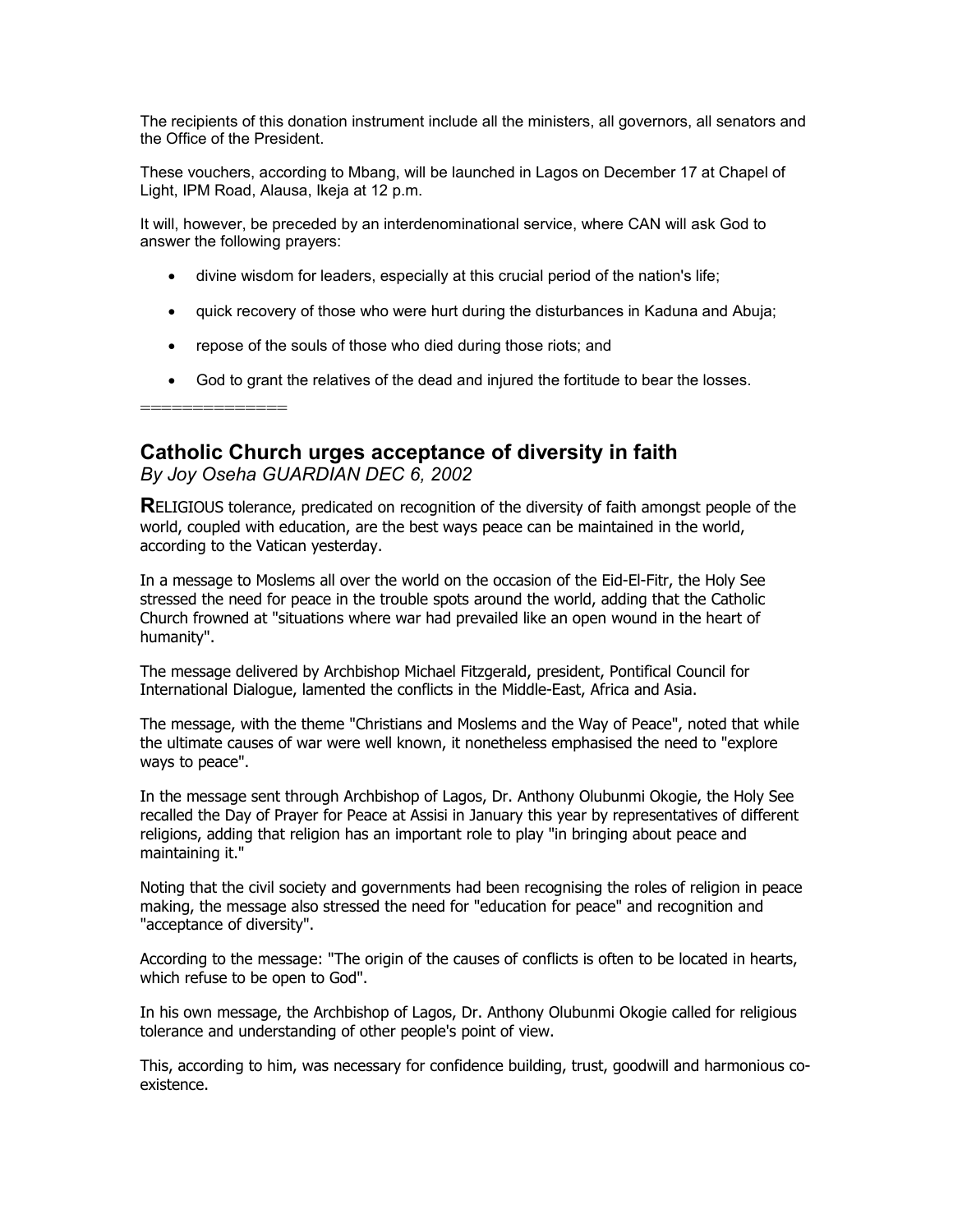The recipients of this donation instrument include all the ministers, all governors, all senators and the Office of the President.

These vouchers, according to Mbang, will be launched in Lagos on December 17 at Chapel of Light, IPM Road, Alausa, Ikeja at 12 p.m.

It will, however, be preceded by an interdenominational service, where CAN will ask God to answer the following prayers:

- divine wisdom for leaders, especially at this crucial period of the nation's life;
- quick recovery of those who were hurt during the disturbances in Kaduna and Abuja;
- repose of the souls of those who died during those riots; and
- God to grant the relatives of the dead and injured the fortitude to bear the losses.

==============

## Catholic Church urges acceptance of diversity in faith

*By Joy Oseha GUARDIAN DEC 6, 2002*

**R**ELIGIOUS tolerance, predicated on recognition of the diversity of faith amongst people of the world, coupled with education, are the best ways peace can be maintained in the world, according to the Vatican yesterday.

In a message to Moslems all over the world on the occasion of the Eid-El-Fitr, the Holy See stressed the need for peace in the trouble spots around the world, adding that the Catholic Church frowned at "situations where war had prevailed like an open wound in the heart of humanity".

The message delivered by Archbishop Michael Fitzgerald, president, Pontifical Council for International Dialogue, lamented the conflicts in the Middle-East, Africa and Asia.

The message, with the theme "Christians and Moslems and the Way of Peace", noted that while the ultimate causes of war were well known, it nonetheless emphasised the need to "explore ways to peace".

In the message sent through Archbishop of Lagos, Dr. Anthony Olubunmi Okogie, the Holy See recalled the Day of Prayer for Peace at Assisi in January this year by representatives of different religions, adding that religion has an important role to play "in bringing about peace and maintaining it."

Noting that the civil society and governments had been recognising the roles of religion in peace making, the message also stressed the need for "education for peace" and recognition and "acceptance of diversity".

According to the message: "The origin of the causes of conflicts is often to be located in hearts, which refuse to be open to God".

In his own message, the Archbishop of Lagos, Dr. Anthony Olubunmi Okogie called for religious tolerance and understanding of other people's point of view.

This, according to him, was necessary for confidence building, trust, goodwill and harmonious co-existence.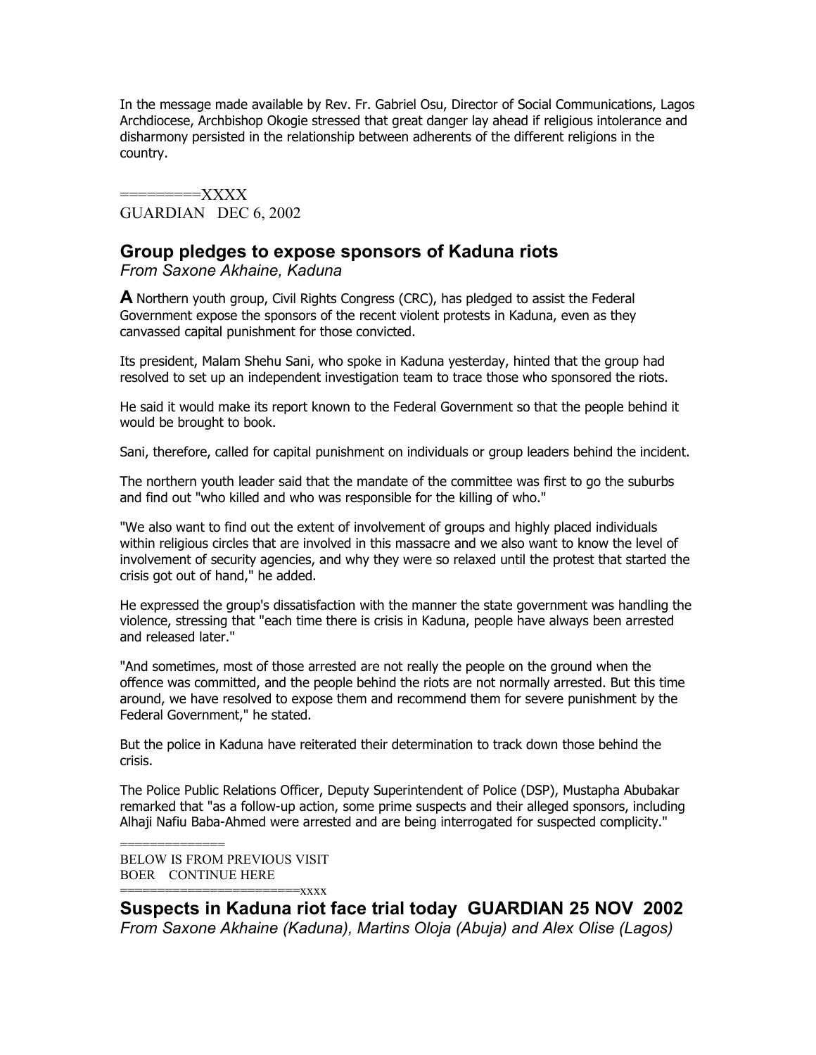In the message made available by Rev. Fr. Gabriel Osu, Director of Social Communications, Lagos Archdiocese, Archbishop Okogie stressed that great danger lay ahead if religious intolerance and disharmony persisted in the relationship between adherents of the different religions in the country.

=========XXXX
GUARDIAN DEC 6, 2002

## Group pledges to expose sponsors of Kaduna riots

*From Saxone Akhaine, Kaduna*

**A** Northern youth group, Civil Rights Congress (CRC), has pledged to assist the Federal Government expose the sponsors of the recent violent protests in Kaduna, even as they canvassed capital punishment for those convicted.

Its president, Malam Shehu Sani, who spoke in Kaduna yesterday, hinted that the group had resolved to set up an independent investigation team to trace those who sponsored the riots.

He said it would make its report known to the Federal Government so that the people behind it would be brought to book.

Sani, therefore, called for capital punishment on individuals or group leaders behind the incident.

The northern youth leader said that the mandate of the committee was first to go the suburbs and find out "who killed and who was responsible for the killing of who."

"We also want to find out the extent of involvement of groups and highly placed individuals within religious circles that are involved in this massacre and we also want to know the level of involvement of security agencies, and why they were so relaxed until the protest that started the crisis got out of hand," he added.

He expressed the group's dissatisfaction with the manner the state government was handling the violence, stressing that "each time there is crisis in Kaduna, people have always been arrested and released later."

"And sometimes, most of those arrested are not really the people on the ground when the offence was committed, and the people behind the riots are not normally arrested. But this time around, we have resolved to expose them and recommend them for severe punishment by the Federal Government," he stated.

But the police in Kaduna have reiterated their determination to track down those behind the crisis.

The Police Public Relations Officer, Deputy Superintendent of Police (DSP), Mustapha Abubakar remarked that "as a follow-up action, some prime suspects and their alleged sponsors, including Alhaji Nafiu Baba-Ahmed were arrested and are being interrogated for suspected complicity."

==============
BELOW IS FROM PREVIOUS VISIT
BOER CONTINUE HERE
========================xxxx

## Suspects in Kaduna riot face trial today GUARDIAN 25 NOV 2002

*From Saxone Akhaine (Kaduna), Martins Oloja (Abuja) and Alex Olise (Lagos)*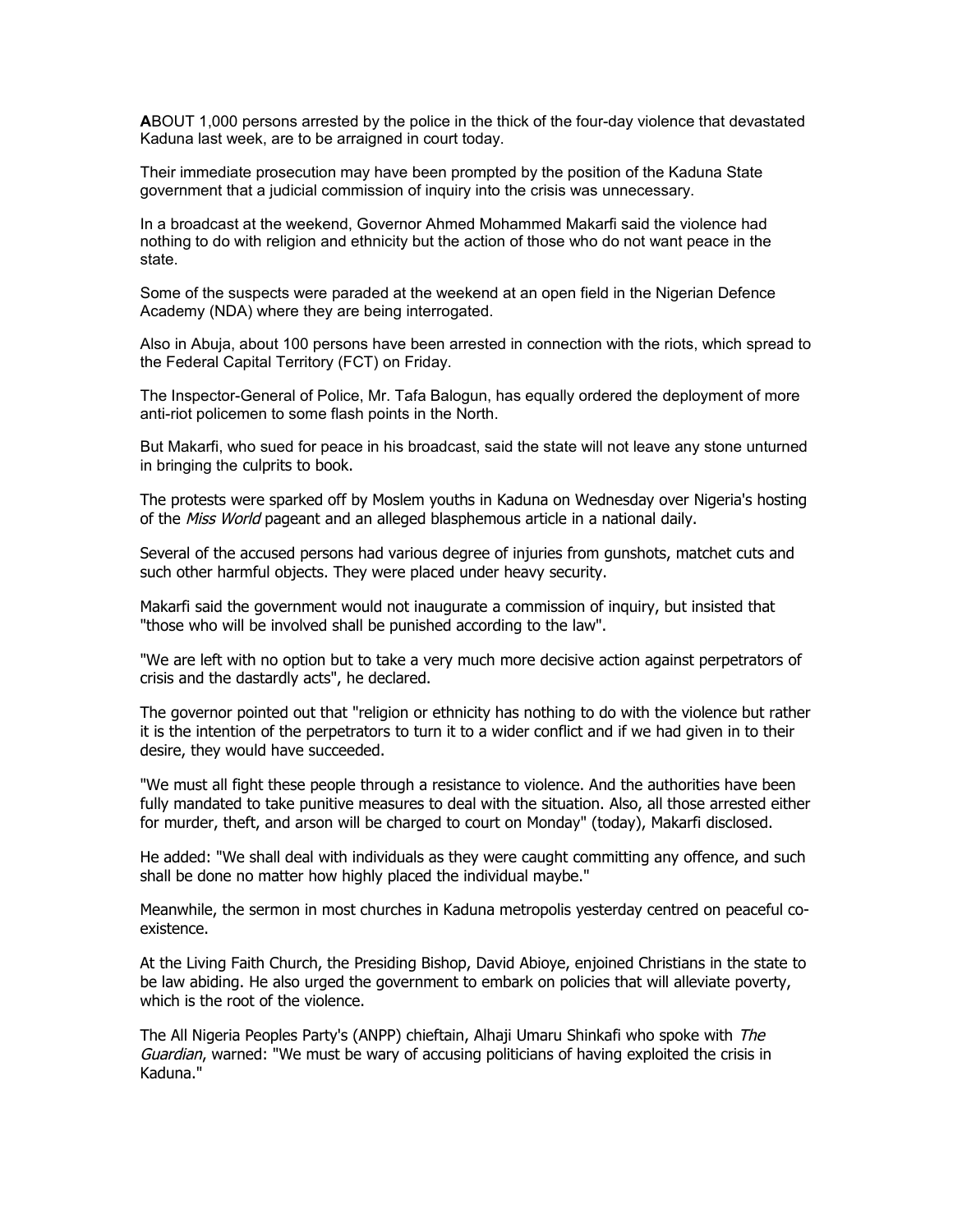**A**BOUT 1,000 persons arrested by the police in the thick of the four-day violence that devastated Kaduna last week, are to be arraigned in court today.

Their immediate prosecution may have been prompted by the position of the Kaduna State government that a judicial commission of inquiry into the crisis was unnecessary.

In a broadcast at the weekend, Governor Ahmed Mohammed Makarfi said the violence had nothing to do with religion and ethnicity but the action of those who do not want peace in the state.

Some of the suspects were paraded at the weekend at an open field in the Nigerian Defence Academy (NDA) where they are being interrogated.

Also in Abuja, about 100 persons have been arrested in connection with the riots, which spread to the Federal Capital Territory (FCT) on Friday.

The Inspector-General of Police, Mr. Tafa Balogun, has equally ordered the deployment of more anti-riot policemen to some flash points in the North.

But Makarfi, who sued for peace in his broadcast, said the state will not leave any stone unturned in bringing the culprits to book.

The protests were sparked off by Moslem youths in Kaduna on Wednesday over Nigeria's hosting of the *Miss World* pageant and an alleged blasphemous article in a national daily.

Several of the accused persons had various degree of injuries from gunshots, matchet cuts and such other harmful objects. They were placed under heavy security.

Makarfi said the government would not inaugurate a commission of inquiry, but insisted that "those who will be involved shall be punished according to the law".

"We are left with no option but to take a very much more decisive action against perpetrators of crisis and the dastardly acts", he declared.

The governor pointed out that "religion or ethnicity has nothing to do with the violence but rather it is the intention of the perpetrators to turn it to a wider conflict and if we had given in to their desire, they would have succeeded.

"We must all fight these people through a resistance to violence. And the authorities have been fully mandated to take punitive measures to deal with the situation. Also, all those arrested either for murder, theft, and arson will be charged to court on Monday" (today), Makarfi disclosed.

He added: "We shall deal with individuals as they were caught committing any offence, and such shall be done no matter how highly placed the individual maybe."

Meanwhile, the sermon in most churches in Kaduna metropolis yesterday centred on peaceful co-existence.

At the Living Faith Church, the Presiding Bishop, David Abioye, enjoined Christians in the state to be law abiding. He also urged the government to embark on policies that will alleviate poverty, which is the root of the violence.

The All Nigeria Peoples Party's (ANPP) chieftain, Alhaji Umaru Shinkafi who spoke with *The Guardian*, warned: "We must be wary of accusing politicians of having exploited the crisis in Kaduna."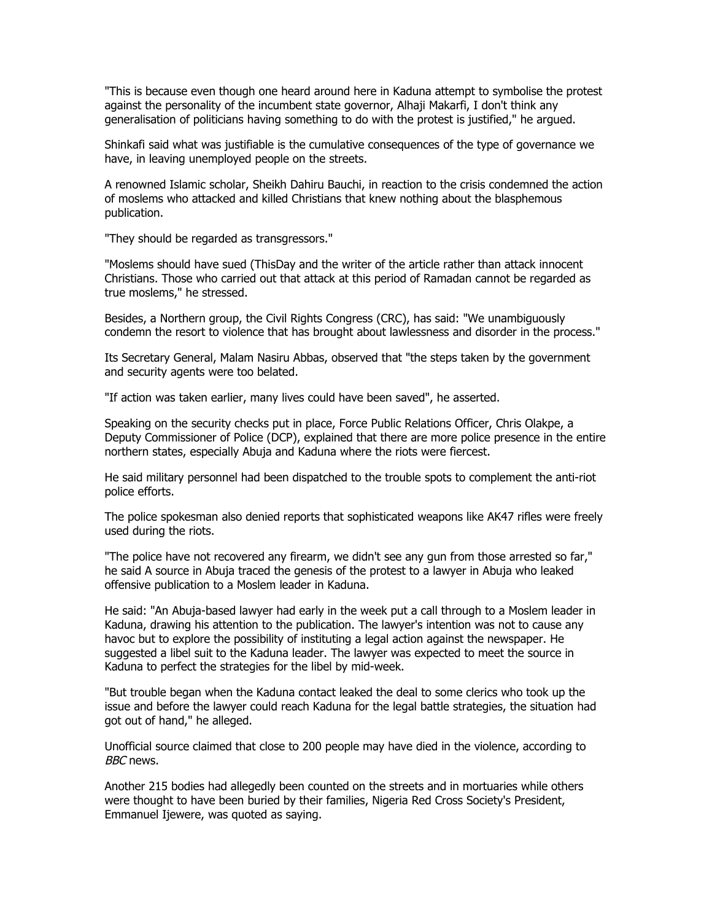"This is because even though one heard around here in Kaduna attempt to symbolise the protest against the personality of the incumbent state governor, Alhaji Makarfi, I don't think any generalisation of politicians having something to do with the protest is justified," he argued.

Shinkafi said what was justifiable is the cumulative consequences of the type of governance we have, in leaving unemployed people on the streets.

A renowned Islamic scholar, Sheikh Dahiru Bauchi, in reaction to the crisis condemned the action of moslems who attacked and killed Christians that knew nothing about the blasphemous publication.

"They should be regarded as transgressors."

"Moslems should have sued (ThisDay and the writer of the article rather than attack innocent Christians. Those who carried out that attack at this period of Ramadan cannot be regarded as true moslems," he stressed.

Besides, a Northern group, the Civil Rights Congress (CRC), has said: "We unambiguously condemn the resort to violence that has brought about lawlessness and disorder in the process."

Its Secretary General, Malam Nasiru Abbas, observed that "the steps taken by the government and security agents were too belated.

"If action was taken earlier, many lives could have been saved", he asserted.

Speaking on the security checks put in place, Force Public Relations Officer, Chris Olakpe, a Deputy Commissioner of Police (DCP), explained that there are more police presence in the entire northern states, especially Abuja and Kaduna where the riots were fiercest.

He said military personnel had been dispatched to the trouble spots to complement the anti-riot police efforts.

The police spokesman also denied reports that sophisticated weapons like AK47 rifles were freely used during the riots.

"The police have not recovered any firearm, we didn't see any gun from those arrested so far," he said A source in Abuja traced the genesis of the protest to a lawyer in Abuja who leaked offensive publication to a Moslem leader in Kaduna.

He said: "An Abuja-based lawyer had early in the week put a call through to a Moslem leader in Kaduna, drawing his attention to the publication. The lawyer's intention was not to cause any havoc but to explore the possibility of instituting a legal action against the newspaper. He suggested a libel suit to the Kaduna leader. The lawyer was expected to meet the source in Kaduna to perfect the strategies for the libel by mid-week.

"But trouble began when the Kaduna contact leaked the deal to some clerics who took up the issue and before the lawyer could reach Kaduna for the legal battle strategies, the situation had got out of hand," he alleged.

Unofficial source claimed that close to 200 people may have died in the violence, according to *BBC* news.

Another 215 bodies had allegedly been counted on the streets and in mortuaries while others were thought to have been buried by their families, Nigeria Red Cross Society's President, Emmanuel Ijewere, was quoted as saying.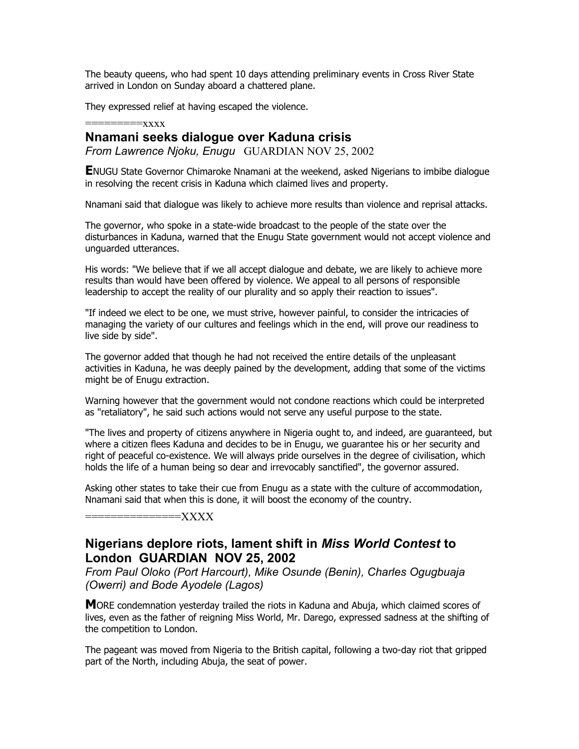The beauty queens, who had spent 10 days attending preliminary events in Cross River State arrived in London on Sunday aboard a chattered plane.

They expressed relief at having escaped the violence.

=========xxxx

## Nnamani seeks dialogue over Kaduna crisis

*From Lawrence Njoku, Enugu* GUARDIAN NOV 25, 2002

**E**NUGU State Governor Chimaroke Nnamani at the weekend, asked Nigerians to imbibe dialogue in resolving the recent crisis in Kaduna which claimed lives and property.

Nnamani said that dialogue was likely to achieve more results than violence and reprisal attacks.

The governor, who spoke in a state-wide broadcast to the people of the state over the disturbances in Kaduna, warned that the Enugu State government would not accept violence and unguarded utterances.

His words: "We believe that if we all accept dialogue and debate, we are likely to achieve more results than would have been offered by violence. We appeal to all persons of responsible leadership to accept the reality of our plurality and so apply their reaction to issues".

"If indeed we elect to be one, we must strive, however painful, to consider the intricacies of managing the variety of our cultures and feelings which in the end, will prove our readiness to live side by side".

The governor added that though he had not received the entire details of the unpleasant activities in Kaduna, he was deeply pained by the development, adding that some of the victims might be of Enugu extraction.

Warning however that the government would not condone reactions which could be interpreted as "retaliatory", he said such actions would not serve any useful purpose to the state.

"The lives and property of citizens anywhere in Nigeria ought to, and indeed, are guaranteed, but where a citizen flees Kaduna and decides to be in Enugu, we guarantee his or her security and right of peaceful co-existence. We will always pride ourselves in the degree of civilisation, which holds the life of a human being so dear and irrevocably sanctified", the governor assured.

Asking other states to take their cue from Enugu as a state with the culture of accommodation, Nnamani said that when this is done, it will boost the economy of the country.

==============XXXX

## Nigerians deplore riots, lament shift in *Miss World Contest* to London GUARDIAN NOV 25, 2002

*From Paul Oloko (Port Harcourt), Mike Osunde (Benin), Charles Ogugbuaja (Owerri) and Bode Ayodele (Lagos)*

**M**ORE condemnation yesterday trailed the riots in Kaduna and Abuja, which claimed scores of lives, even as the father of reigning Miss World, Mr. Darego, expressed sadness at the shifting of the competition to London.

The pageant was moved from Nigeria to the British capital, following a two-day riot that gripped part of the North, including Abuja, the seat of power.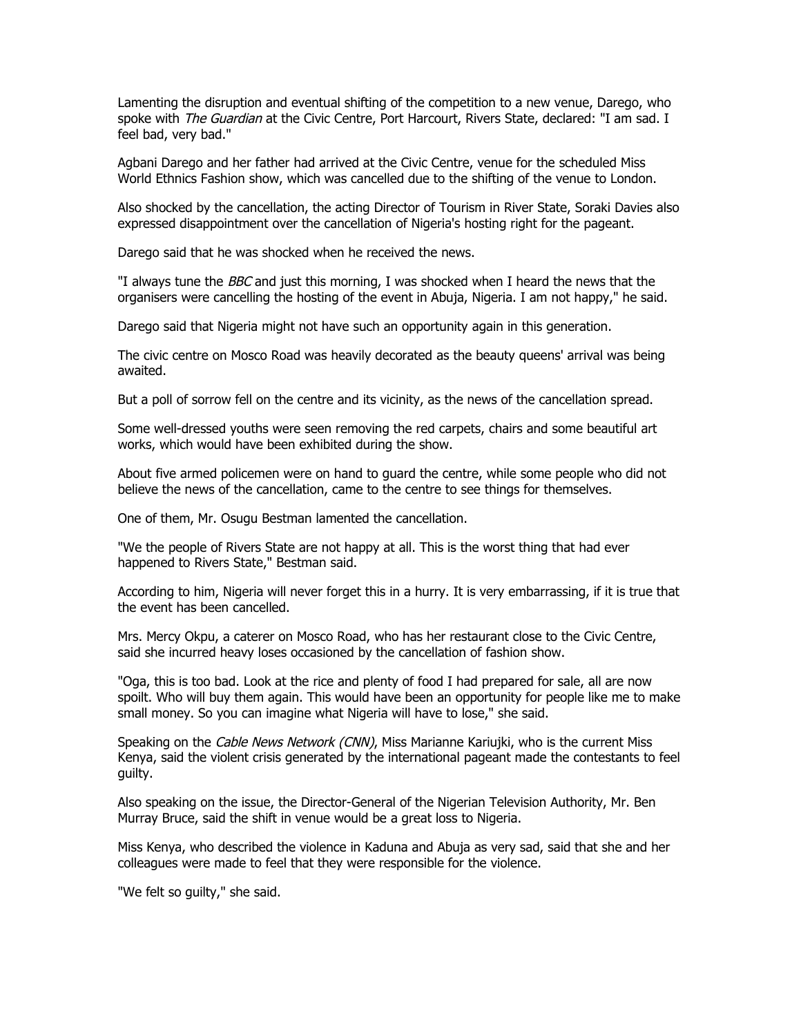Lamenting the disruption and eventual shifting of the competition to a new venue, Darego, who spoke with *The Guardian* at the Civic Centre, Port Harcourt, Rivers State, declared: "I am sad. I feel bad, very bad."

Agbani Darego and her father had arrived at the Civic Centre, venue for the scheduled Miss World Ethnics Fashion show, which was cancelled due to the shifting of the venue to London.

Also shocked by the cancellation, the acting Director of Tourism in River State, Soraki Davies also expressed disappointment over the cancellation of Nigeria's hosting right for the pageant.

Darego said that he was shocked when he received the news.

"I always tune the *BBC* and just this morning, I was shocked when I heard the news that the organisers were cancelling the hosting of the event in Abuja, Nigeria. I am not happy," he said.

Darego said that Nigeria might not have such an opportunity again in this generation.

The civic centre on Mosco Road was heavily decorated as the beauty queens' arrival was being awaited.

But a poll of sorrow fell on the centre and its vicinity, as the news of the cancellation spread.

Some well-dressed youths were seen removing the red carpets, chairs and some beautiful art works, which would have been exhibited during the show.

About five armed policemen were on hand to guard the centre, while some people who did not believe the news of the cancellation, came to the centre to see things for themselves.

One of them, Mr. Osugu Bestman lamented the cancellation.

"We the people of Rivers State are not happy at all. This is the worst thing that had ever happened to Rivers State," Bestman said.

According to him, Nigeria will never forget this in a hurry. It is very embarrassing, if it is true that the event has been cancelled.

Mrs. Mercy Okpu, a caterer on Mosco Road, who has her restaurant close to the Civic Centre, said she incurred heavy loses occasioned by the cancellation of fashion show.

"Oga, this is too bad. Look at the rice and plenty of food I had prepared for sale, all are now spoilt. Who will buy them again. This would have been an opportunity for people like me to make small money. So you can imagine what Nigeria will have to lose," she said.

Speaking on the *Cable News Network (CNN)*, Miss Marianne Kariujki, who is the current Miss Kenya, said the violent crisis generated by the international pageant made the contestants to feel guilty.

Also speaking on the issue, the Director-General of the Nigerian Television Authority, Mr. Ben Murray Bruce, said the shift in venue would be a great loss to Nigeria.

Miss Kenya, who described the violence in Kaduna and Abuja as very sad, said that she and her colleagues were made to feel that they were responsible for the violence.

"We felt so guilty," she said.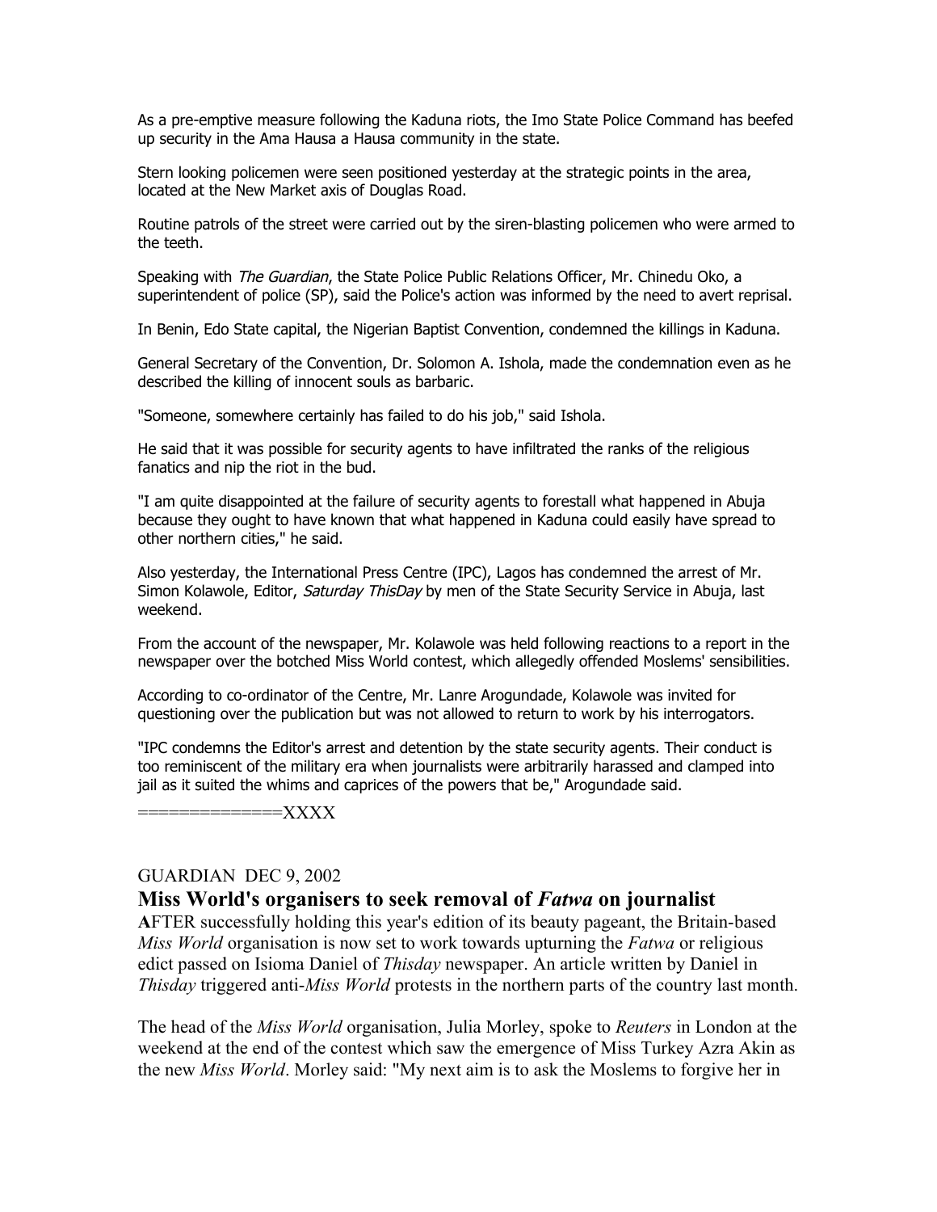As a pre-emptive measure following the Kaduna riots, the Imo State Police Command has beefed up security in the Ama Hausa a Hausa community in the state.

Stern looking policemen were seen positioned yesterday at the strategic points in the area, located at the New Market axis of Douglas Road.

Routine patrols of the street were carried out by the siren-blasting policemen who were armed to the teeth.

Speaking with *The Guardian*, the State Police Public Relations Officer, Mr. Chinedu Oko, a superintendent of police (SP), said the Police's action was informed by the need to avert reprisal.

In Benin, Edo State capital, the Nigerian Baptist Convention, condemned the killings in Kaduna.

General Secretary of the Convention, Dr. Solomon A. Ishola, made the condemnation even as he described the killing of innocent souls as barbaric.

"Someone, somewhere certainly has failed to do his job," said Ishola.

He said that it was possible for security agents to have infiltrated the ranks of the religious fanatics and nip the riot in the bud.

"I am quite disappointed at the failure of security agents to forestall what happened in Abuja because they ought to have known that what happened in Kaduna could easily have spread to other northern cities," he said.

Also yesterday, the International Press Centre (IPC), Lagos has condemned the arrest of Mr. Simon Kolawole, Editor, *Saturday ThisDay* by men of the State Security Service in Abuja, last weekend.

From the account of the newspaper, Mr. Kolawole was held following reactions to a report in the newspaper over the botched Miss World contest, which allegedly offended Moslems' sensibilities.

According to co-ordinator of the Centre, Mr. Lanre Arogundade, Kolawole was invited for questioning over the publication but was not allowed to return to work by his interrogators.

"IPC condemns the Editor's arrest and detention by the state security agents. Their conduct is too reminiscent of the military era when journalists were arbitrarily harassed and clamped into jail as it suited the whims and caprices of the powers that be," Arogundade said.

==============XXXX

GUARDIAN DEC 9, 2002

## Miss World's organisers to seek removal of *Fatwa* on journalist

**A**FTER successfully holding this year's edition of its beauty pageant, the Britain-based *Miss World* organisation is now set to work towards upturning the *Fatwa* or religious edict passed on Isioma Daniel of *Thisday* newspaper. An article written by Daniel in *Thisday* triggered anti-*Miss World* protests in the northern parts of the country last month.

The head of the *Miss World* organisation, Julia Morley, spoke to *Reuters* in London at the weekend at the end of the contest which saw the emergence of Miss Turkey Azra Akin as the new *Miss World*. Morley said: "My next aim is to ask the Moslems to forgive her in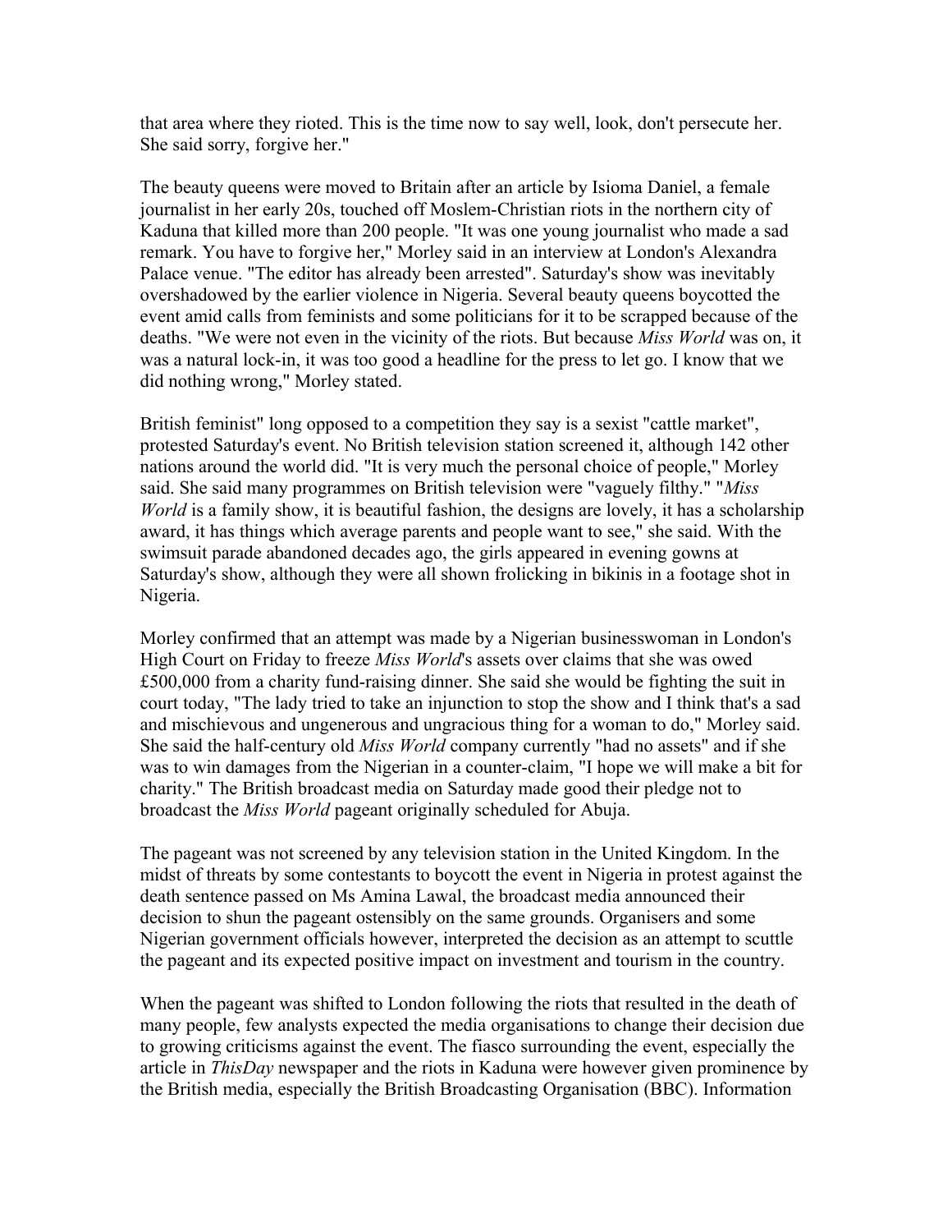that area where they rioted. This is the time now to say well, look, don't persecute her. She said sorry, forgive her."

The beauty queens were moved to Britain after an article by Isioma Daniel, a female journalist in her early 20s, touched off Moslem-Christian riots in the northern city of Kaduna that killed more than 200 people. "It was one young journalist who made a sad remark. You have to forgive her," Morley said in an interview at London's Alexandra Palace venue. "The editor has already been arrested". Saturday's show was inevitably overshadowed by the earlier violence in Nigeria. Several beauty queens boycotted the event amid calls from feminists and some politicians for it to be scrapped because of the deaths. "We were not even in the vicinity of the riots. But because *Miss World* was on, it was a natural lock-in, it was too good a headline for the press to let go. I know that we did nothing wrong," Morley stated.

British feminist" long opposed to a competition they say is a sexist "cattle market", protested Saturday's event. No British television station screened it, although 142 other nations around the world did. "It is very much the personal choice of people," Morley said. She said many programmes on British television were "vaguely filthy." "*Miss World* is a family show, it is beautiful fashion, the designs are lovely, it has a scholarship award, it has things which average parents and people want to see," she said. With the swimsuit parade abandoned decades ago, the girls appeared in evening gowns at Saturday's show, although they were all shown frolicking in bikinis in a footage shot in Nigeria.

Morley confirmed that an attempt was made by a Nigerian businesswoman in London's High Court on Friday to freeze *Miss World*'s assets over claims that she was owed £500,000 from a charity fund-raising dinner. She said she would be fighting the suit in court today, "The lady tried to take an injunction to stop the show and I think that's a sad and mischievous and ungenerous and ungracious thing for a woman to do," Morley said. She said the half-century old *Miss World* company currently "had no assets" and if she was to win damages from the Nigerian in a counter-claim, "I hope we will make a bit for charity." The British broadcast media on Saturday made good their pledge not to broadcast the *Miss World* pageant originally scheduled for Abuja.

The pageant was not screened by any television station in the United Kingdom. In the midst of threats by some contestants to boycott the event in Nigeria in protest against the death sentence passed on Ms Amina Lawal, the broadcast media announced their decision to shun the pageant ostensibly on the same grounds. Organisers and some Nigerian government officials however, interpreted the decision as an attempt to scuttle the pageant and its expected positive impact on investment and tourism in the country.

When the pageant was shifted to London following the riots that resulted in the death of many people, few analysts expected the media organisations to change their decision due to growing criticisms against the event. The fiasco surrounding the event, especially the article in *ThisDay* newspaper and the riots in Kaduna were however given prominence by the British media, especially the British Broadcasting Organisation (BBC). Information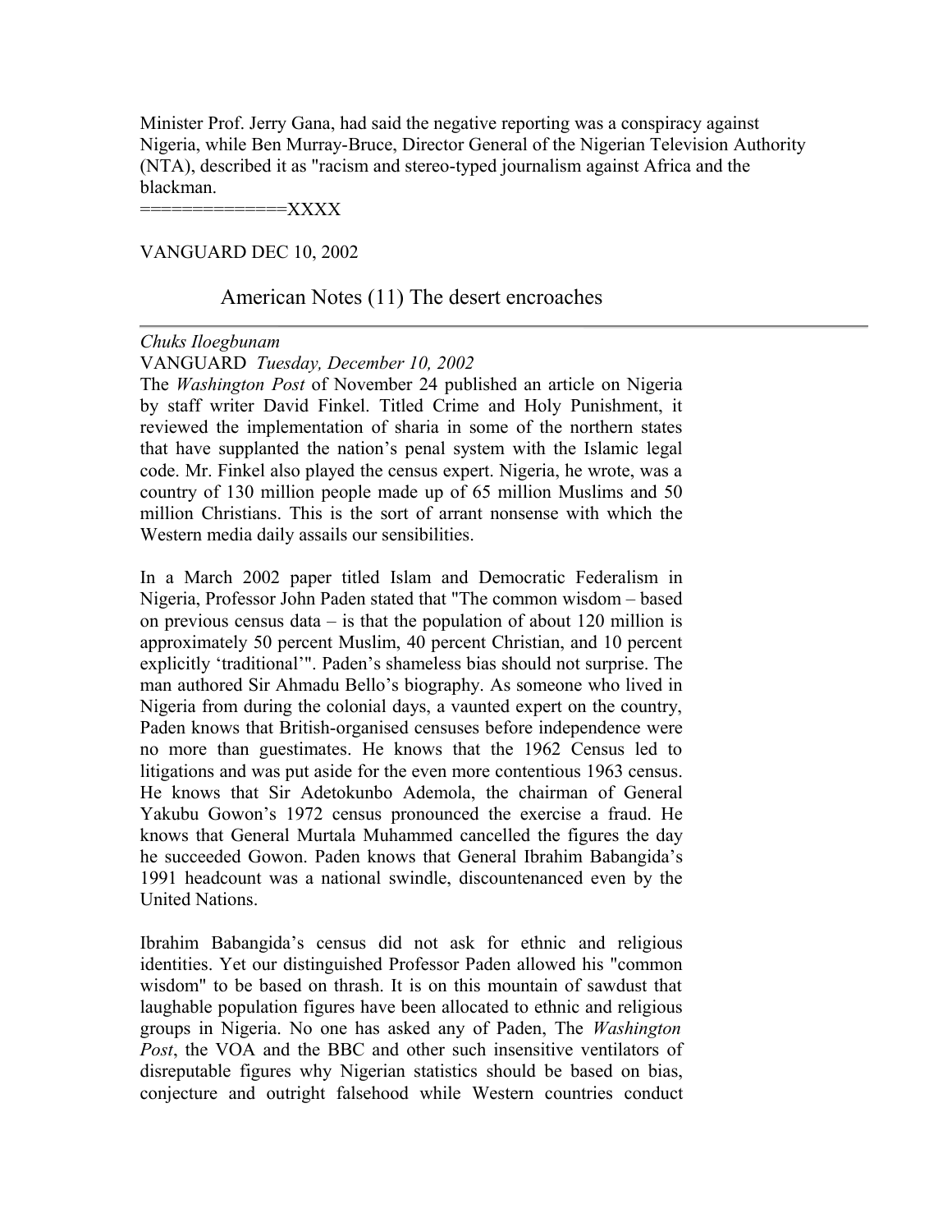Minister Prof. Jerry Gana, had said the negative reporting was a conspiracy against Nigeria, while Ben Murray-Bruce, Director General of the Nigerian Television Authority (NTA), described it as "racism and stereo-typed journalism against Africa and the blackman.

=============XXXX

VANGUARD DEC 10, 2002

## American Notes (11) The desert encroaches

---

*Chuks Ilоegbunam*

VANGUARD *Tuesday, December 10, 2002*

The *Washington Post* of November 24 published an article on Nigeria by staff writer David Finkel. Titled Crime and Holy Punishment, it reviewed the implementation of sharia in some of the northern states that have supplanted the nation's penal system with the Islamic legal code. Mr. Finkel also played the census expert. Nigeria, he wrote, was a country of 130 million people made up of 65 million Muslims and 50 million Christians. This is the sort of arrant nonsense with which the Western media daily assails our sensibilities.

In a March 2002 paper titled Islam and Democratic Federalism in Nigeria, Professor John Paden stated that "The common wisdom – based on previous census data – is that the population of about 120 million is approximately 50 percent Muslim, 40 percent Christian, and 10 percent explicitly 'traditional'". Paden's shameless bias should not surprise. The man authored Sir Ahmadu Bello's biography. As someone who lived in Nigeria from during the colonial days, a vaunted expert on the country, Paden knows that British-organised censuses before independence were no more than guestimates. He knows that the 1962 Census led to litigations and was put aside for the even more contentious 1963 census. He knows that Sir Adetokunbo Ademola, the chairman of General Yakubu Gowon's 1972 census pronounced the exercise a fraud. He knows that General Murtala Muhammed cancelled the figures the day he succeeded Gowon. Paden knows that General Ibrahim Babangida's 1991 headcount was a national swindle, discountenanced even by the United Nations.

Ibrahim Babangida's census did not ask for ethnic and religious identities. Yet our distinguished Professor Paden allowed his "common wisdom" to be based on thrash. It is on this mountain of sawdust that laughable population figures have been allocated to ethnic and religious groups in Nigeria. No one has asked any of Paden, The *Washington Post*, the VOA and the BBC and other such insensitive ventilators of disreputable figures why Nigerian statistics should be based on bias, conjecture and outright falsehood while Western countries conduct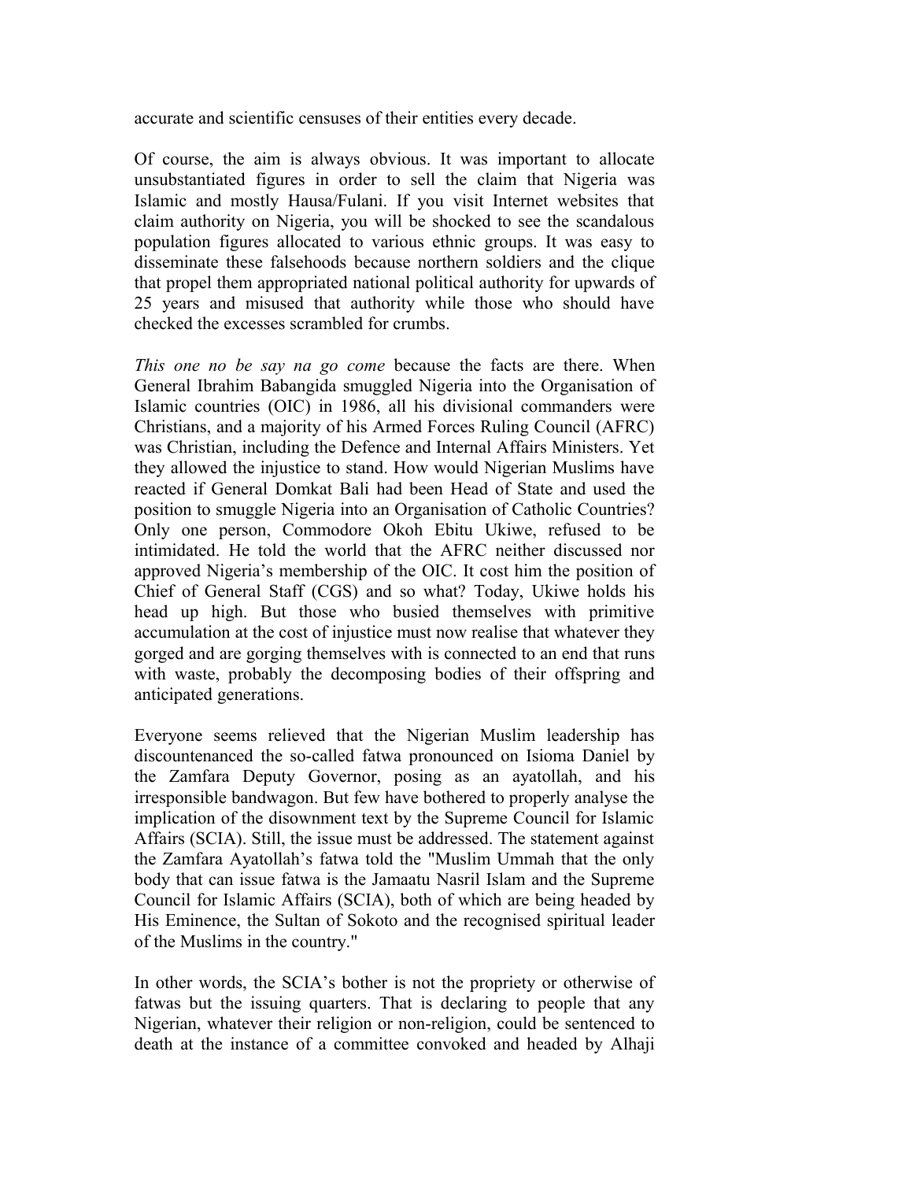accurate and scientific censuses of their entities every decade.

Of course, the aim is always obvious. It was important to allocate unsubstantiated figures in order to sell the claim that Nigeria was Islamic and mostly Hausa/Fulani. If you visit Internet websites that claim authority on Nigeria, you will be shocked to see the scandalous population figures allocated to various ethnic groups. It was easy to disseminate these falsehoods because northern soldiers and the clique that propel them appropriated national political authority for upwards of 25 years and misused that authority while those who should have checked the excesses scrambled for crumbs.

*This one no be say na go come* because the facts are there. When General Ibrahim Babangida smuggled Nigeria into the Organisation of Islamic countries (OIC) in 1986, all his divisional commanders were Christians, and a majority of his Armed Forces Ruling Council (AFRC) was Christian, including the Defence and Internal Affairs Ministers. Yet they allowed the injustice to stand. How would Nigerian Muslims have reacted if General Domkat Bali had been Head of State and used the position to smuggle Nigeria into an Organisation of Catholic Countries? Only one person, Commodore Okoh Ebitu Ukiwe, refused to be intimidated. He told the world that the AFRC neither discussed nor approved Nigeria's membership of the OIC. It cost him the position of Chief of General Staff (CGS) and so what? Today, Ukiwe holds his head up high. But those who busied themselves with primitive accumulation at the cost of injustice must now realise that whatever they gorged and are gorging themselves with is connected to an end that runs with waste, probably the decomposing bodies of their offspring and anticipated generations.

Everyone seems relieved that the Nigerian Muslim leadership has discountenanced the so-called fatwa pronounced on Isioma Daniel by the Zamfara Deputy Governor, posing as an ayatollah, and his irresponsible bandwagon. But few have bothered to properly analyse the implication of the disownment text by the Supreme Council for Islamic Affairs (SCIA). Still, the issue must be addressed. The statement against the Zamfara Ayatollah's fatwa told the "Muslim Ummah that the only body that can issue fatwa is the Jamaatu Nasril Islam and the Supreme Council for Islamic Affairs (SCIA), both of which are being headed by His Eminence, the Sultan of Sokoto and the recognised spiritual leader of the Muslims in the country."

In other words, the SCIA's bother is not the propriety or otherwise of fatwas but the issuing quarters. That is declaring to people that any Nigerian, whatever their religion or non-religion, could be sentenced to death at the instance of a committee convoked and headed by Alhaji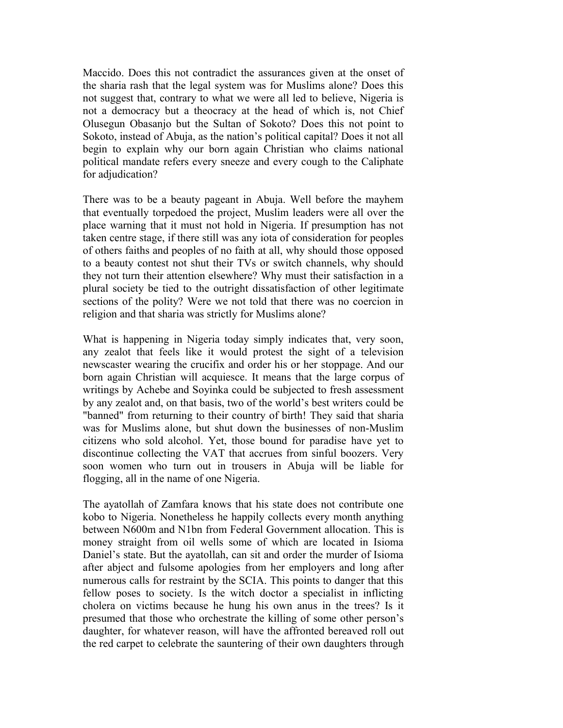Maccido. Does this not contradict the assurances given at the onset of the sharia rash that the legal system was for Muslims alone? Does this not suggest that, contrary to what we were all led to believe, Nigeria is not a democracy but a theocracy at the head of which is, not Chief Olusegun Obasanjo but the Sultan of Sokoto? Does this not point to Sokoto, instead of Abuja, as the nation's political capital? Does it not all begin to explain why our born again Christian who claims national political mandate refers every sneeze and every cough to the Caliphate for adjudication?

There was to be a beauty pageant in Abuja. Well before the mayhem that eventually torpedoed the project, Muslim leaders were all over the place warning that it must not hold in Nigeria. If presumption has not taken centre stage, if there still was any iota of consideration for peoples of others faiths and peoples of no faith at all, why should those opposed to a beauty contest not shut their TVs or switch channels, why should they not turn their attention elsewhere? Why must their satisfaction in a plural society be tied to the outright dissatisfaction of other legitimate sections of the polity? Were we not told that there was no coercion in religion and that sharia was strictly for Muslims alone?

What is happening in Nigeria today simply indicates that, very soon, any zealot that feels like it would protest the sight of a television newscaster wearing the crucifix and order his or her stoppage. And our born again Christian will acquiesce. It means that the large corpus of writings by Achebe and Soyinka could be subjected to fresh assessment by any zealot and, on that basis, two of the world's best writers could be "banned" from returning to their country of birth! They said that sharia was for Muslims alone, but shut down the businesses of non-Muslim citizens who sold alcohol. Yet, those bound for paradise have yet to discontinue collecting the VAT that accrues from sinful boozers. Very soon women who turn out in trousers in Abuja will be liable for flogging, all in the name of one Nigeria.

The ayatollah of Zamfara knows that his state does not contribute one kobo to Nigeria. Nonetheless he happily collects every month anything between N600m and N1bn from Federal Government allocation. This is money straight from oil wells some of which are located in Isioma Daniel's state. But the ayatollah, can sit and order the murder of Isioma after abject and fulsome apologies from her employers and long after numerous calls for restraint by the SCIA. This points to danger that this fellow poses to society. Is the witch doctor a specialist in inflicting cholera on victims because he hung his own anus in the trees? Is it presumed that those who orchestrate the killing of some other person's daughter, for whatever reason, will have the affronted bereaved roll out the red carpet to celebrate the sauntering of their own daughters through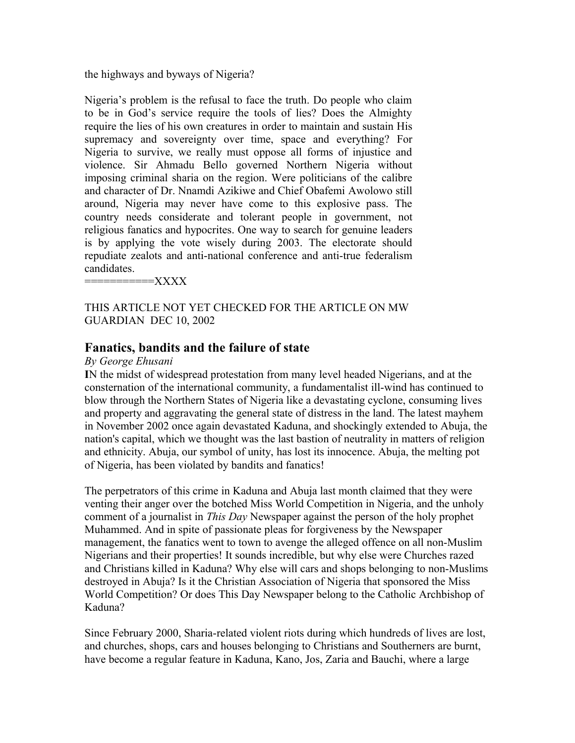the highways and byways of Nigeria?

Nigeria's problem is the refusal to face the truth. Do people who claim to be in God's service require the tools of lies? Does the Almighty require the lies of his own creatures in order to maintain and sustain His supremacy and sovereignty over time, space and everything? For Nigeria to survive, we really must oppose all forms of injustice and violence. Sir Ahmadu Bello governed Northern Nigeria without imposing criminal sharia on the region. Were politicians of the calibre and character of Dr. Nnamdi Azikiwe and Chief Obafemi Awolowo still around, Nigeria may never have come to this explosive pass. The country needs considerate and tolerant people in government, not religious fanatics and hypocrites. One way to search for genuine leaders is by applying the vote wisely during 2003. The electorate should repudiate zealots and anti-national conference and anti-true federalism candidates.
===========XXXX

THIS ARTICLE NOT YET CHECKED FOR THE ARTICLE ON MW
GUARDIAN DEC 10, 2002

## Fanatics, bandits and the failure of state

*By George Ehusani*

**I**N the midst of widespread protestation from many level headed Nigerians, and at the consternation of the international community, a fundamentalist ill-wind has continued to blow through the Northern States of Nigeria like a devastating cyclone, consuming lives and property and aggravating the general state of distress in the land. The latest mayhem in November 2002 once again devastated Kaduna, and shockingly extended to Abuja, the nation's capital, which we thought was the last bastion of neutrality in matters of religion and ethnicity. Abuja, our symbol of unity, has lost its innocence. Abuja, the melting pot of Nigeria, has been violated by bandits and fanatics!

The perpetrators of this crime in Kaduna and Abuja last month claimed that they were venting their anger over the botched Miss World Competition in Nigeria, and the unholy comment of a journalist in *This Day* Newspaper against the person of the holy prophet Muhammed. And in spite of passionate pleas for forgiveness by the Newspaper management, the fanatics went to town to avenge the alleged offence on all non-Muslim Nigerians and their properties! It sounds incredible, but why else were Churches razed and Christians killed in Kaduna? Why else will cars and shops belonging to non-Muslims destroyed in Abuja? Is it the Christian Association of Nigeria that sponsored the Miss World Competition? Or does This Day Newspaper belong to the Catholic Archbishop of Kaduna?

Since February 2000, Sharia-related violent riots during which hundreds of lives are lost, and churches, shops, cars and houses belonging to Christians and Southerners are burnt, have become a regular feature in Kaduna, Kano, Jos, Zaria and Bauchi, where a large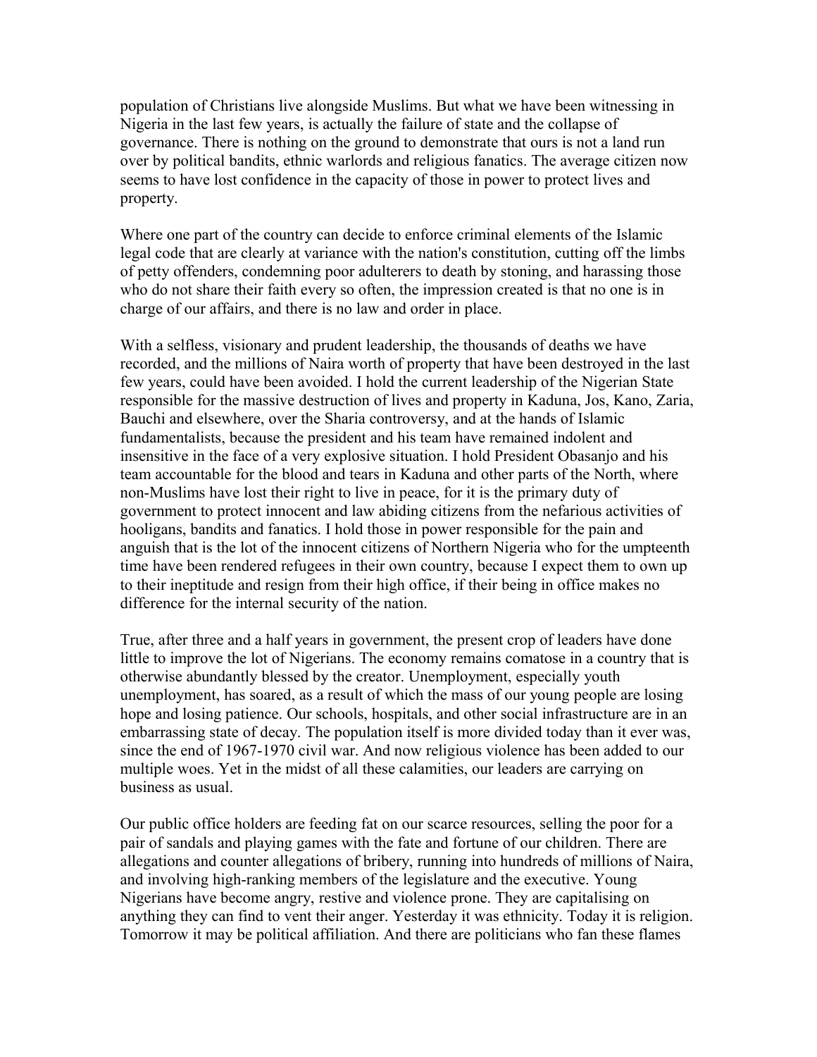population of Christians live alongside Muslims. But what we have been witnessing in Nigeria in the last few years, is actually the failure of state and the collapse of governance. There is nothing on the ground to demonstrate that ours is not a land run over by political bandits, ethnic warlords and religious fanatics. The average citizen now seems to have lost confidence in the capacity of those in power to protect lives and property.

Where one part of the country can decide to enforce criminal elements of the Islamic legal code that are clearly at variance with the nation's constitution, cutting off the limbs of petty offenders, condemning poor adulterers to death by stoning, and harassing those who do not share their faith every so often, the impression created is that no one is in charge of our affairs, and there is no law and order in place.

With a selfless, visionary and prudent leadership, the thousands of deaths we have recorded, and the millions of Naira worth of property that have been destroyed in the last few years, could have been avoided. I hold the current leadership of the Nigerian State responsible for the massive destruction of lives and property in Kaduna, Jos, Kano, Zaria, Bauchi and elsewhere, over the Sharia controversy, and at the hands of Islamic fundamentalists, because the president and his team have remained indolent and insensitive in the face of a very explosive situation. I hold President Obasanjo and his team accountable for the blood and tears in Kaduna and other parts of the North, where non-Muslims have lost their right to live in peace, for it is the primary duty of government to protect innocent and law abiding citizens from the nefarious activities of hooligans, bandits and fanatics. I hold those in power responsible for the pain and anguish that is the lot of the innocent citizens of Northern Nigeria who for the umpteenth time have been rendered refugees in their own country, because I expect them to own up to their ineptitude and resign from their high office, if their being in office makes no difference for the internal security of the nation.

True, after three and a half years in government, the present crop of leaders have done little to improve the lot of Nigerians. The economy remains comatose in a country that is otherwise abundantly blessed by the creator. Unemployment, especially youth unemployment, has soared, as a result of which the mass of our young people are losing hope and losing patience. Our schools, hospitals, and other social infrastructure are in an embarrassing state of decay. The population itself is more divided today than it ever was, since the end of 1967-1970 civil war. And now religious violence has been added to our multiple woes. Yet in the midst of all these calamities, our leaders are carrying on business as usual.

Our public office holders are feeding fat on our scarce resources, selling the poor for a pair of sandals and playing games with the fate and fortune of our children. There are allegations and counter allegations of bribery, running into hundreds of millions of Naira, and involving high-ranking members of the legislature and the executive. Young Nigerians have become angry, restive and violence prone. They are capitalising on anything they can find to vent their anger. Yesterday it was ethnicity. Today it is religion. Tomorrow it may be political affiliation. And there are politicians who fan these flames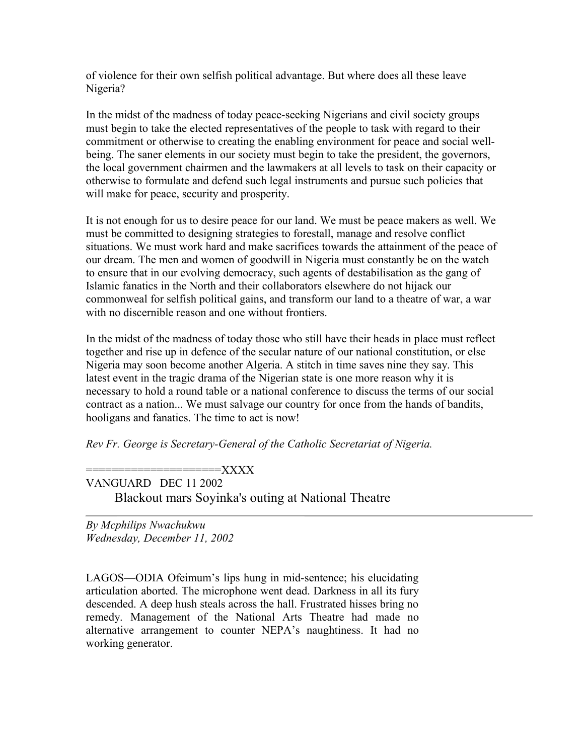of violence for their own selfish political advantage. But where does all these leave Nigeria?

In the midst of the madness of today peace-seeking Nigerians and civil society groups must begin to take the elected representatives of the people to task with regard to their commitment or otherwise to creating the enabling environment for peace and social well-being. The saner elements in our society must begin to take the president, the governors, the local government chairmen and the lawmakers at all levels to task on their capacity or otherwise to formulate and defend such legal instruments and pursue such policies that will make for peace, security and prosperity.

It is not enough for us to desire peace for our land. We must be peace makers as well. We must be committed to designing strategies to forestall, manage and resolve conflict situations. We must work hard and make sacrifices towards the attainment of the peace of our dream. The men and women of goodwill in Nigeria must constantly be on the watch to ensure that in our evolving democracy, such agents of destabilisation as the gang of Islamic fanatics in the North and their collaborators elsewhere do not hijack our commonweal for selfish political gains, and transform our land to a theatre of war, a war with no discernible reason and one without frontiers.

In the midst of the madness of today those who still have their heads in place must reflect together and rise up in defence of the secular nature of our national constitution, or else Nigeria may soon become another Algeria. A stitch in time saves nine they say. This latest event in the tragic drama of the Nigerian state is one more reason why it is necessary to hold a round table or a national conference to discuss the terms of our social contract as a nation... We must salvage our country for once from the hands of bandits, hooligans and fanatics. The time to act is now!

*Rev Fr. George is Secretary-General of the Catholic Secretariat of Nigeria.*

====================XXXX

VANGUARD DEC 11 2002

## Blackout mars Soyinka's outing at National Theatre

---

*By Mcphilips Nwachukwu*
*Wednesday, December 11, 2002*

LAGOS—ODIA Ofeimum’s lips hung in mid-sentence; his elucidating articulation aborted. The microphone went dead. Darkness in all its fury descended. A deep hush steals across the hall. Frustrated hisses bring no remedy. Management of the National Arts Theatre had made no alternative arrangement to counter NEPA’s naughtiness. It had no working generator.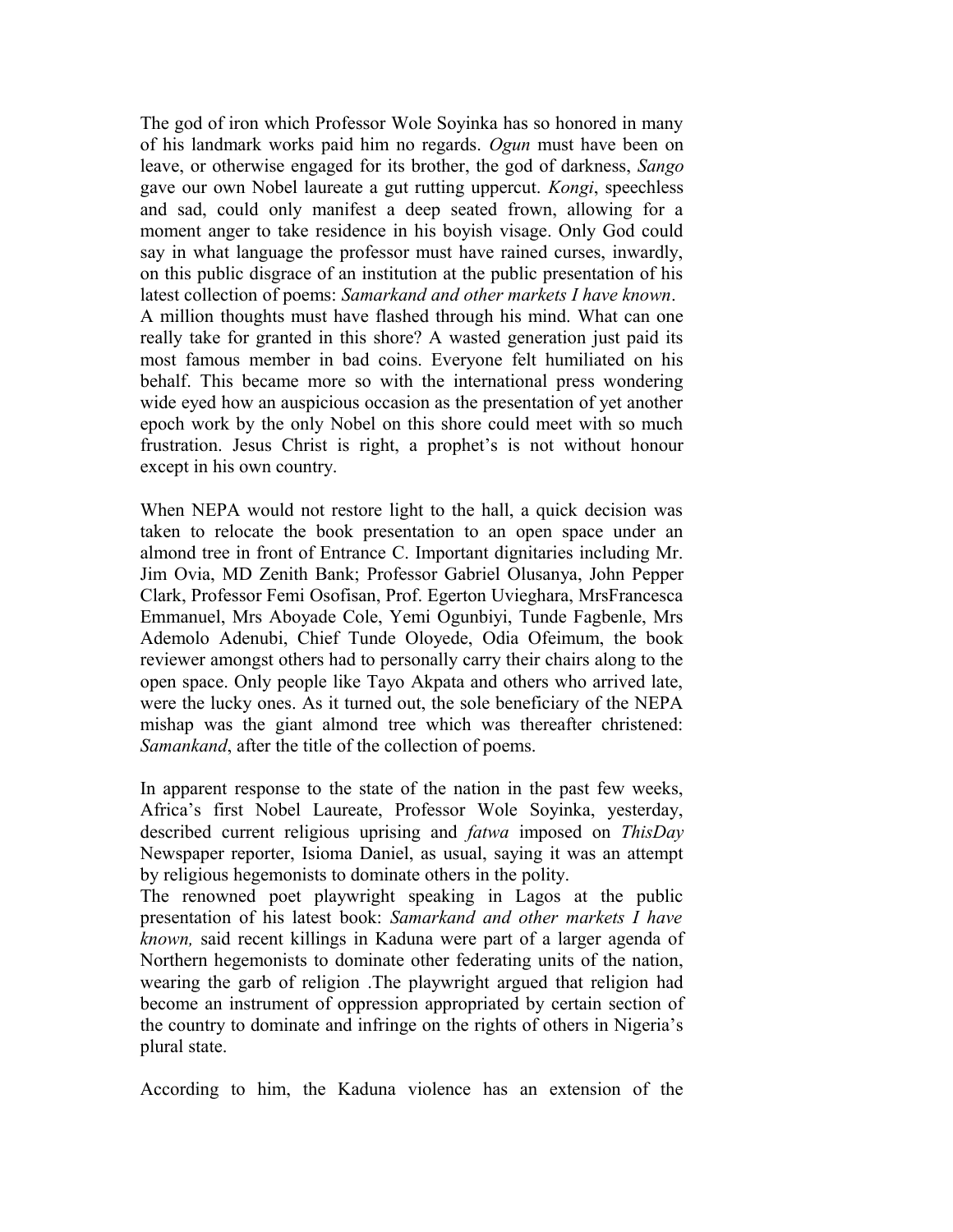The god of iron which Professor Wole Soyinka has so honored in many of his landmark works paid him no regards. *Ogun* must have been on leave, or otherwise engaged for its brother, the god of darkness, *Sango* gave our own Nobel laureate a gut rutting uppercut. *Kongi*, speechless and sad, could only manifest a deep seated frown, allowing for a moment anger to take residence in his boyish visage. Only God could say in what language the professor must have rained curses, inwardly, on this public disgrace of an institution at the public presentation of his latest collection of poems: *Samarkand and other markets I have known*. A million thoughts must have flashed through his mind. What can one really take for granted in this shore? A wasted generation just paid its most famous member in bad coins. Everyone felt humiliated on his behalf. This became more so with the international press wondering wide eyed how an auspicious occasion as the presentation of yet another epoch work by the only Nobel on this shore could meet with so much frustration. Jesus Christ is right, a prophet's is not without honour except in his own country.

When NEPA would not restore light to the hall, a quick decision was taken to relocate the book presentation to an open space under an almond tree in front of Entrance C. Important dignitaries including Mr. Jim Ovia, MD Zenith Bank; Professor Gabriel Olusanya, John Pepper Clark, Professor Femi Osofisan, Prof. Egerton Uvieghara, MrsFrancesca Emmanuel, Mrs Aboyade Cole, Yemi Ogunbiyi, Tunde Fagbenle, Mrs Ademolo Adenubi, Chief Tunde Oloyede, Odia Ofeimum, the book reviewer amongst others had to personally carry their chairs along to the open space. Only people like Tayo Akpata and others who arrived late, were the lucky ones. As it turned out, the sole beneficiary of the NEPA mishap was the giant almond tree which was thereafter christened: *Samankand*, after the title of the collection of poems.

In apparent response to the state of the nation in the past few weeks, Africa's first Nobel Laureate, Professor Wole Soyinka, yesterday, described current religious uprising and *fatwa* imposed on *ThisDay* Newspaper reporter, Isioma Daniel, as usual, saying it was an attempt by religious hegemonists to dominate others in the polity.

The renowned poet playwright speaking in Lagos at the public presentation of his latest book: *Samarkand and other markets I have known,* said recent killings in Kaduna were part of a larger agenda of Northern hegemonists to dominate other federating units of the nation, wearing the garb of religion .The playwright argued that religion had become an instrument of oppression appropriated by certain section of the country to dominate and infringe on the rights of others in Nigeria's plural state.

According to him, the Kaduna violence has an extension of the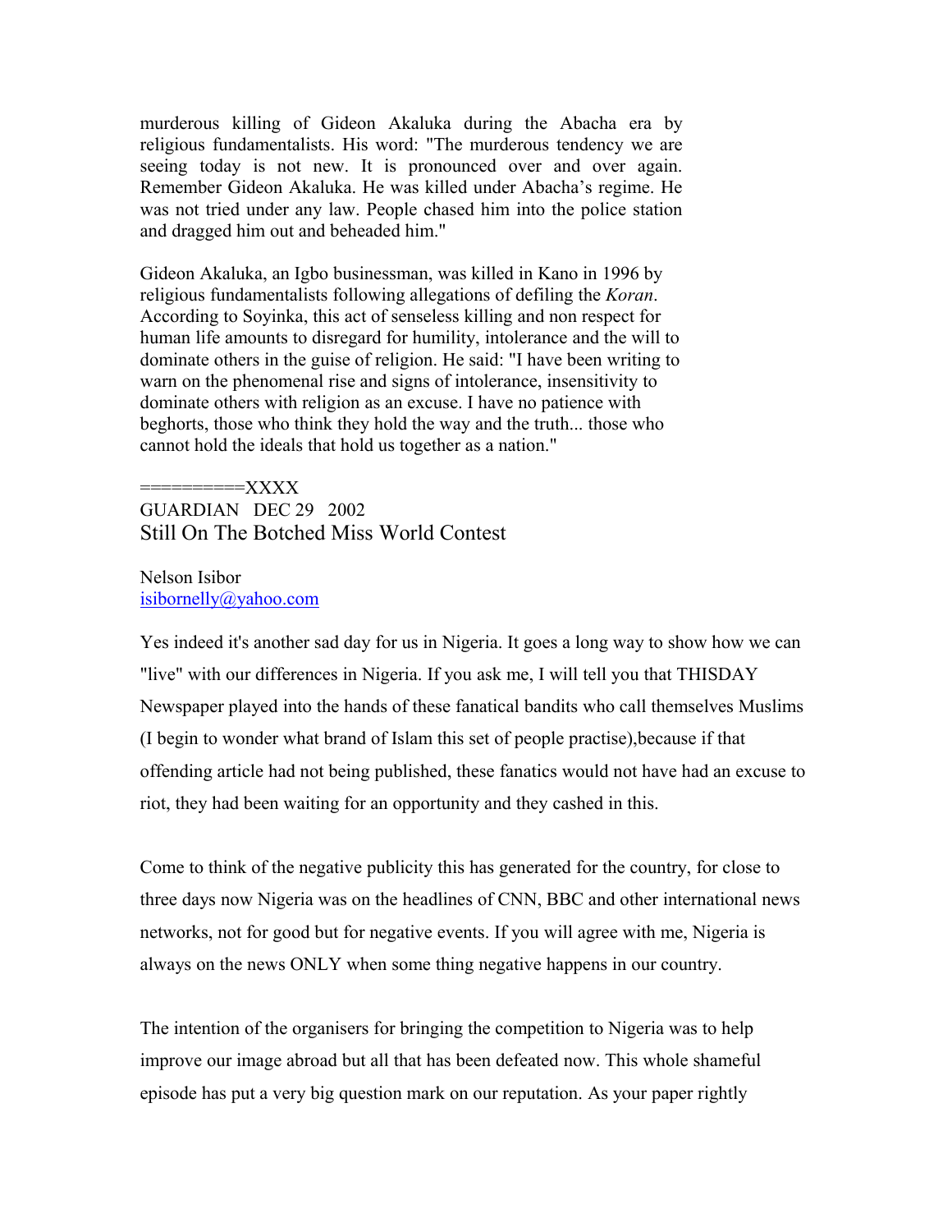murderous killing of Gideon Akaluka during the Abacha era by religious fundamentalists. His word: "The murderous tendency we are seeing today is not new. It is pronounced over and over again. Remember Gideon Akaluka. He was killed under Abacha's regime. He was not tried under any law. People chased him into the police station and dragged him out and beheaded him."

Gideon Akaluka, an Igbo businessman, was killed in Kano in 1996 by religious fundamentalists following allegations of defiling the *Koran*. According to Soyinka, this act of senseless killing and non respect for human life amounts to disregard for humility, intolerance and the will to dominate others in the guise of religion. He said: "I have been writing to warn on the phenomenal rise and signs of intolerance, insensitivity to dominate others with religion as an excuse. I have no patience with beghorts, those who think they hold the way and the truth... those who cannot hold the ideals that hold us together as a nation."

==========XXXX

GUARDIAN DEC 29 2002

## Still On The Botched Miss World Contest

Nelson Isibor
isibornelly@yahoo.com

Yes indeed it's another sad day for us in Nigeria. It goes a long way to show how we can "live" with our differences in Nigeria. If you ask me, I will tell you that THISDAY Newspaper played into the hands of these fanatical bandits who call themselves Muslims (I begin to wonder what brand of Islam this set of people practise),because if that offending article had not being published, these fanatics would not have had an excuse to riot, they had been waiting for an opportunity and they cashed in this.

Come to think of the negative publicity this has generated for the country, for close to three days now Nigeria was on the headlines of CNN, BBC and other international news networks, not for good but for negative events. If you will agree with me, Nigeria is always on the news ONLY when some thing negative happens in our country.

The intention of the organisers for bringing the competition to Nigeria was to help improve our image abroad but all that has been defeated now. This whole shameful episode has put a very big question mark on our reputation. As your paper rightly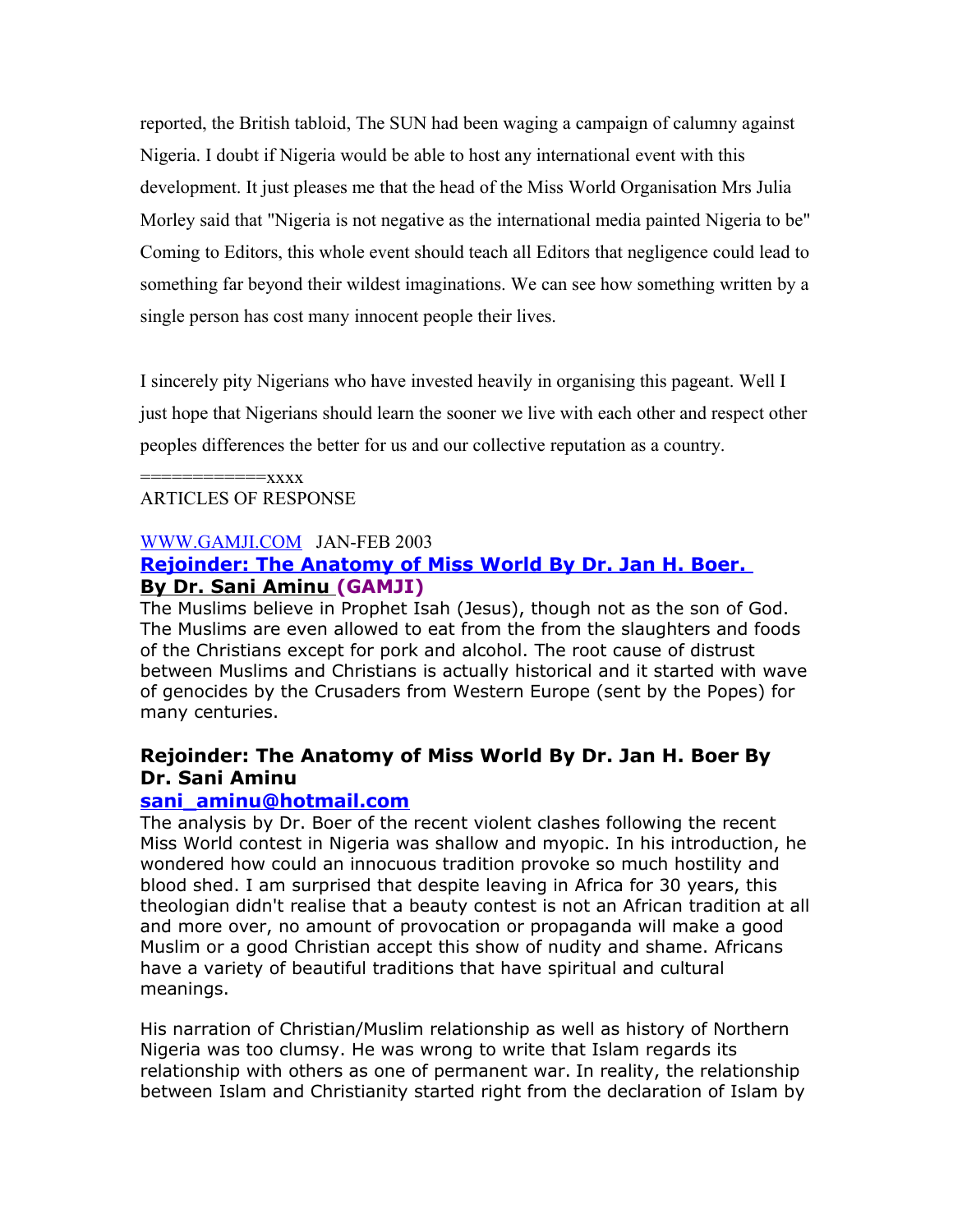reported, the British tabloid, The SUN had been waging a campaign of calumny against Nigeria. I doubt if Nigeria would be able to host any international event with this development. It just pleases me that the head of the Miss World Organisation Mrs Julia Morley said that "Nigeria is not negative as the international media painted Nigeria to be" Coming to Editors, this whole event should teach all Editors that negligence could lead to something far beyond their wildest imaginations. We can see how something written by a single person has cost many innocent people their lives.

I sincerely pity Nigerians who have invested heavily in organising this pageant. Well I just hope that Nigerians should learn the sooner we live with each other and respect other peoples differences the better for us and our collective reputation as a country.

============xxxx

ARTICLES OF RESPONSE

WWW.GAMJI.COM JAN-FEB 2003

**Rejoinder: The Anatomy of Miss World By Dr. Jan H. Boer.**
**By Dr. Sani Aminu (GAMJI)**

The Muslims believe in Prophet Isah (Jesus), though not as the son of God. The Muslims are even allowed to eat from the from the slaughters and foods of the Christians except for pork and alcohol. The root cause of distrust between Muslims and Christians is actually historical and it started with wave of genocides by the Crusaders from Western Europe (sent by the Popes) for many centuries.

### Rejoinder: The Anatomy of Miss World By Dr. Jan H. Boer By Dr. Sani Aminu

**sani_aminu@hotmail.com**

The analysis by Dr. Boer of the recent violent clashes following the recent Miss World contest in Nigeria was shallow and myopic. In his introduction, he wondered how could an innocuous tradition provoke so much hostility and blood shed. I am surprised that despite leaving in Africa for 30 years, this theologian didn't realise that a beauty contest is not an African tradition at all and more over, no amount of provocation or propaganda will make a good Muslim or a good Christian accept this show of nudity and shame. Africans have a variety of beautiful traditions that have spiritual and cultural meanings.

His narration of Christian/Muslim relationship as well as history of Northern Nigeria was too clumsy. He was wrong to write that Islam regards its relationship with others as one of permanent war. In reality, the relationship between Islam and Christianity started right from the declaration of Islam by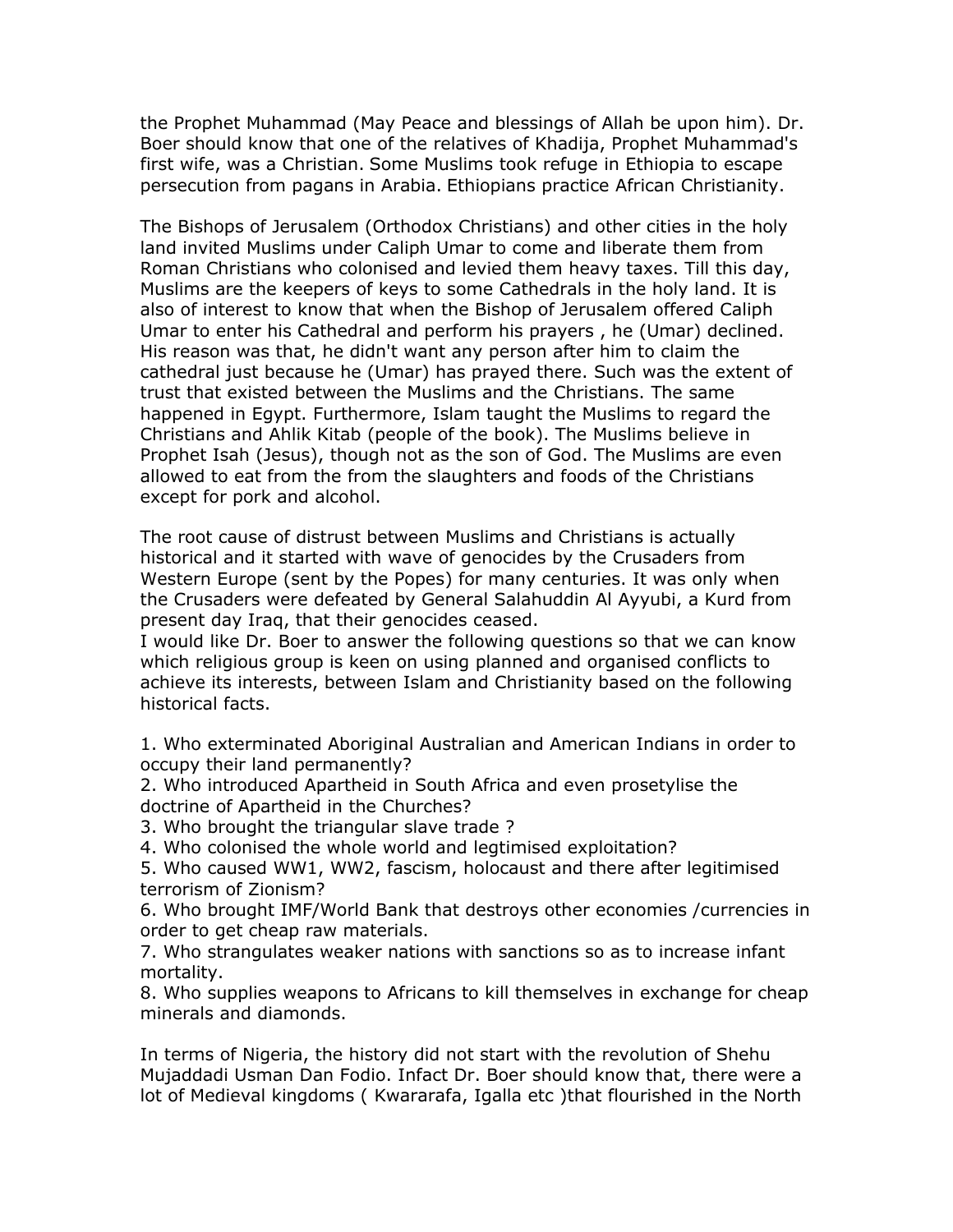the Prophet Muhammad (May Peace and blessings of Allah be upon him). Dr. Boer should know that one of the relatives of Khadija, Prophet Muhammad's first wife, was a Christian. Some Muslims took refuge in Ethiopia to escape persecution from pagans in Arabia. Ethiopians practice African Christianity.

The Bishops of Jerusalem (Orthodox Christians) and other cities in the holy land invited Muslims under Caliph Umar to come and liberate them from Roman Christians who colonised and levied them heavy taxes. Till this day, Muslims are the keepers of keys to some Cathedrals in the holy land. It is also of interest to know that when the Bishop of Jerusalem offered Caliph Umar to enter his Cathedral and perform his prayers , he (Umar) declined. His reason was that, he didn't want any person after him to claim the cathedral just because he (Umar) has prayed there. Such was the extent of trust that existed between the Muslims and the Christians. The same happened in Egypt. Furthermore, Islam taught the Muslims to regard the Christians and Ahlik Kitab (people of the book). The Muslims believe in Prophet Isah (Jesus), though not as the son of God. The Muslims are even allowed to eat from the from the slaughters and foods of the Christians except for pork and alcohol.

The root cause of distrust between Muslims and Christians is actually historical and it started with wave of genocides by the Crusaders from Western Europe (sent by the Popes) for many centuries. It was only when the Crusaders were defeated by General Salahuddin Al Ayyubi, a Kurd from present day Iraq, that their genocides ceased.
I would like Dr. Boer to answer the following questions so that we can know which religious group is keen on using planned and organised conflicts to achieve its interests, between Islam and Christianity based on the following historical facts.

1. Who exterminated Aboriginal Australian and American Indians in order to occupy their land permanently?
2. Who introduced Apartheid in South Africa and even prosetylise the doctrine of Apartheid in the Churches?
3. Who brought the triangular slave trade ?
4. Who colonised the whole world and legtimised exploitation?
5. Who caused WW1, WW2, fascism, holocaust and there after legitimised terrorism of Zionism?
6. Who brought IMF/World Bank that destroys other economies /currencies in order to get cheap raw materials.
7. Who strangulates weaker nations with sanctions so as to increase infant mortality.
8. Who supplies weapons to Africans to kill themselves in exchange for cheap minerals and diamonds.

In terms of Nigeria, the history did not start with the revolution of Shehu Mujaddadi Usman Dan Fodio. Infact Dr. Boer should know that, there were a lot of Medieval kingdoms ( Kwararafa, Igalla etc )that flourished in the North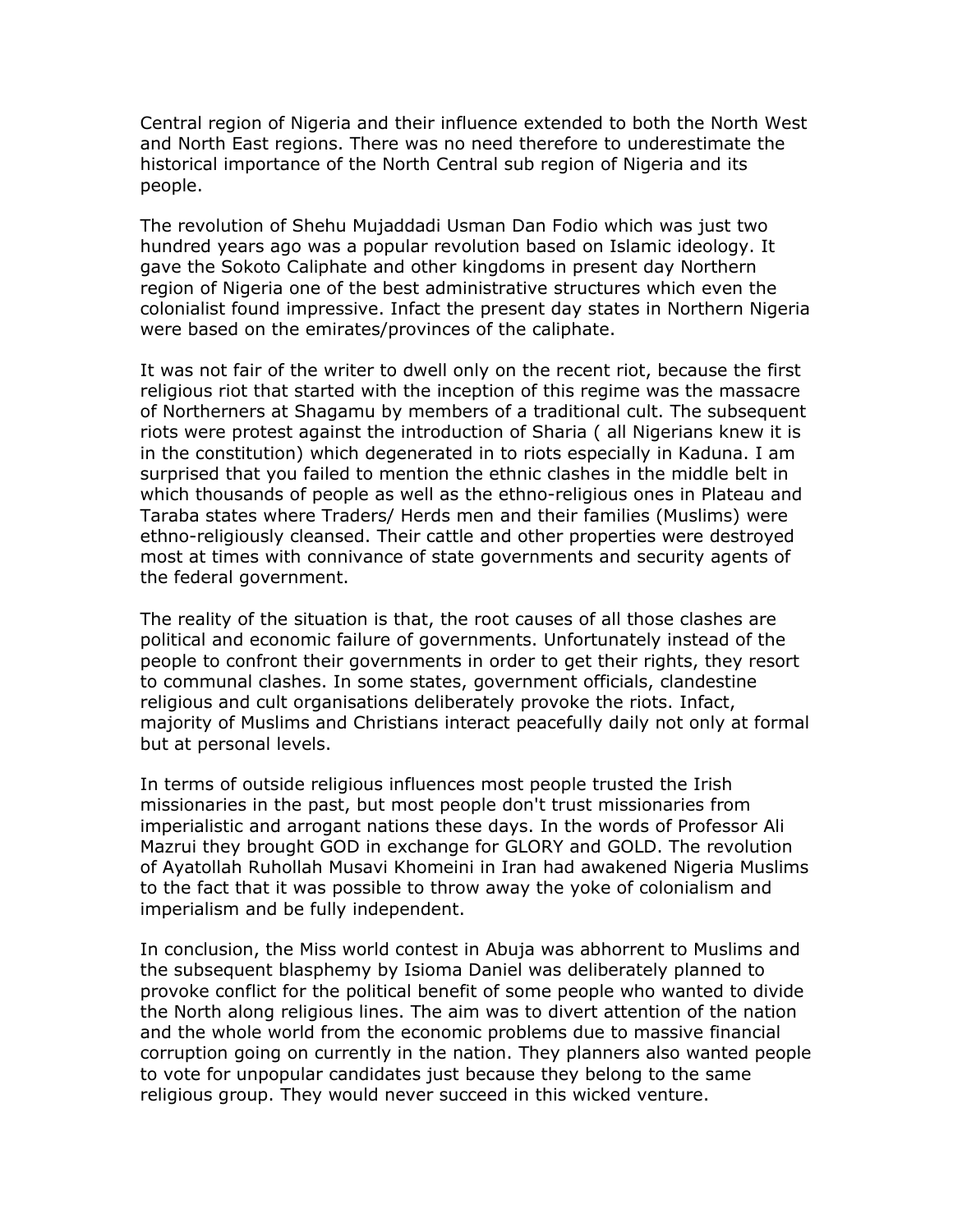Central region of Nigeria and their influence extended to both the North West and North East regions. There was no need therefore to underestimate the historical importance of the North Central sub region of Nigeria and its people.

The revolution of Shehu Mujaddadi Usman Dan Fodio which was just two hundred years ago was a popular revolution based on Islamic ideology. It gave the Sokoto Caliphate and other kingdoms in present day Northern region of Nigeria one of the best administrative structures which even the colonialist found impressive. Infact the present day states in Northern Nigeria were based on the emirates/provinces of the caliphate.

It was not fair of the writer to dwell only on the recent riot, because the first religious riot that started with the inception of this regime was the massacre of Northerners at Shagamu by members of a traditional cult. The subsequent riots were protest against the introduction of Sharia ( all Nigerians knew it is in the constitution) which degenerated in to riots especially in Kaduna. I am surprised that you failed to mention the ethnic clashes in the middle belt in which thousands of people as well as the ethno-religious ones in Plateau and Taraba states where Traders/ Herds men and their families (Muslims) were ethno-religiously cleansed. Their cattle and other properties were destroyed most at times with connivance of state governments and security agents of the federal government.

The reality of the situation is that, the root causes of all those clashes are political and economic failure of governments. Unfortunately instead of the people to confront their governments in order to get their rights, they resort to communal clashes. In some states, government officials, clandestine religious and cult organisations deliberately provoke the riots. Infact, majority of Muslims and Christians interact peacefully daily not only at formal but at personal levels.

In terms of outside religious influences most people trusted the Irish missionaries in the past, but most people don't trust missionaries from imperialistic and arrogant nations these days. In the words of Professor Ali Mazrui they brought GOD in exchange for GLORY and GOLD. The revolution of Ayatollah Ruhollah Musavi Khomeini in Iran had awakened Nigeria Muslims to the fact that it was possible to throw away the yoke of colonialism and imperialism and be fully independent.

In conclusion, the Miss world contest in Abuja was abhorrent to Muslims and the subsequent blasphemy by Isioma Daniel was deliberately planned to provoke conflict for the political benefit of some people who wanted to divide the North along religious lines. The aim was to divert attention of the nation and the whole world from the economic problems due to massive financial corruption going on currently in the nation. They planners also wanted people to vote for unpopular candidates just because they belong to the same religious group. They would never succeed in this wicked venture.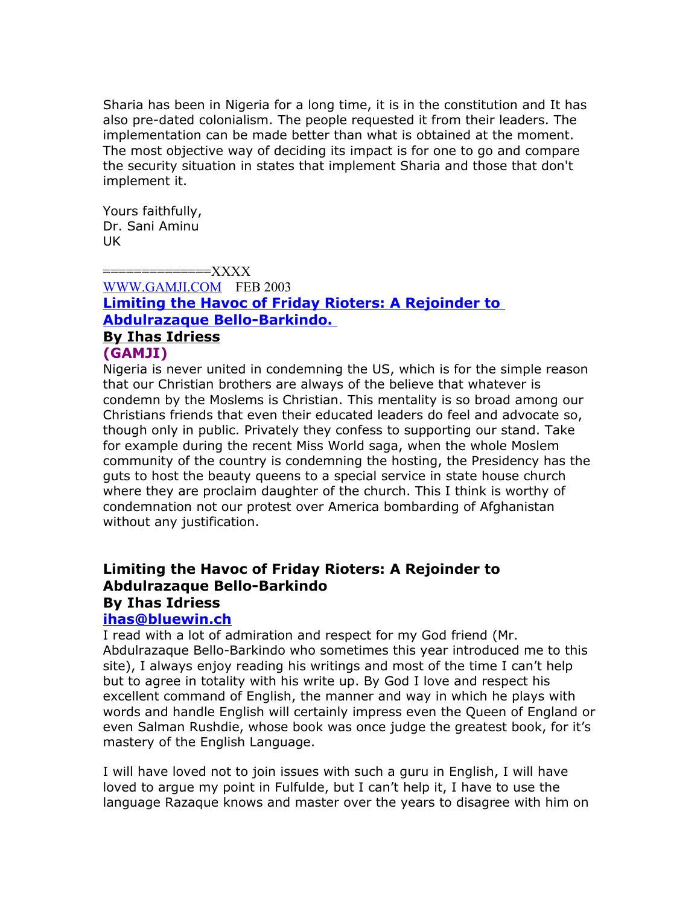Sharia has been in Nigeria for a long time, it is in the constitution and It has also pre-dated colonialism. The people requested it from their leaders. The implementation can be made better than what is obtained at the moment. The most objective way of deciding its impact is for one to go and compare the security situation in states that implement Sharia and those that don't implement it.

Yours faithfully,
Dr. Sani Aminu
UK

=============XXXX

WWW.GAMJI.COM FEB 2003

**Limiting the Havoc of Friday Rioters: A Rejoinder to Abdulrazaque Bello-Barkindo.**

**By Ihas Idriess**

**(GAMJI)**

Nigeria is never united in condemning the US, which is for the simple reason that our Christian brothers are always of the believe that whatever is condemn by the Moslems is Christian. This mentality is so broad among our Christians friends that even their educated leaders do feel and advocate so, though only in public. Privately they confess to supporting our stand. Take for example during the recent Miss World saga, when the whole Moslem community of the country is condemning the hosting, the Presidency has the guts to host the beauty queens to a special service in state house church where they are proclaim daughter of the church. This I think is worthy of condemnation not our protest over America bombarding of Afghanistan without any justification.

## Limiting the Havoc of Friday Rioters: A Rejoinder to Abdulrazaque Bello-Barkindo

**By Ihas Idriess**

**ihas@bluewin.ch**

I read with a lot of admiration and respect for my God friend (Mr. Abdulrazaque Bello-Barkindo who sometimes this year introduced me to this site), I always enjoy reading his writings and most of the time I can't help but to agree in totality with his write up. By God I love and respect his excellent command of English, the manner and way in which he plays with words and handle English will certainly impress even the Queen of England or even Salman Rushdie, whose book was once judge the greatest book, for it's mastery of the English Language.

I will have loved not to join issues with such a guru in English, I will have loved to argue my point in Fulfulde, but I can't help it, I have to use the language Razaque knows and master over the years to disagree with him on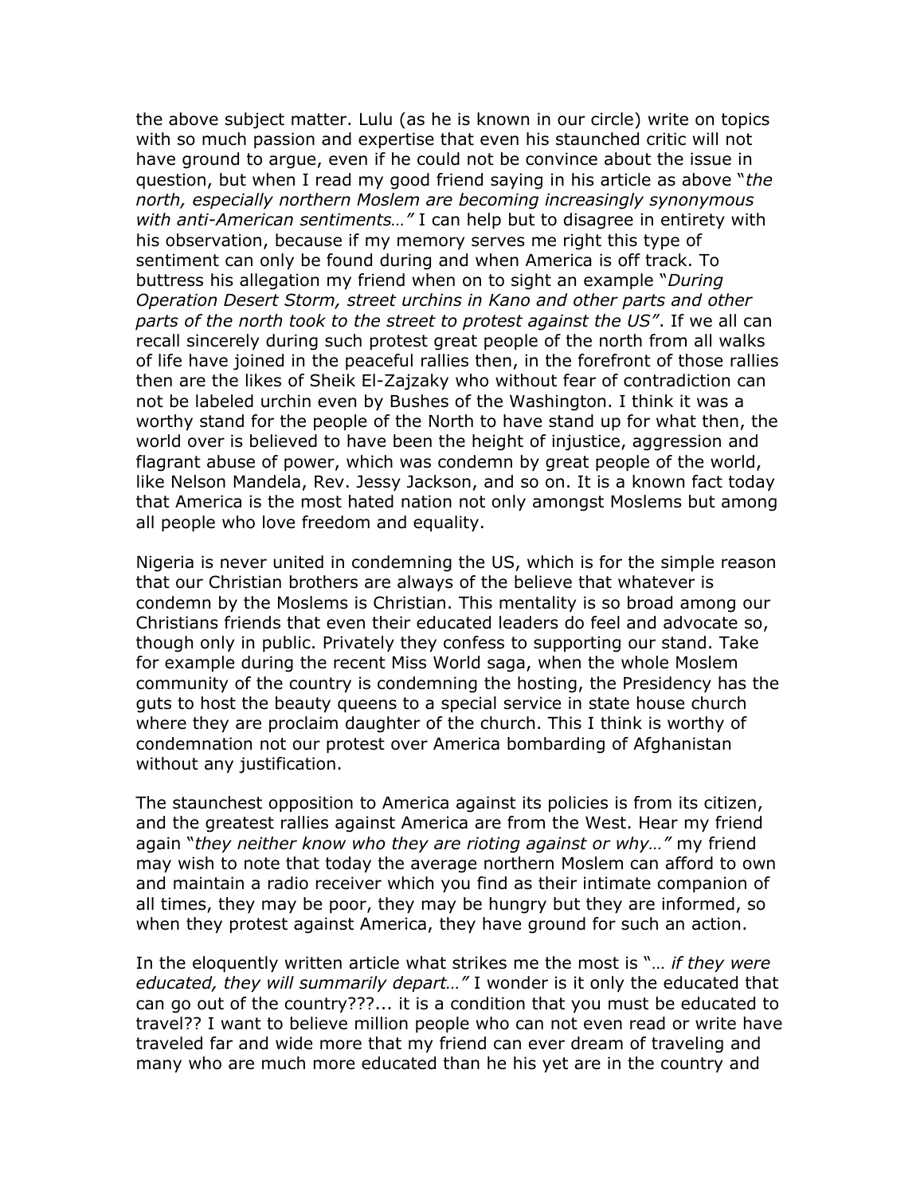the above subject matter. Lulu (as he is known in our circle) write on topics with so much passion and expertise that even his staunched critic will not have ground to argue, even if he could not be convince about the issue in question, but when I read my good friend saying in his article as above "*the north, especially northern Moslem are becoming increasingly synonymous with anti-American sentiments…"* I can help but to disagree in entirety with his observation, because if my memory serves me right this type of sentiment can only be found during and when America is off track. To buttress his allegation my friend when on to sight an example "*During Operation Desert Storm, street urchins in Kano and other parts and other parts of the north took to the street to protest against the US"*. If we all can recall sincerely during such protest great people of the north from all walks of life have joined in the peaceful rallies then, in the forefront of those rallies then are the likes of Sheik El-Zajzaky who without fear of contradiction can not be labeled urchin even by Bushes of the Washington. I think it was a worthy stand for the people of the North to have stand up for what then, the world over is believed to have been the height of injustice, aggression and flagrant abuse of power, which was condemn by great people of the world, like Nelson Mandela, Rev. Jessy Jackson, and so on. It is a known fact today that America is the most hated nation not only amongst Moslems but among all people who love freedom and equality.

Nigeria is never united in condemning the US, which is for the simple reason that our Christian brothers are always of the believe that whatever is condemn by the Moslems is Christian. This mentality is so broad among our Christians friends that even their educated leaders do feel and advocate so, though only in public. Privately they confess to supporting our stand. Take for example during the recent Miss World saga, when the whole Moslem community of the country is condemning the hosting, the Presidency has the guts to host the beauty queens to a special service in state house church where they are proclaim daughter of the church. This I think is worthy of condemnation not our protest over America bombarding of Afghanistan without any justification.

The staunchest opposition to America against its policies is from its citizen, and the greatest rallies against America are from the West. Hear my friend again "*they neither know who they are rioting against or why…"* my friend may wish to note that today the average northern Moslem can afford to own and maintain a radio receiver which you find as their intimate companion of all times, they may be poor, they may be hungry but they are informed, so when they protest against America, they have ground for such an action.

In the eloquently written article what strikes me the most is "… *if they were educated, they will summarily depart…"* I wonder is it only the educated that can go out of the country???... it is a condition that you must be educated to travel?? I want to believe million people who can not even read or write have traveled far and wide more that my friend can ever dream of traveling and many who are much more educated than he his yet are in the country and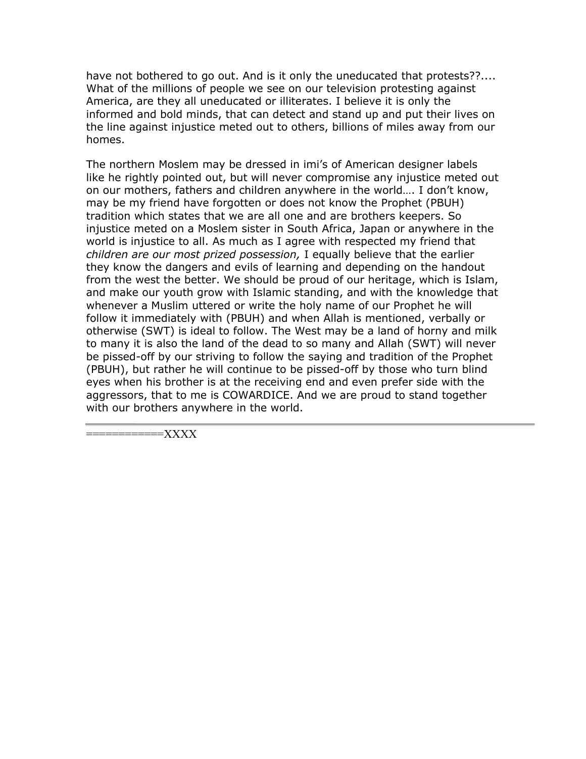have not bothered to go out. And is it only the uneducated that protests??.... What of the millions of people we see on our television protesting against America, are they all uneducated or illiterates. I believe it is only the informed and bold minds, that can detect and stand up and put their lives on the line against injustice meted out to others, billions of miles away from our homes.

The northern Moslem may be dressed in imi's of American designer labels like he rightly pointed out, but will never compromise any injustice meted out on our mothers, fathers and children anywhere in the world.... I don't know, may be my friend have forgotten or does not know the Prophet (PBUH) tradition which states that we are all one and are brothers keepers. So injustice meted on a Moslem sister in South Africa, Japan or anywhere in the world is injustice to all. As much as I agree with respected my friend that *children are our most prized possession,* I equally believe that the earlier they know the dangers and evils of learning and depending on the handout from the west the better. We should be proud of our heritage, which is Islam, and make our youth grow with Islamic standing, and with the knowledge that whenever a Muslim uttered or write the holy name of our Prophet he will follow it immediately with (PBUH) and when Allah is mentioned, verbally or otherwise (SWT) is ideal to follow. The West may be a land of horny and milk to many it is also the land of the dead to so many and Allah (SWT) will never be pissed-off by our striving to follow the saying and tradition of the Prophet (PBUH), but rather he will continue to be pissed-off by those who turn blind eyes when his brother is at the receiving end and even prefer side with the aggressors, that to me is COWARDICE. And we are proud to stand together with our brothers anywhere in the world.

---

===========XXXX